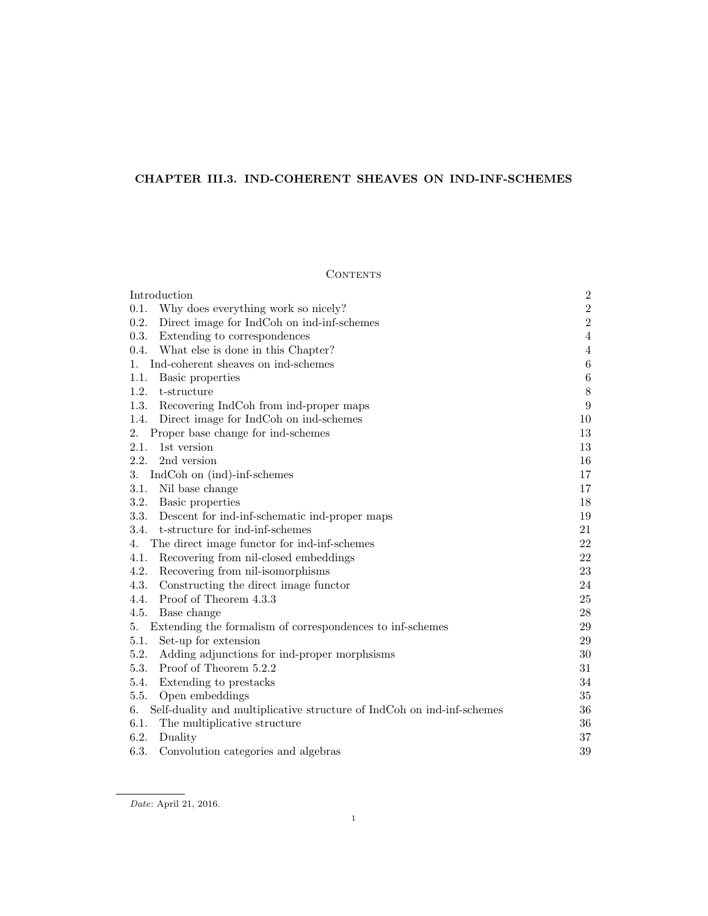# CHAPTER III.3. IND-COHERENT SHEAVES ON IND-INF-SCHEMES

## Contents

| | |
|---|---|
| Introduction | 2 |
| 0.1. Why does everything work so nicely? | 2 |
| 0.2. Direct image for IndCoh on ind-inf-schemes | 2 |
| 0.3. Extending to correspondences | 4 |
| 0.4. What else is done in this Chapter? | 4 |
| 1. Ind-coherent sheaves on ind-schemes | 6 |
| 1.1. Basic properties | 6 |
| 1.2. t-structure | 8 |
| 1.3. Recovering IndCoh from ind-proper maps | 9 |
| 1.4. Direct image for IndCoh on ind-schemes | 10 |
| 2. Proper base change for ind-schemes | 13 |
| 2.1. 1st version | 13 |
| 2.2. 2nd version | 16 |
| 3. IndCoh on (ind)-inf-schemes | 17 |
| 3.1. Nil base change | 17 |
| 3.2. Basic properties | 18 |
| 3.3. Descent for ind-inf-schematic ind-proper maps | 19 |
| 3.4. t-structure for ind-inf-schemes | 21 |
| 4. The direct image functor for ind-inf-schemes | 22 |
| 4.1. Recovering from nil-closed embeddings | 22 |
| 4.2. Recovering from nil-isomorphisms | 23 |
| 4.3. Constructing the direct image functor | 24 |
| 4.4. Proof of Theorem 4.3.3 | 25 |
| 4.5. Base change | 28 |
| 5. Extending the formalism of correspondences to inf-schemes | 29 |
| 5.1. Set-up for extension | 29 |
| 5.2. Adding adjunctions for ind-proper morphsisms | 30 |
| 5.3. Proof of Theorem 5.2.2 | 31 |
| 5.4. Extending to prestacks | 34 |
| 5.5. Open embeddings | 35 |
| 6. Self-duality and multiplicative structure of IndCoh on ind-inf-schemes | 36 |
| 6.1. The multiplicative structure | 36 |
| 6.2. Duality | 37 |
| 6.3. Convolution categories and algebras | 39 |

*Date*: April 21, 2016.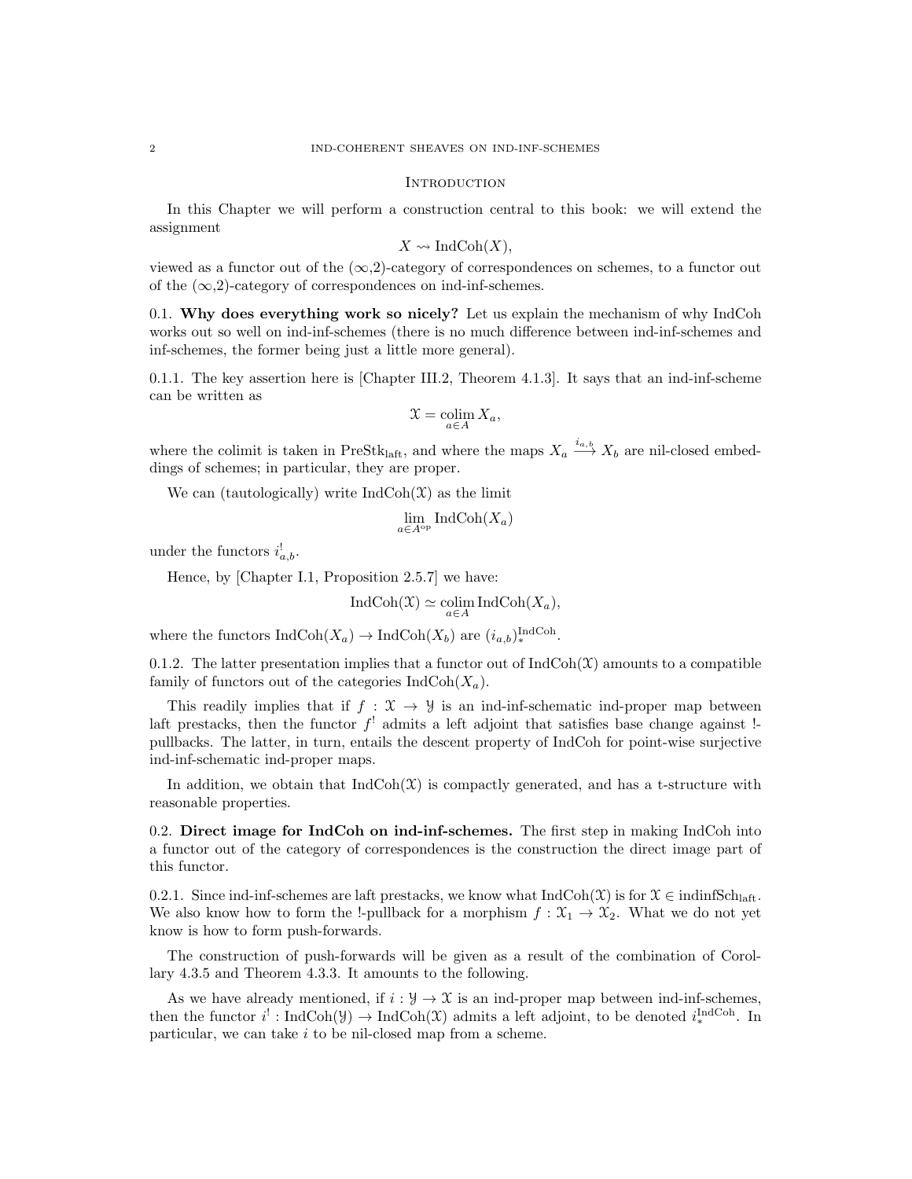## Introduction

In this Chapter we will perform a construction central to this book: we will extend the assignment

$$X \rightsquigarrow \mathrm{IndCoh}(X),$$

viewed as a functor out of the $(\infty,2)$-category of correspondences on schemes, to a functor out of the $(\infty,2)$-category of correspondences on ind-inf-schemes.

0.1. **Why does everything work so nicely?** Let us explain the mechanism of why IndCoh works out so well on ind-inf-schemes (there is no much difference between ind-inf-schemes and inf-schemes, the former being just a little more general).

0.1.1. The key assertion here is [Chapter III.2, Theorem 4.1.3]. It says that an ind-inf-scheme can be written as

$$\mathcal{X} = \underset{a \in A}{\mathrm{colim}}\, X_a,$$

where the colimit is taken in $\mathrm{PreStk}_{\mathrm{laft}}$, and where the maps $X_a \xrightarrow{i_{a,b}} X_b$ are nil-closed embeddings of schemes; in particular, they are proper.

We can (tautologically) write $\mathrm{IndCoh}(\mathcal{X})$ as the limit

$$\underset{a \in A^{\mathrm{op}}}{\lim}\, \mathrm{IndCoh}(X_a)$$

under the functors $i^!_{a,b}$.

Hence, by [Chapter I.1, Proposition 2.5.7] we have:

$$\mathrm{IndCoh}(\mathcal{X}) \simeq \underset{a \in A}{\mathrm{colim}}\, \mathrm{IndCoh}(X_a),$$

where the functors $\mathrm{IndCoh}(X_a) \to \mathrm{IndCoh}(X_b)$ are $(i_{a,b})^{\mathrm{IndCoh}}_*$.

0.1.2. The latter presentation implies that a functor out of $\mathrm{IndCoh}(\mathcal{X})$ amounts to a compatible family of functors out of the categories $\mathrm{IndCoh}(X_a)$.

This readily implies that if $f : \mathcal{X} \to \mathcal{Y}$ is an ind-inf-schematic ind-proper map between laft prestacks, then the functor $f^!$ admits a left adjoint that satisfies base change against !-pullbacks. The latter, in turn, entails the descent property of IndCoh for point-wise surjective ind-inf-schematic ind-proper maps.

In addition, we obtain that $\mathrm{IndCoh}(\mathcal{X})$ is compactly generated, and has a t-structure with reasonable properties.

0.2. **Direct image for IndCoh on ind-inf-schemes.** The first step in making IndCoh into a functor out of the category of correspondences is the construction the direct image part of this functor.

0.2.1. Since ind-inf-schemes are laft prestacks, we know what $\mathrm{IndCoh}(\mathcal{X})$ is for $\mathcal{X} \in \mathrm{indinfSch}_{\mathrm{laft}}$. We also know how to form the !-pullback for a morphism $f : \mathcal{X}_1 \to \mathcal{X}_2$. What we do not yet know is how to form push-forwards.

The construction of push-forwards will be given as a result of the combination of Corollary 4.3.5 and Theorem 4.3.3. It amounts to the following.

As we have already mentioned, if $i : \mathcal{Y} \to \mathcal{X}$ is an ind-proper map between ind-inf-schemes, then the functor $i^! : \mathrm{IndCoh}(\mathcal{Y}) \to \mathrm{IndCoh}(\mathcal{X})$ admits a left adjoint, to be denoted $i^{\mathrm{IndCoh}}_*$. In particular, we can take $i$ to be nil-closed map from a scheme.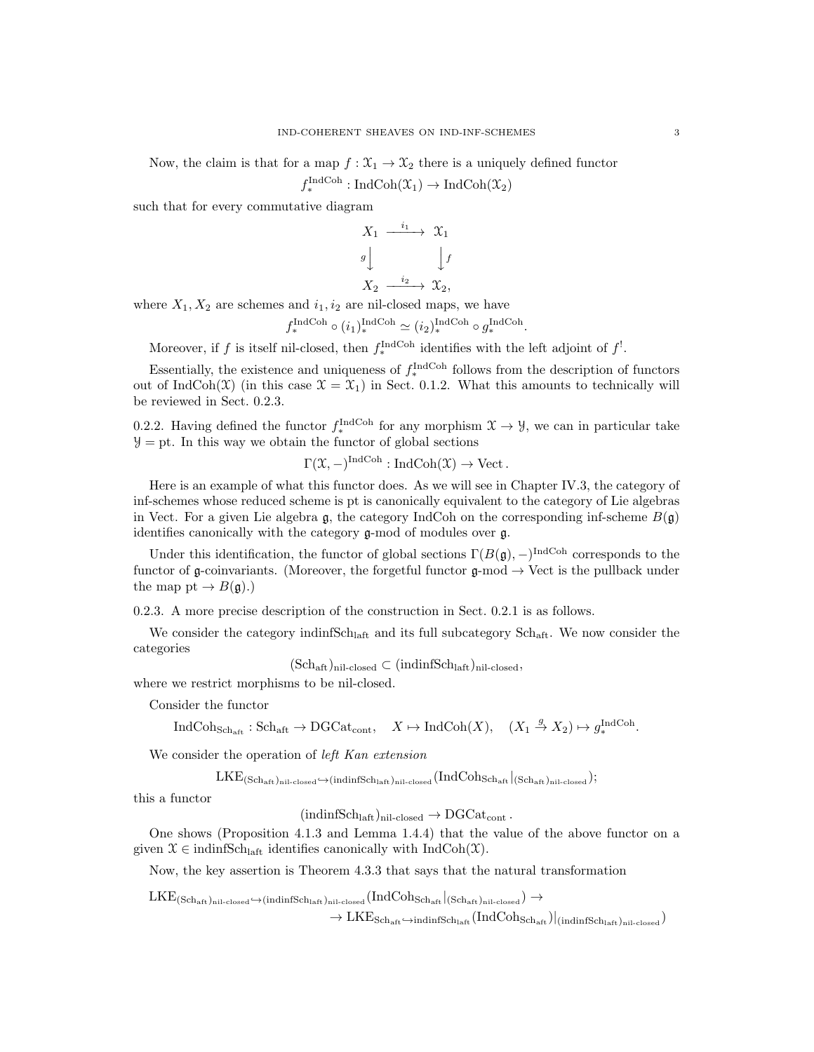Now, the claim is that for a map $f : \mathcal{X}_1 \to \mathcal{X}_2$ there is a uniquely defined functor

$$f_*^{\mathrm{IndCoh}} : \mathrm{IndCoh}(\mathcal{X}_1) \to \mathrm{IndCoh}(\mathcal{X}_2)$$

such that for every commutative diagram

$$\begin{array}{ccc} X_1 & \xrightarrow{i_1} & \mathcal{X}_1 \\ {\scriptstyle g}\downarrow & & \downarrow{\scriptstyle f} \\ X_2 & \xrightarrow{i_2} & \mathcal{X}_2, \end{array}$$

where $X_1, X_2$ are schemes and $i_1, i_2$ are nil-closed maps, we have

$$f_*^{\mathrm{IndCoh}} \circ (i_1)_*^{\mathrm{IndCoh}} \simeq (i_2)_*^{\mathrm{IndCoh}} \circ g_*^{\mathrm{IndCoh}}.$$

Moreover, if $f$ is itself nil-closed, then $f_*^{\mathrm{IndCoh}}$ identifies with the left adjoint of $f^!$.

Essentially, the existence and uniqueness of $f_*^{\mathrm{IndCoh}}$ follows from the description of functors out of $\mathrm{IndCoh}(\mathcal{X})$ (in this case $\mathcal{X} = \mathcal{X}_1$) in Sect. 0.1.2. What this amounts to technically will be reviewed in Sect. 0.2.3.

0.2.2. Having defined the functor $f_*^{\mathrm{IndCoh}}$ for any morphism $\mathcal{X} \to \mathcal{Y}$, we can in particular take $\mathcal{Y} = \mathrm{pt}$. In this way we obtain the functor of global sections

$$\Gamma(\mathcal{X}, -)^{\mathrm{IndCoh}} : \mathrm{IndCoh}(\mathcal{X}) \to \mathrm{Vect}.$$

Here is an example of what this functor does. As we will see in Chapter IV.3, the category of inf-schemes whose reduced scheme is pt is canonically equivalent to the category of Lie algebras in Vect. For a given Lie algebra $\mathfrak{g}$, the category IndCoh on the corresponding inf-scheme $B(\mathfrak{g})$ identifies canonically with the category $\mathfrak{g}$-mod of modules over $\mathfrak{g}$.

Under this identification, the functor of global sections $\Gamma(B(\mathfrak{g}), -)^{\mathrm{IndCoh}}$ corresponds to the functor of $\mathfrak{g}$-coinvariants. (Moreover, the forgetful functor $\mathfrak{g}\text{-mod} \to \mathrm{Vect}$ is the pullback under the map $\mathrm{pt} \to B(\mathfrak{g})$.)

0.2.3. A more precise description of the construction in Sect. 0.2.1 is as follows.

We consider the category $\mathrm{indinfSch}_{\mathrm{laft}}$ and its full subcategory $\mathrm{Sch}_{\mathrm{aft}}$. We now consider the categories

$$(\mathrm{Sch}_{\mathrm{aft}})_{\text{nil-closed}} \subset (\mathrm{indinfSch}_{\mathrm{laft}})_{\text{nil-closed}},$$

where we restrict morphisms to be nil-closed.

Consider the functor

$$\mathrm{IndCoh}_{\mathrm{Sch}_{\mathrm{aft}}} : \mathrm{Sch}_{\mathrm{aft}} \to \mathrm{DGCat}_{\mathrm{cont}}, \quad X \mapsto \mathrm{IndCoh}(X), \quad (X_1 \xrightarrow{g} X_2) \mapsto g_*^{\mathrm{IndCoh}}.$$

We consider the operation of *left Kan extension*

$$\mathrm{LKE}_{(\mathrm{Sch}_{\mathrm{aft}})_{\text{nil-closed}} \hookrightarrow (\mathrm{indinfSch}_{\mathrm{laft}})_{\text{nil-closed}}}(\mathrm{IndCoh}_{\mathrm{Sch}_{\mathrm{aft}}}|_{(\mathrm{Sch}_{\mathrm{aft}})_{\text{nil-closed}}});$$

this a functor

$$(\mathrm{indinfSch}_{\mathrm{laft}})_{\text{nil-closed}} \to \mathrm{DGCat}_{\mathrm{cont}}.$$

One shows (Proposition 4.1.3 and Lemma 1.4.4) that the value of the above functor on a given $\mathcal{X} \in \mathrm{indinfSch}_{\mathrm{laft}}$ identifies canonically with $\mathrm{IndCoh}(\mathcal{X})$.

Now, the key assertion is Theorem 4.3.3 that says that the natural transformation

$$\mathrm{LKE}_{(\mathrm{Sch}_{\mathrm{aft}})_{\text{nil-closed}} \hookrightarrow (\mathrm{indinfSch}_{\mathrm{laft}})_{\text{nil-closed}}}(\mathrm{IndCoh}_{\mathrm{Sch}_{\mathrm{aft}}}|_{(\mathrm{Sch}_{\mathrm{aft}})_{\text{nil-closed}}}) \to$$
$$\to \mathrm{LKE}_{\mathrm{Sch}_{\mathrm{aft}} \hookrightarrow \mathrm{indinfSch}_{\mathrm{laft}}}(\mathrm{IndCoh}_{\mathrm{Sch}_{\mathrm{aft}}})|_{(\mathrm{indinfSch}_{\mathrm{laft}})_{\text{nil-closed}}})$$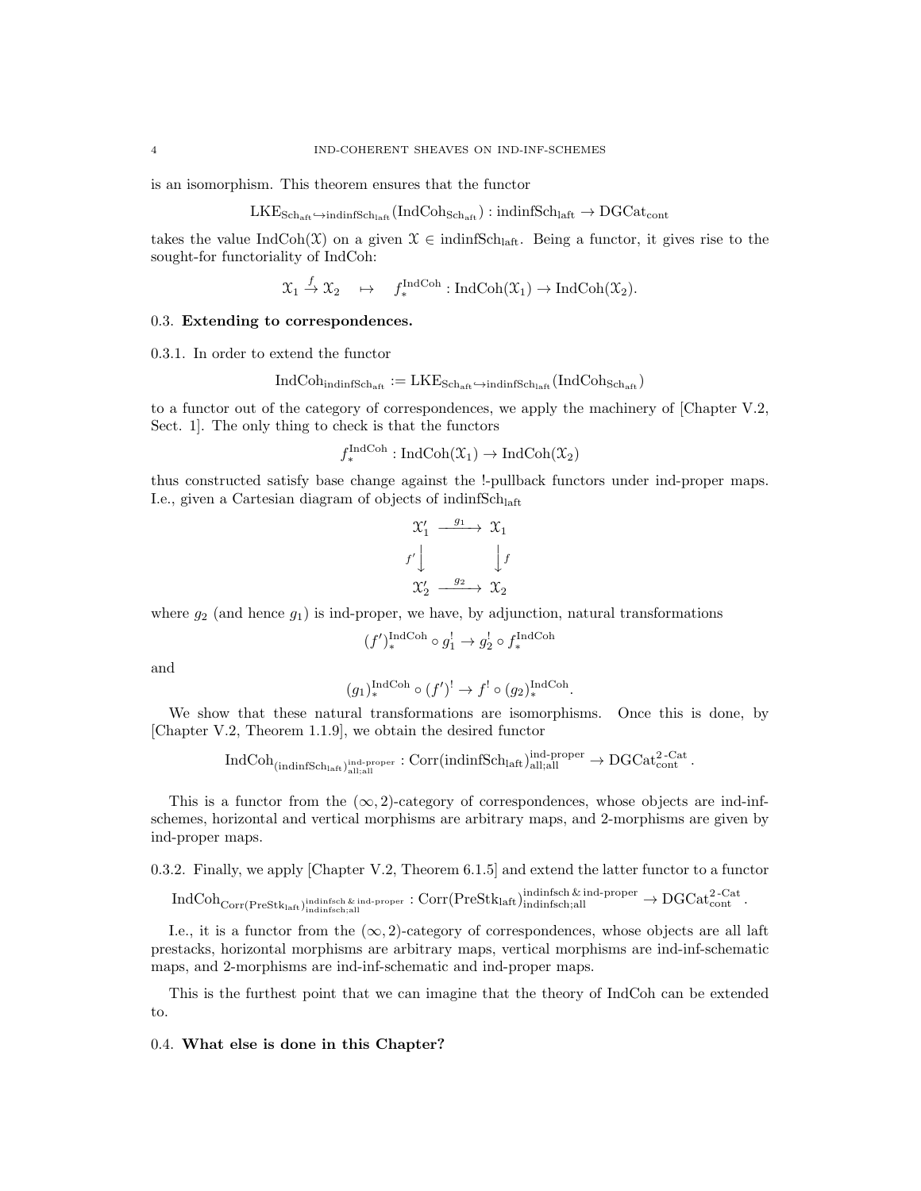is an isomorphism. This theorem ensures that the functor

$$\mathrm{LKE}_{\mathrm{Sch}_{\mathrm{aft}} \hookrightarrow \mathrm{indinfSch}_{\mathrm{laft}}}(\mathrm{IndCoh}_{\mathrm{Sch}_{\mathrm{aft}}}) : \mathrm{indinfSch}_{\mathrm{laft}} \to \mathrm{DGCat}_{\mathrm{cont}}$$

takes the value $\mathrm{IndCoh}(\mathcal{X})$ on a given $\mathcal{X} \in \mathrm{indinfSch}_{\mathrm{laft}}$. Being a functor, it gives rise to the sought-for functoriality of IndCoh:

$$\mathcal{X}_1 \xrightarrow{f} \mathcal{X}_2 \quad \mapsto \quad f_*^{\mathrm{IndCoh}} : \mathrm{IndCoh}(\mathcal{X}_1) \to \mathrm{IndCoh}(\mathcal{X}_2).$$

## 0.3. Extending to correspondences.

0.3.1. In order to extend the functor

$$\mathrm{IndCoh}_{\mathrm{indinfSch}_{\mathrm{aft}}} := \mathrm{LKE}_{\mathrm{Sch}_{\mathrm{aft}} \hookrightarrow \mathrm{indinfSch}_{\mathrm{laft}}}(\mathrm{IndCoh}_{\mathrm{Sch}_{\mathrm{aft}}})$$

to a functor out of the category of correspondences, we apply the machinery of [Chapter V.2, Sect. 1]. The only thing to check is that the functors

$$f_*^{\mathrm{IndCoh}} : \mathrm{IndCoh}(\mathcal{X}_1) \to \mathrm{IndCoh}(\mathcal{X}_2)$$

thus constructed satisfy base change against the !-pullback functors under ind-proper maps. I.e., given a Cartesian diagram of objects of $\mathrm{indinfSch}_{\mathrm{laft}}$

$$\begin{array}{ccc} \mathcal{X}_1' & \xrightarrow{g_1} & \mathcal{X}_1 \\ {\scriptstyle f'}\downarrow & & \downarrow{\scriptstyle f} \\ \mathcal{X}_2' & \xrightarrow{g_2} & \mathcal{X}_2 \end{array}$$

where $g_2$ (and hence $g_1$) is ind-proper, we have, by adjunction, natural transformations

$$(f')_*^{\mathrm{IndCoh}} \circ g_1^! \to g_2^! \circ f_*^{\mathrm{IndCoh}}$$

and

$$(g_1)_*^{\mathrm{IndCoh}} \circ (f')^! \to f^! \circ (g_2)_*^{\mathrm{IndCoh}}.$$

We show that these natural transformations are isomorphisms. Once this is done, by [Chapter V.2, Theorem 1.1.9], we obtain the desired functor

$$\mathrm{IndCoh}_{(\mathrm{indinfSch}_{\mathrm{laft}})^{\mathrm{ind\text{-}proper}}_{\mathrm{all;all}}} : \mathrm{Corr}(\mathrm{indinfSch}_{\mathrm{laft}})^{\mathrm{ind\text{-}proper}}_{\mathrm{all;all}} \to \mathrm{DGCat}^{2\text{-}\mathrm{Cat}}_{\mathrm{cont}}.$$

This is a functor from the $(\infty, 2)$-category of correspondences, whose objects are ind-inf-schemes, horizontal and vertical morphisms are arbitrary maps, and 2-morphisms are given by ind-proper maps.

0.3.2. Finally, we apply [Chapter V.2, Theorem 6.1.5] and extend the latter functor to a functor

$$\mathrm{IndCoh}_{\mathrm{Corr}(\mathrm{PreStk}_{\mathrm{laft}})^{\mathrm{indinfsch}\,\&\,\mathrm{ind\text{-}proper}}_{\mathrm{indinfsch;all}}} : \mathrm{Corr}(\mathrm{PreStk}_{\mathrm{laft}})^{\mathrm{indinfsch}\,\&\,\mathrm{ind\text{-}proper}}_{\mathrm{indinfsch;all}} \to \mathrm{DGCat}^{2\text{-}\mathrm{Cat}}_{\mathrm{cont}}.$$

I.e., it is a functor from the $(\infty, 2)$-category of correspondences, whose objects are all laft prestacks, horizontal morphisms are arbitrary maps, vertical morphisms are ind-inf-schematic maps, and 2-morphisms are ind-inf-schematic and ind-proper maps.

This is the furthest point that we can imagine that the theory of IndCoh can be extended to.

## 0.4. What else is done in this Chapter?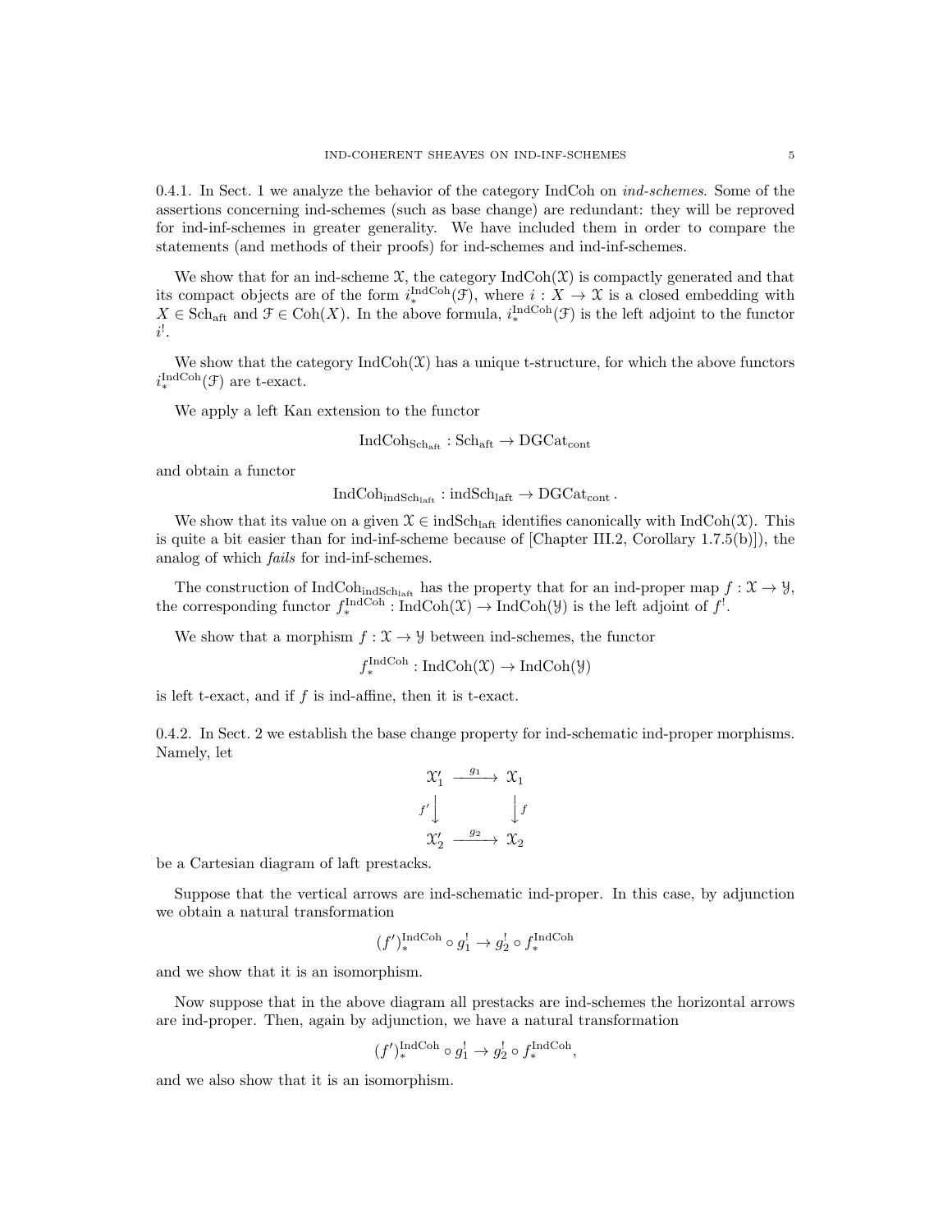0.4.1. In Sect. 1 we analyze the behavior of the category IndCoh on *ind-schemes*. Some of the assertions concerning ind-schemes (such as base change) are redundant: they will be reproved for ind-inf-schemes in greater generality. We have included them in order to compare the statements (and methods of their proofs) for ind-schemes and ind-inf-schemes.

We show that for an ind-scheme $\mathcal{X}$, the category $\mathrm{IndCoh}(\mathcal{X})$ is compactly generated and that its compact objects are of the form $i_*^{\mathrm{IndCoh}}(\mathcal{F})$, where $i : X \to \mathcal{X}$ is a closed embedding with $X \in \mathrm{Sch}_{\mathrm{aft}}$ and $\mathcal{F} \in \mathrm{Coh}(X)$. In the above formula, $i_*^{\mathrm{IndCoh}}(\mathcal{F})$ is the left adjoint to the functor $i^!$.

We show that the category $\mathrm{IndCoh}(\mathcal{X})$ has a unique t-structure, for which the above functors $i_*^{\mathrm{IndCoh}}(\mathcal{F})$ are t-exact.

We apply a left Kan extension to the functor

$$\mathrm{IndCoh}_{\mathrm{Sch}_{\mathrm{aft}}} : \mathrm{Sch}_{\mathrm{aft}} \to \mathrm{DGCat}_{\mathrm{cont}}$$

and obtain a functor

$$\mathrm{IndCoh}_{\mathrm{indSch}_{\mathrm{laft}}} : \mathrm{indSch}_{\mathrm{laft}} \to \mathrm{DGCat}_{\mathrm{cont}}.$$

We show that its value on a given $\mathcal{X} \in \mathrm{indSch}_{\mathrm{laft}}$ identifies canonically with $\mathrm{IndCoh}(\mathcal{X})$. This is quite a bit easier than for ind-inf-scheme because of [Chapter III.2, Corollary 1.7.5(b)]), the analog of which *fails* for ind-inf-schemes.

The construction of $\mathrm{IndCoh}_{\mathrm{indSch}_{\mathrm{laft}}}$ has the property that for an ind-proper map $f : \mathcal{X} \to \mathcal{Y}$, the corresponding functor $f_*^{\mathrm{IndCoh}} : \mathrm{IndCoh}(\mathcal{X}) \to \mathrm{IndCoh}(\mathcal{Y})$ is the left adjoint of $f^!$.

We show that a morphism $f : \mathcal{X} \to \mathcal{Y}$ between ind-schemes, the functor

$$f_*^{\mathrm{IndCoh}} : \mathrm{IndCoh}(\mathcal{X}) \to \mathrm{IndCoh}(\mathcal{Y})$$

is left t-exact, and if $f$ is ind-affine, then it is t-exact.

0.4.2. In Sect. 2 we establish the base change property for ind-schematic ind-proper morphisms. Namely, let

$$\begin{array}{ccc} \mathcal{X}'_1 & \xrightarrow{g_1} & \mathcal{X}_1 \\ {\scriptstyle f'}\big\downarrow & & \big\downarrow{\scriptstyle f} \\ \mathcal{X}'_2 & \xrightarrow{g_2} & \mathcal{X}_2 \end{array}$$

be a Cartesian diagram of laft prestacks.

Suppose that the vertical arrows are ind-schematic ind-proper. In this case, by adjunction we obtain a natural transformation

$$(f')_*^{\mathrm{IndCoh}} \circ g_1^! \to g_2^! \circ f_*^{\mathrm{IndCoh}}$$

and we show that it is an isomorphism.

Now suppose that in the above diagram all prestacks are ind-schemes the horizontal arrows are ind-proper. Then, again by adjunction, we have a natural transformation

$$(f')_*^{\mathrm{IndCoh}} \circ g_1^! \to g_2^! \circ f_*^{\mathrm{IndCoh}},$$

and we also show that it is an isomorphism.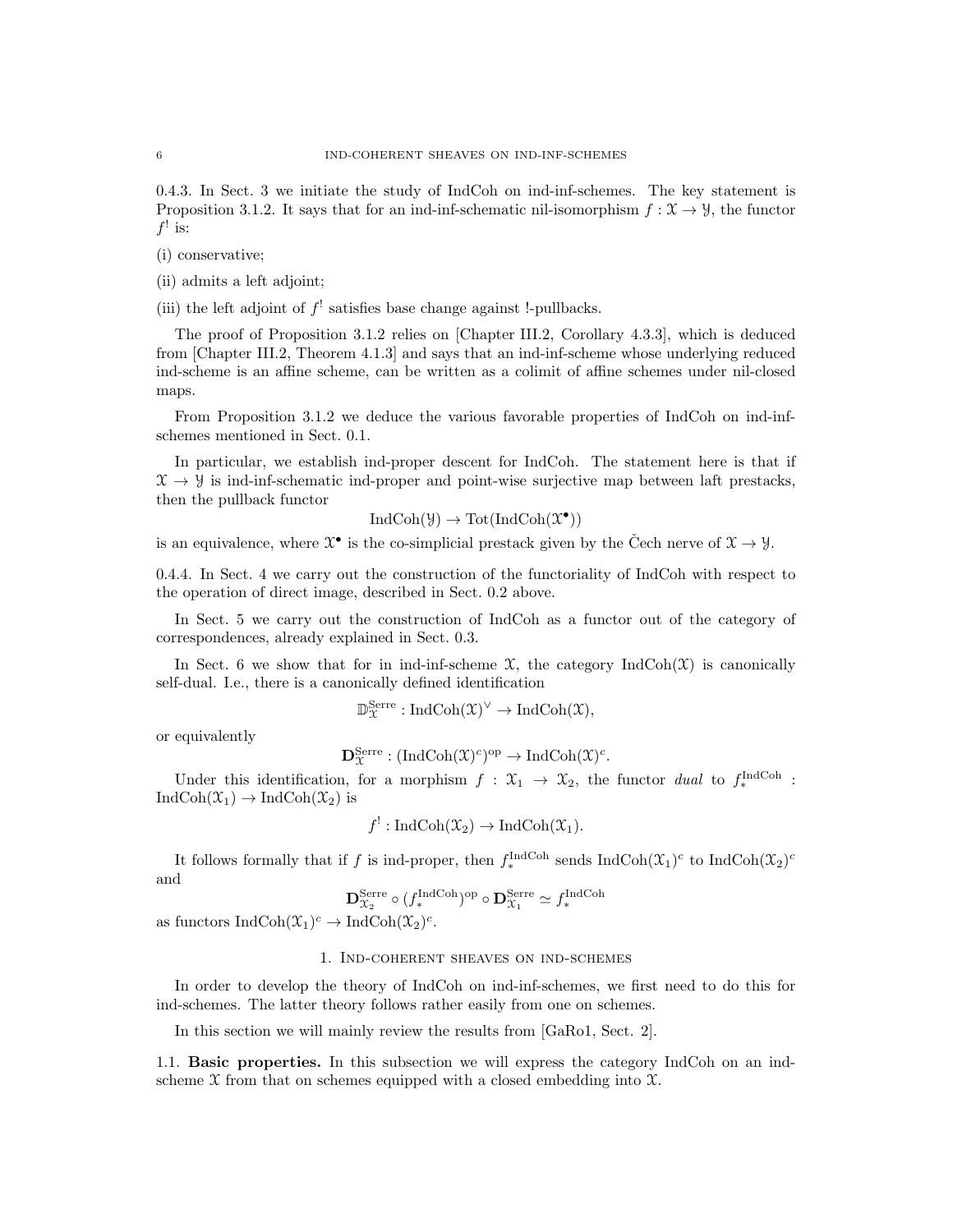0.4.3. In Sect. 3 we initiate the study of IndCoh on ind-inf-schemes. The key statement is Proposition 3.1.2. It says that for an ind-inf-schematic nil-isomorphism $f : \mathcal{X} \to \mathcal{Y}$, the functor $f^!$ is:

(i) conservative;

(ii) admits a left adjoint;

(iii) the left adjoint of $f^!$ satisfies base change against !-pullbacks.

The proof of Proposition 3.1.2 relies on [Chapter III.2, Corollary 4.3.3], which is deduced from [Chapter III.2, Theorem 4.1.3] and says that an ind-inf-scheme whose underlying reduced ind-scheme is an affine scheme, can be written as a colimit of affine schemes under nil-closed maps.

From Proposition 3.1.2 we deduce the various favorable properties of IndCoh on ind-inf-schemes mentioned in Sect. 0.1.

In particular, we establish ind-proper descent for IndCoh. The statement here is that if $\mathcal{X} \to \mathcal{Y}$ is ind-inf-schematic ind-proper and point-wise surjective map between laft prestacks, then the pullback functor

$$\text{IndCoh}(\mathcal{Y}) \to \text{Tot}(\text{IndCoh}(\mathcal{X}^\bullet))$$

is an equivalence, where $\mathcal{X}^\bullet$ is the co-simplicial prestack given by the Čech nerve of $\mathcal{X} \to \mathcal{Y}$.

0.4.4. In Sect. 4 we carry out the construction of the functoriality of IndCoh with respect to the operation of direct image, described in Sect. 0.2 above.

In Sect. 5 we carry out the construction of IndCoh as a functor out of the category of correspondences, already explained in Sect. 0.3.

In Sect. 6 we show that for in ind-inf-scheme $\mathcal{X}$, the category $\text{IndCoh}(\mathcal{X})$ is canonically self-dual. I.e., there is a canonically defined identification

$$\mathbb{D}^{\text{Serre}}_{\mathcal{X}} : \text{IndCoh}(\mathcal{X})^\vee \to \text{IndCoh}(\mathcal{X}),$$

or equivalently

$$\mathbf{D}^{\text{Serre}}_{\mathcal{X}} : (\text{IndCoh}(\mathcal{X})^c)^{\text{op}} \to \text{IndCoh}(\mathcal{X})^c.$$

Under this identification, for a morphism $f : \mathcal{X}_1 \to \mathcal{X}_2$, the functor *dual* to $f^{\text{IndCoh}}_* : \text{IndCoh}(\mathcal{X}_1) \to \text{IndCoh}(\mathcal{X}_2)$ is

$$f^! : \text{IndCoh}(\mathcal{X}_2) \to \text{IndCoh}(\mathcal{X}_1).$$

It follows formally that if $f$ is ind-proper, then $f^{\text{IndCoh}}_*$ sends $\text{IndCoh}(\mathcal{X}_1)^c$ to $\text{IndCoh}(\mathcal{X}_2)^c$ and

$$\mathbf{D}^{\text{Serre}}_{\mathcal{X}_2} \circ (f^{\text{IndCoh}}_*)^{\text{op}} \circ \mathbf{D}^{\text{Serre}}_{\mathcal{X}_1} \simeq f^{\text{IndCoh}}_*$$

as functors $\text{IndCoh}(\mathcal{X}_1)^c \to \text{IndCoh}(\mathcal{X}_2)^c$.

## 1. Ind-coherent sheaves on ind-schemes

In order to develop the theory of IndCoh on ind-inf-schemes, we first need to do this for ind-schemes. The latter theory follows rather easily from one on schemes.

In this section we will mainly review the results from [GaRo1, Sect. 2].

1.1. **Basic properties.** In this subsection we will express the category IndCoh on an ind-scheme $\mathcal{X}$ from that on schemes equipped with a closed embedding into $\mathcal{X}$.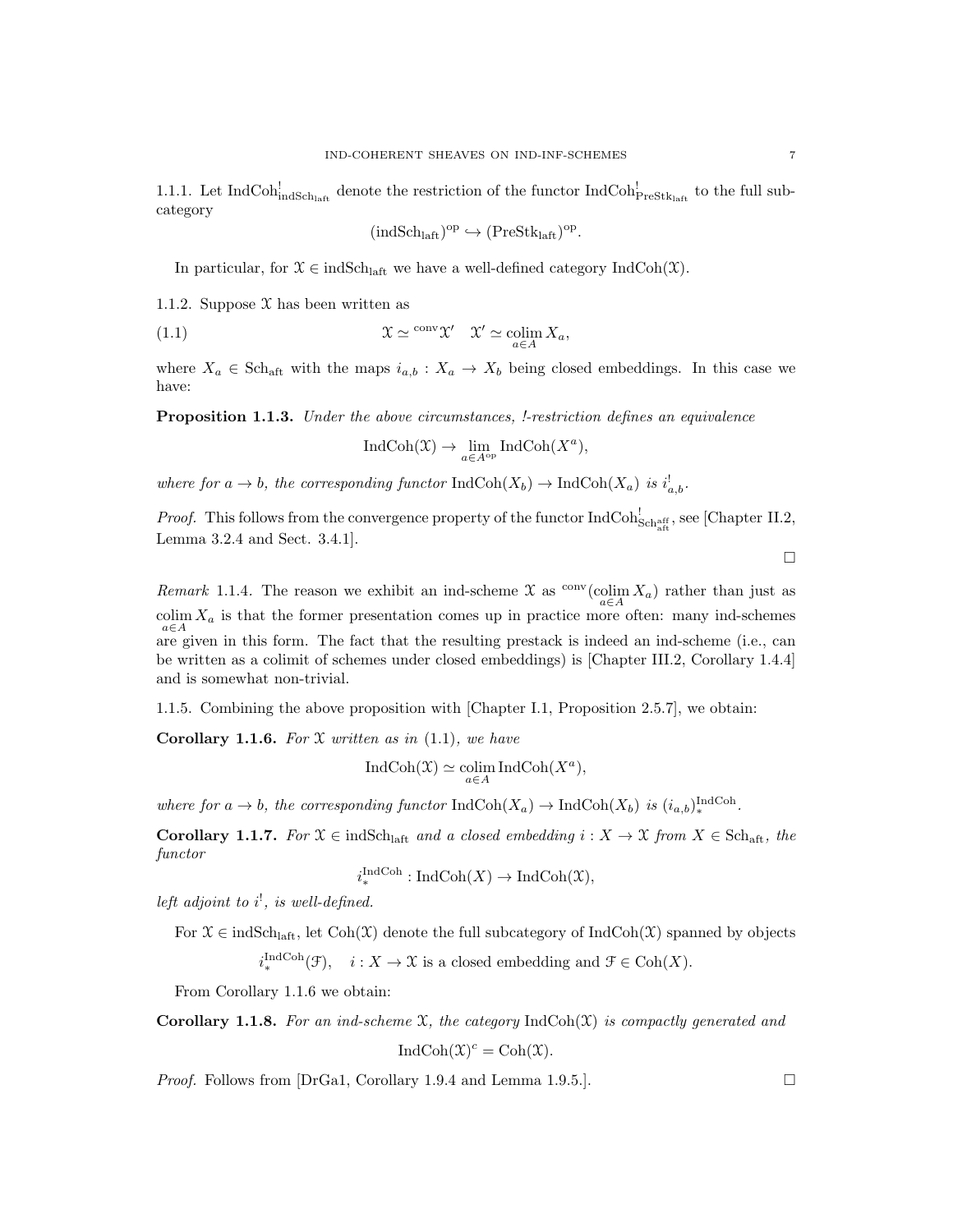1.1.1. Let $\mathrm{IndCoh}^!_{\mathrm{indSch_{laft}}}$ denote the restriction of the functor $\mathrm{IndCoh}^!_{\mathrm{PreStk_{laft}}}$ to the full subcategory

$$(\mathrm{indSch_{laft}})^{\mathrm{op}} \hookrightarrow (\mathrm{PreStk_{laft}})^{\mathrm{op}}.$$

In particular, for $\mathcal{X} \in \mathrm{indSch_{laft}}$ we have a well-defined category $\mathrm{IndCoh}(\mathcal{X})$.

1.1.2. Suppose $\mathcal{X}$ has been written as

$$\mathcal{X} \simeq {}^{\mathrm{conv}}\mathcal{X}' \quad \mathcal{X}' \simeq \underset{a \in A}{\mathrm{colim}}\, X_a, \tag{1.1}$$

where $X_a \in \mathrm{Sch_{aft}}$ with the maps $i_{a,b} : X_a \to X_b$ being closed embeddings. In this case we have:

**Proposition 1.1.3.** *Under the above circumstances, !-restriction defines an equivalence*

$$\mathrm{IndCoh}(\mathcal{X}) \to \underset{a \in A^{\mathrm{op}}}{\lim}\, \mathrm{IndCoh}(X^a),$$

*where for $a \to b$, the corresponding functor $\mathrm{IndCoh}(X_b) \to \mathrm{IndCoh}(X_a)$ is $i^!_{a,b}$.*

*Proof.* This follows from the convergence property of the functor $\mathrm{IndCoh}^!_{\mathrm{Sch^{aff}_{aft}}}$, see [Chapter II.2, Lemma 3.2.4 and Sect. 3.4.1].

□

*Remark* 1.1.4. The reason we exhibit an ind-scheme $\mathcal{X}$ as ${}^{\mathrm{conv}}(\underset{a \in A}{\mathrm{colim}}\, X_a)$ rather than just as $\underset{a \in A}{\mathrm{colim}}\, X_a$ is that the former presentation comes up in practice more often: many ind-schemes are given in this form. The fact that the resulting prestack is indeed an ind-scheme (i.e., can be written as a colimit of schemes under closed embeddings) is [Chapter III.2, Corollary 1.4.4] and is somewhat non-trivial.

1.1.5. Combining the above proposition with [Chapter I.1, Proposition 2.5.7], we obtain:

**Corollary 1.1.6.** *For $\mathcal{X}$ written as in (1.1), we have*

$$\mathrm{IndCoh}(\mathcal{X}) \simeq \underset{a \in A}{\mathrm{colim}}\, \mathrm{IndCoh}(X^a),$$

*where for $a \to b$, the corresponding functor $\mathrm{IndCoh}(X_a) \to \mathrm{IndCoh}(X_b)$ is $(i_{a,b})^{\mathrm{IndCoh}}_*$.*

**Corollary 1.1.7.** *For $\mathcal{X} \in \mathrm{indSch_{laft}}$ and a closed embedding $i : X \to \mathcal{X}$ from $X \in \mathrm{Sch_{aft}}$, the functor*

$$i^{\mathrm{IndCoh}}_* : \mathrm{IndCoh}(X) \to \mathrm{IndCoh}(\mathcal{X}),$$

*left adjoint to $i^!$, is well-defined.*

For $\mathcal{X} \in \mathrm{indSch_{laft}}$, let $\mathrm{Coh}(\mathcal{X})$ denote the full subcategory of $\mathrm{IndCoh}(\mathcal{X})$ spanned by objects

$$i^{\mathrm{IndCoh}}_*(\mathcal{F}), \quad i : X \to \mathcal{X} \text{ is a closed embedding and } \mathcal{F} \in \mathrm{Coh}(X).$$

From Corollary 1.1.6 we obtain:

**Corollary 1.1.8.** *For an ind-scheme $\mathcal{X}$, the category $\mathrm{IndCoh}(\mathcal{X})$ is compactly generated and*

$$\mathrm{IndCoh}(\mathcal{X})^c = \mathrm{Coh}(\mathcal{X}).$$

*Proof.* Follows from [DrGa1, Corollary 1.9.4 and Lemma 1.9.5.]. □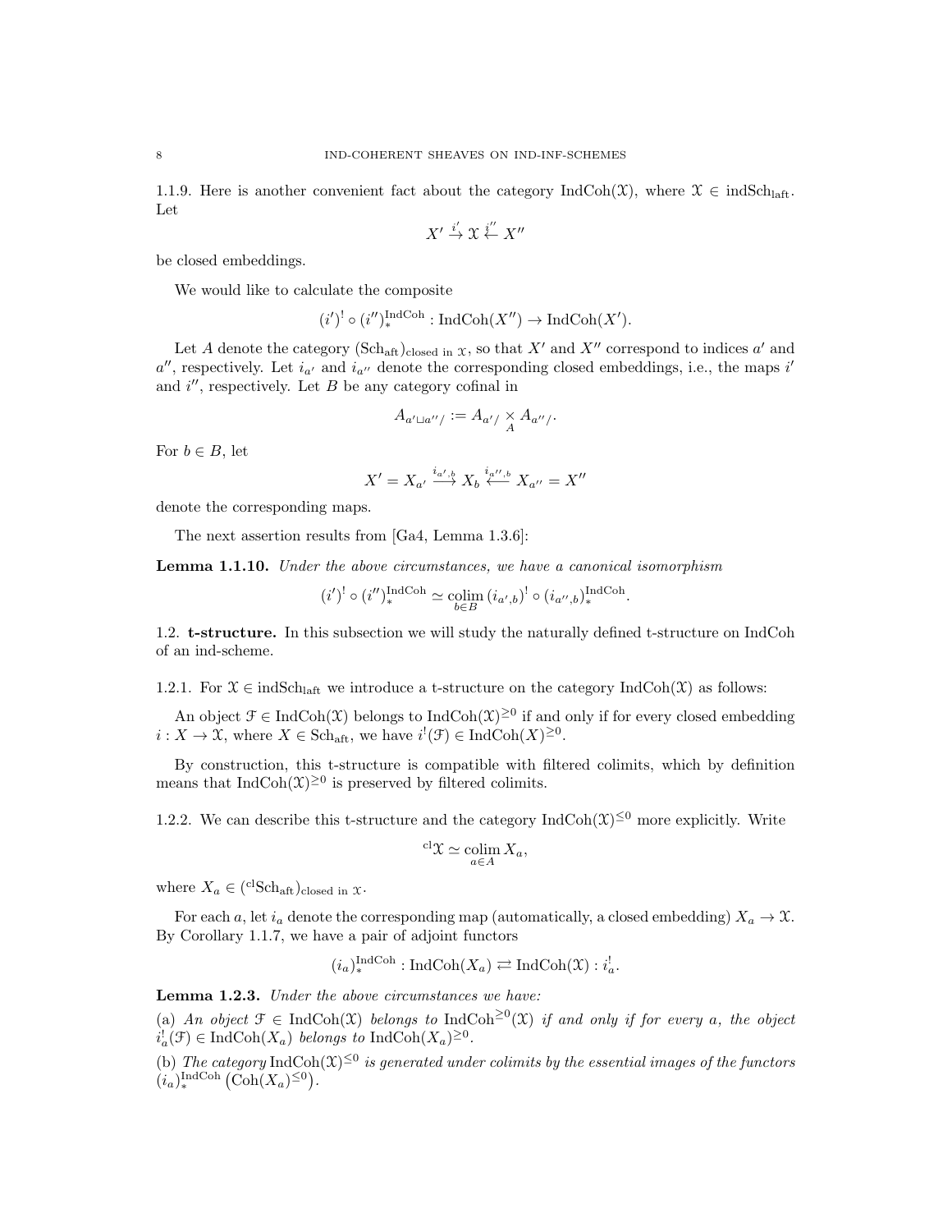1.1.9. Here is another convenient fact about the category $\mathrm{IndCoh}(\mathcal{X})$, where $\mathcal{X} \in \mathrm{indSch}_{\mathrm{laft}}$. Let

$$X' \xrightarrow{i'} \mathcal{X} \xleftarrow{i''} X''$$

be closed embeddings.

We would like to calculate the composite

$$(i')^! \circ (i'')_*^{\mathrm{IndCoh}} : \mathrm{IndCoh}(X'') \to \mathrm{IndCoh}(X').$$

Let $A$ denote the category $(\mathrm{Sch}_{\mathrm{aft}})_{\mathrm{closed\ in}\ \mathcal{X}}$, so that $X'$ and $X''$ correspond to indices $a'$ and $a''$, respectively. Let $i_{a'}$ and $i_{a''}$ denote the corresponding closed embeddings, i.e., the maps $i'$ and $i''$, respectively. Let $B$ be any category cofinal in

$$A_{a' \sqcup a''/} := A_{a'/} \underset{A}{\times} A_{a''/}.$$

For $b \in B$, let

$$X' = X_{a'} \xrightarrow{i_{a',b}} X_b \xleftarrow{i_{a'',b}} X_{a''} = X''$$

denote the corresponding maps.

The next assertion results from [Ga4, Lemma 1.3.6]:

**Lemma 1.1.10.** *Under the above circumstances, we have a canonical isomorphism*

$$(i')^! \circ (i'')_*^{\mathrm{IndCoh}} \simeq \underset{b \in B}{\mathrm{colim}}\, (i_{a',b})^! \circ (i_{a'',b})_*^{\mathrm{IndCoh}}.$$

## 1.2. t-structure.

In this subsection we will study the naturally defined t-structure on IndCoh of an ind-scheme.

1.2.1. For $\mathcal{X} \in \mathrm{indSch}_{\mathrm{laft}}$ we introduce a t-structure on the category $\mathrm{IndCoh}(\mathcal{X})$ as follows:

An object $\mathcal{F} \in \mathrm{IndCoh}(\mathcal{X})$ belongs to $\mathrm{IndCoh}(\mathcal{X})^{\geq 0}$ if and only if for every closed embedding $i : X \to \mathcal{X}$, where $X \in \mathrm{Sch}_{\mathrm{aft}}$, we have $i^!(\mathcal{F}) \in \mathrm{IndCoh}(X)^{\geq 0}$.

By construction, this t-structure is compatible with filtered colimits, which by definition means that $\mathrm{IndCoh}(\mathcal{X})^{\geq 0}$ is preserved by filtered colimits.

1.2.2. We can describe this t-structure and the category $\mathrm{IndCoh}(\mathcal{X})^{\leq 0}$ more explicitly. Write

$${}^{\mathrm{cl}}\mathcal{X} \simeq \underset{a \in A}{\mathrm{colim}}\, X_a,$$

where $X_a \in ({}^{\mathrm{cl}}\mathrm{Sch}_{\mathrm{aft}})_{\mathrm{closed\ in}\ \mathcal{X}}$.

For each $a$, let $i_a$ denote the corresponding map (automatically, a closed embedding) $X_a \to \mathcal{X}$. By Corollary 1.1.7, we have a pair of adjoint functors

$$(i_a)_*^{\mathrm{IndCoh}} : \mathrm{IndCoh}(X_a) \rightleftarrows \mathrm{IndCoh}(\mathcal{X}) : i_a^!.$$

**Lemma 1.2.3.** *Under the above circumstances we have:*

(a) *An object $\mathcal{F} \in \mathrm{IndCoh}(\mathcal{X})$ belongs to $\mathrm{IndCoh}^{\geq 0}(\mathcal{X})$ if and only if for every $a$, the object $i_a^!(\mathcal{F}) \in \mathrm{IndCoh}(X_a)$ belongs to $\mathrm{IndCoh}(X_a)^{\geq 0}$.*

(b) *The category $\mathrm{IndCoh}(\mathcal{X})^{\leq 0}$ is generated under colimits by the essential images of the functors $(i_a)_*^{\mathrm{IndCoh}}\left(\mathrm{Coh}(X_a)^{\leq 0}\right)$.*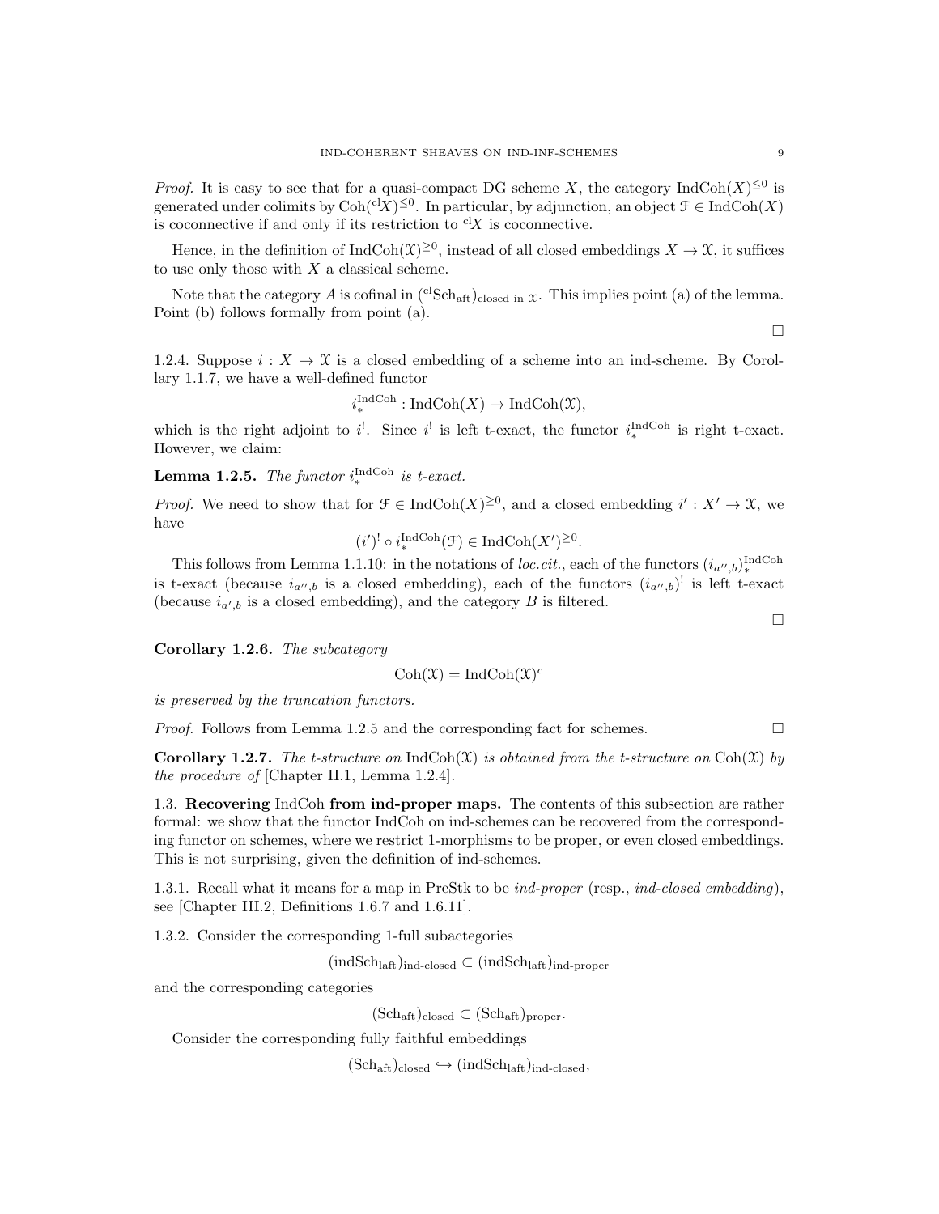*Proof.* It is easy to see that for a quasi-compact DG scheme $X$, the category $\operatorname{IndCoh}(X)^{\leq 0}$ is generated under colimits by $\operatorname{Coh}({}^{\mathrm{cl}}X)^{\leq 0}$. In particular, by adjunction, an object $\mathcal{F} \in \operatorname{IndCoh}(X)$ is coconnective if and only if its restriction to ${}^{\mathrm{cl}}X$ is coconnective.

Hence, in the definition of $\operatorname{IndCoh}(\mathcal{X})^{\geq 0}$, instead of all closed embeddings $X \to \mathcal{X}$, it suffices to use only those with $X$ a classical scheme.

Note that the category $A$ is cofinal in $({}^{\mathrm{cl}}\mathrm{Sch}_{\mathrm{aft}})_{\text{closed in } \mathcal{X}}$. This implies point (a) of the lemma. Point (b) follows formally from point (a). □

1.2.4. Suppose $i : X \to \mathcal{X}$ is a closed embedding of a scheme into an ind-scheme. By Corollary 1.1.7, we have a well-defined functor

$$i_*^{\mathrm{IndCoh}} : \operatorname{IndCoh}(X) \to \operatorname{IndCoh}(\mathcal{X}),$$

which is the right adjoint to $i^!$. Since $i^!$ is left t-exact, the functor $i_*^{\mathrm{IndCoh}}$ is right t-exact. However, we claim:

**Lemma 1.2.5.** *The functor $i_*^{\mathrm{IndCoh}}$ is t-exact.*

*Proof.* We need to show that for $\mathcal{F} \in \operatorname{IndCoh}(X)^{\geq 0}$, and a closed embedding $i' : X' \to \mathcal{X}$, we have

$$(i')^! \circ i_*^{\mathrm{IndCoh}}(\mathcal{F}) \in \operatorname{IndCoh}(X')^{\geq 0}.$$

This follows from Lemma 1.1.10: in the notations of *loc.cit.*, each of the functors $(i_{a'',b})_*^{\mathrm{IndCoh}}$ is t-exact (because $i_{a'',b}$ is a closed embedding), each of the functors $(i_{a'',b})^!$ is left t-exact (because $i_{a',b}$ is a closed embedding), and the category $B$ is filtered. □

**Corollary 1.2.6.** *The subcategory*

$$\operatorname{Coh}(\mathcal{X}) = \operatorname{IndCoh}(\mathcal{X})^c$$

*is preserved by the truncation functors.*

*Proof.* Follows from Lemma 1.2.5 and the corresponding fact for schemes. □

**Corollary 1.2.7.** *The t-structure on $\operatorname{IndCoh}(\mathcal{X})$ is obtained from the t-structure on $\operatorname{Coh}(\mathcal{X})$ by the procedure of* [Chapter II.1, Lemma 1.2.4].

## 1.3. Recovering IndCoh from ind-proper maps.

The contents of this subsection are rather formal: we show that the functor IndCoh on ind-schemes can be recovered from the corresponding functor on schemes, where we restrict 1-morphisms to be proper, or even closed embeddings. This is not surprising, given the definition of ind-schemes.

1.3.1. Recall what it means for a map in PreStk to be *ind-proper* (resp., *ind-closed embedding*), see [Chapter III.2, Definitions 1.6.7 and 1.6.11].

1.3.2. Consider the corresponding 1-full subactegories

$$(\mathrm{indSch}_{\mathrm{laft}})_{\text{ind-closed}} \subset (\mathrm{indSch}_{\mathrm{laft}})_{\text{ind-proper}}$$

and the corresponding categories

$$(\mathrm{Sch}_{\mathrm{aft}})_{\mathrm{closed}} \subset (\mathrm{Sch}_{\mathrm{aft}})_{\mathrm{proper}}.$$

Consider the corresponding fully faithful embeddings

$$(\mathrm{Sch}_{\mathrm{aft}})_{\mathrm{closed}} \hookrightarrow (\mathrm{indSch}_{\mathrm{laft}})_{\text{ind-closed}},$$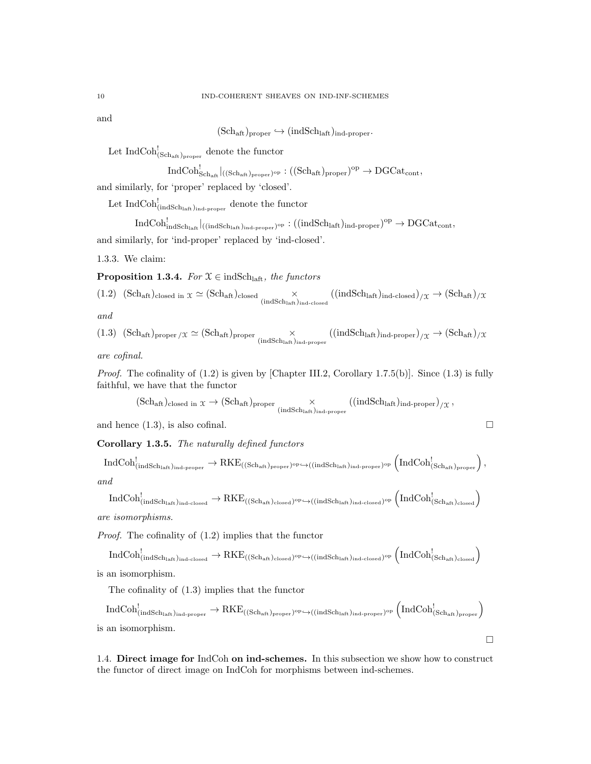and

$$(\mathrm{Sch}_{\mathrm{aft}})_{\mathrm{proper}} \hookrightarrow (\mathrm{indSch}_{\mathrm{laft}})_{\mathrm{ind\text{-}proper}}.$$

Let $\mathrm{IndCoh}^!_{(\mathrm{Sch}_{\mathrm{aft}})_{\mathrm{proper}}}$ denote the functor

$$\mathrm{IndCoh}^!_{\mathrm{Sch}_{\mathrm{aft}}}|_{((\mathrm{Sch}_{\mathrm{aft}})_{\mathrm{proper}})^{\mathrm{op}}} : ((\mathrm{Sch}_{\mathrm{aft}})_{\mathrm{proper}})^{\mathrm{op}} \to \mathrm{DGCat}_{\mathrm{cont}},$$

and similarly, for 'proper' replaced by 'closed'.

Let $\mathrm{IndCoh}^!_{(\mathrm{indSch}_{\mathrm{laft}})_{\mathrm{ind\text{-}proper}}}$ denote the functor

$$\mathrm{IndCoh}^!_{\mathrm{indSch}_{\mathrm{laft}}}|_{((\mathrm{indSch}_{\mathrm{laft}})_{\mathrm{ind\text{-}proper}})^{\mathrm{op}}} : ((\mathrm{indSch}_{\mathrm{laft}})_{\mathrm{ind\text{-}proper}})^{\mathrm{op}} \to \mathrm{DGCat}_{\mathrm{cont}},$$

and similarly, for 'ind-proper' replaced by 'ind-closed'.

1.3.3. We claim:

**Proposition 1.3.4.** *For $\mathcal{X} \in \mathrm{indSch}_{\mathrm{laft}}$, the functors*

$$(1.2)\quad (\mathrm{Sch}_{\mathrm{aft}})_{\mathrm{closed\ in}\ \mathcal{X}} \simeq (\mathrm{Sch}_{\mathrm{aft}})_{\mathrm{closed}} \underset{(\mathrm{indSch}_{\mathrm{laft}})_{\mathrm{ind\text{-}closed}}}{\times} ((\mathrm{indSch}_{\mathrm{laft}})_{\mathrm{ind\text{-}closed}})_{/\mathcal{X}} \to (\mathrm{Sch}_{\mathrm{aft}})_{/\mathcal{X}}$$

*and*

$$(1.3)\quad (\mathrm{Sch}_{\mathrm{aft}})_{\mathrm{proper}\,/\mathcal{X}} \simeq (\mathrm{Sch}_{\mathrm{aft}})_{\mathrm{proper}} \underset{(\mathrm{indSch}_{\mathrm{laft}})_{\mathrm{ind\text{-}proper}}}{\times} ((\mathrm{indSch}_{\mathrm{laft}})_{\mathrm{ind\text{-}proper}})_{/\mathcal{X}} \to (\mathrm{Sch}_{\mathrm{aft}})_{/\mathcal{X}}$$

*are cofinal.*

*Proof.* The cofinality of (1.2) is given by [Chapter III.2, Corollary 1.7.5(b)]. Since (1.3) is fully faithful, we have that the functor

$$(\mathrm{Sch}_{\mathrm{aft}})_{\mathrm{closed\ in}\ \mathcal{X}} \to (\mathrm{Sch}_{\mathrm{aft}})_{\mathrm{proper}} \underset{(\mathrm{indSch}_{\mathrm{laft}})_{\mathrm{ind\text{-}proper}}}{\times} ((\mathrm{indSch}_{\mathrm{laft}})_{\mathrm{ind\text{-}proper}})_{/\mathcal{X}},$$

and hence (1.3), is also cofinal. □

**Corollary 1.3.5.** *The naturally defined functors*

$$\mathrm{IndCoh}^!_{(\mathrm{indSch}_{\mathrm{laft}})_{\mathrm{ind\text{-}proper}}} \to \mathrm{RKE}_{((\mathrm{Sch}_{\mathrm{aft}})_{\mathrm{proper}})^{\mathrm{op}} \hookrightarrow ((\mathrm{indSch}_{\mathrm{laft}})_{\mathrm{ind\text{-}proper}})^{\mathrm{op}}} \left(\mathrm{IndCoh}^!_{(\mathrm{Sch}_{\mathrm{aft}})_{\mathrm{proper}}}\right),$$

*and*

$$\mathrm{IndCoh}^!_{(\mathrm{indSch}_{\mathrm{laft}})_{\mathrm{ind\text{-}closed}}} \to \mathrm{RKE}_{((\mathrm{Sch}_{\mathrm{aft}})_{\mathrm{closed}})^{\mathrm{op}} \hookrightarrow ((\mathrm{indSch}_{\mathrm{laft}})_{\mathrm{ind\text{-}closed}})^{\mathrm{op}}} \left(\mathrm{IndCoh}^!_{(\mathrm{Sch}_{\mathrm{aft}})_{\mathrm{closed}}}\right)$$

*are isomorphisms.*

*Proof.* The cofinality of (1.2) implies that the functor

$$\mathrm{IndCoh}^!_{(\mathrm{indSch}_{\mathrm{laft}})_{\mathrm{ind\text{-}closed}}} \to \mathrm{RKE}_{((\mathrm{Sch}_{\mathrm{aft}})_{\mathrm{closed}})^{\mathrm{op}} \hookrightarrow ((\mathrm{indSch}_{\mathrm{laft}})_{\mathrm{ind\text{-}closed}})^{\mathrm{op}}} \left(\mathrm{IndCoh}^!_{(\mathrm{Sch}_{\mathrm{aft}})_{\mathrm{closed}}}\right)$$

is an isomorphism.

The cofinality of (1.3) implies that the functor

$$\mathrm{IndCoh}^!_{(\mathrm{indSch}_{\mathrm{laft}})_{\mathrm{ind\text{-}proper}}} \to \mathrm{RKE}_{((\mathrm{Sch}_{\mathrm{aft}})_{\mathrm{proper}})^{\mathrm{op}} \hookrightarrow ((\mathrm{indSch}_{\mathrm{laft}})_{\mathrm{ind\text{-}proper}})^{\mathrm{op}}} \left(\mathrm{IndCoh}^!_{(\mathrm{Sch}_{\mathrm{aft}})_{\mathrm{proper}}}\right)$$

is an isomorphism.

□

1.4. **Direct image for IndCoh on ind-schemes.** In this subsection we show how to construct the functor of direct image on IndCoh for morphisms between ind-schemes.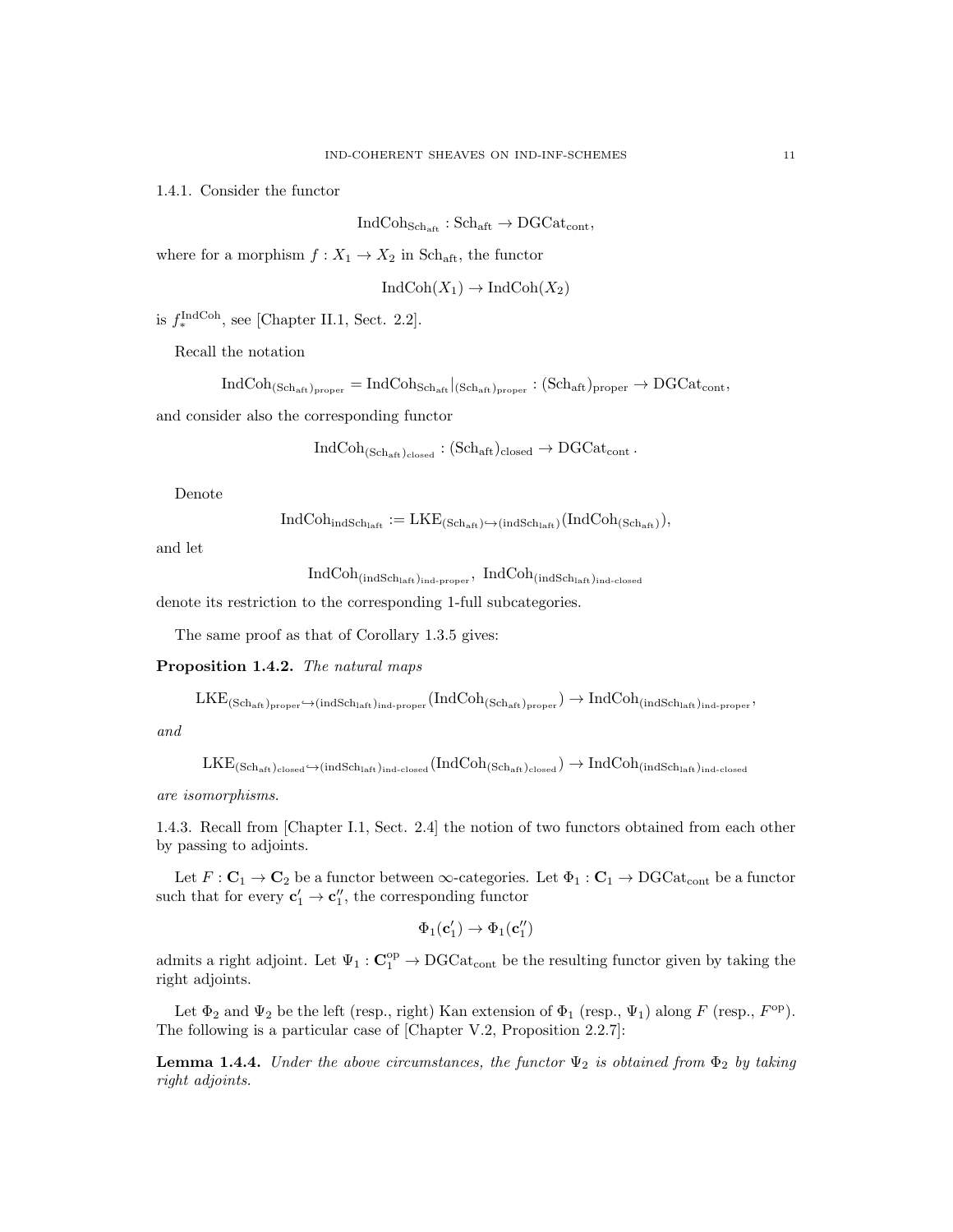1.4.1. Consider the functor

$$\mathrm{IndCoh}_{\mathrm{Sch}_{\mathrm{aft}}} : \mathrm{Sch}_{\mathrm{aft}} \to \mathrm{DGCat}_{\mathrm{cont}},$$

where for a morphism $f : X_1 \to X_2$ in $\mathrm{Sch}_{\mathrm{aft}}$, the functor

$$\mathrm{IndCoh}(X_1) \to \mathrm{IndCoh}(X_2)$$

is $f_*^{\mathrm{IndCoh}}$, see [Chapter II.1, Sect. 2.2].

Recall the notation

$$\mathrm{IndCoh}_{(\mathrm{Sch}_{\mathrm{aft}})_{\mathrm{proper}}} = \mathrm{IndCoh}_{\mathrm{Sch}_{\mathrm{aft}}}|_{(\mathrm{Sch}_{\mathrm{aft}})_{\mathrm{proper}}} : (\mathrm{Sch}_{\mathrm{aft}})_{\mathrm{proper}} \to \mathrm{DGCat}_{\mathrm{cont}},$$

and consider also the corresponding functor

$$\mathrm{IndCoh}_{(\mathrm{Sch}_{\mathrm{aft}})_{\mathrm{closed}}} : (\mathrm{Sch}_{\mathrm{aft}})_{\mathrm{closed}} \to \mathrm{DGCat}_{\mathrm{cont}}.$$

Denote

$$\mathrm{IndCoh}_{\mathrm{indSch}_{\mathrm{laft}}} := \mathrm{LKE}_{(\mathrm{Sch}_{\mathrm{aft}}) \hookrightarrow (\mathrm{indSch}_{\mathrm{laft}})}(\mathrm{IndCoh}_{(\mathrm{Sch}_{\mathrm{aft}})}),$$

and let

$$\mathrm{IndCoh}_{(\mathrm{indSch}_{\mathrm{laft}})_{\mathrm{ind\text{-}proper}}}, \ \mathrm{IndCoh}_{(\mathrm{indSch}_{\mathrm{laft}})_{\mathrm{ind\text{-}closed}}}$$

denote its restriction to the corresponding 1-full subcategories.

The same proof as that of Corollary 1.3.5 gives:

**Proposition 1.4.2.** *The natural maps*

$$\mathrm{LKE}_{(\mathrm{Sch}_{\mathrm{aft}})_{\mathrm{proper}} \hookrightarrow (\mathrm{indSch}_{\mathrm{laft}})_{\mathrm{ind\text{-}proper}}}(\mathrm{IndCoh}_{(\mathrm{Sch}_{\mathrm{aft}})_{\mathrm{proper}}}) \to \mathrm{IndCoh}_{(\mathrm{indSch}_{\mathrm{laft}})_{\mathrm{ind\text{-}proper}}},$$

*and*

$$\mathrm{LKE}_{(\mathrm{Sch}_{\mathrm{aft}})_{\mathrm{closed}} \hookrightarrow (\mathrm{indSch}_{\mathrm{laft}})_{\mathrm{ind\text{-}closed}}}(\mathrm{IndCoh}_{(\mathrm{Sch}_{\mathrm{aft}})_{\mathrm{closed}}}) \to \mathrm{IndCoh}_{(\mathrm{indSch}_{\mathrm{laft}})_{\mathrm{ind\text{-}closed}}}$$

*are isomorphisms.*

1.4.3. Recall from [Chapter I.1, Sect. 2.4] the notion of two functors obtained from each other by passing to adjoints.

Let $F : \mathbf{C}_1 \to \mathbf{C}_2$ be a functor between $\infty$-categories. Let $\Phi_1 : \mathbf{C}_1 \to \mathrm{DGCat}_{\mathrm{cont}}$ be a functor such that for every $\mathbf{c}_1' \to \mathbf{c}_1''$, the corresponding functor

$$\Phi_1(\mathbf{c}_1') \to \Phi_1(\mathbf{c}_1'')$$

admits a right adjoint. Let $\Psi_1 : \mathbf{C}_1^{\mathrm{op}} \to \mathrm{DGCat}_{\mathrm{cont}}$ be the resulting functor given by taking the right adjoints.

Let $\Phi_2$ and $\Psi_2$ be the left (resp., right) Kan extension of $\Phi_1$ (resp., $\Psi_1$) along $F$ (resp., $F^{\mathrm{op}}$). The following is a particular case of [Chapter V.2, Proposition 2.2.7]:

**Lemma 1.4.4.** *Under the above circumstances, the functor $\Psi_2$ is obtained from $\Phi_2$ by taking right adjoints.*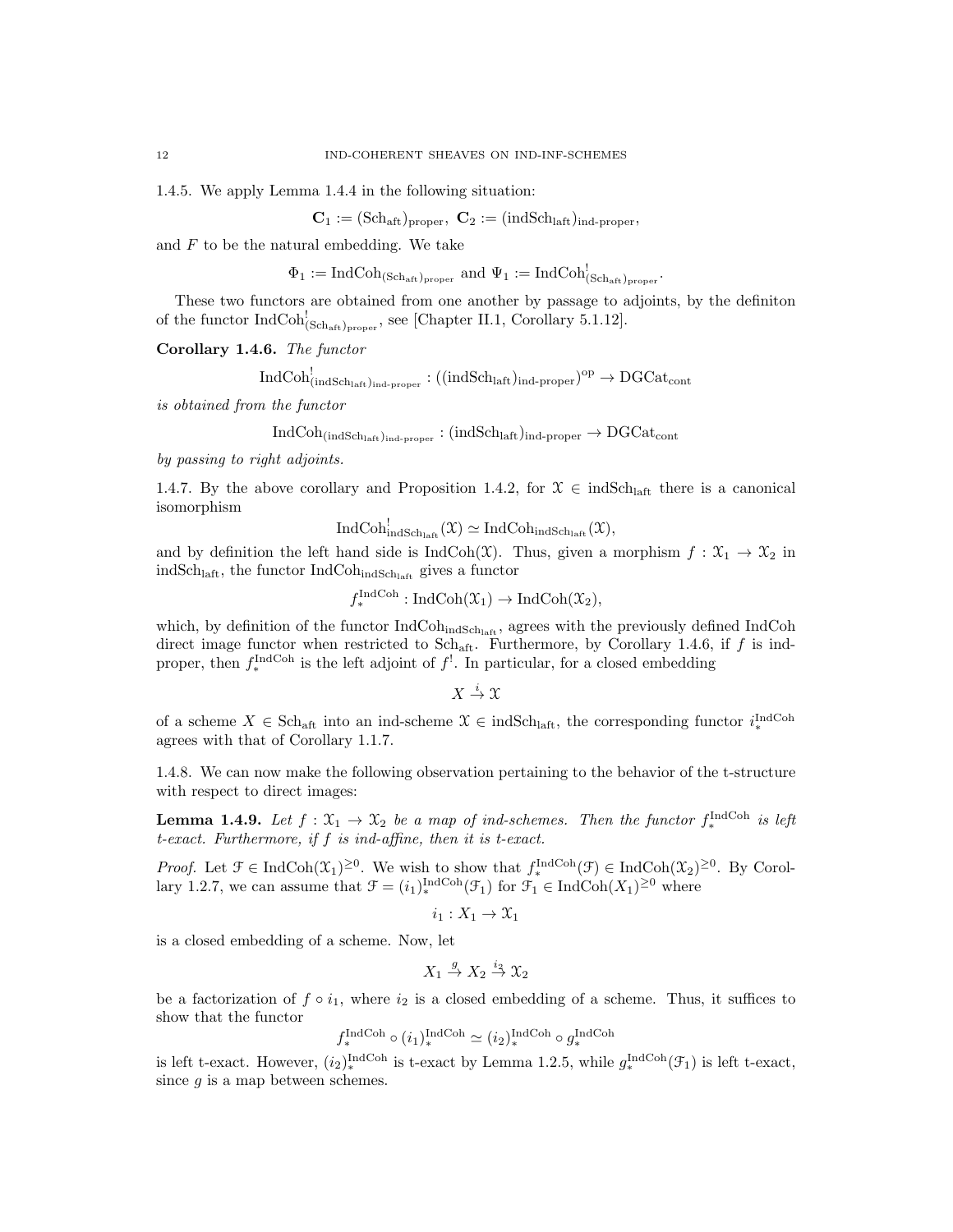1.4.5. We apply Lemma 1.4.4 in the following situation:

$$\mathbf{C}_1 := (\mathrm{Sch}_{\mathrm{aft}})_{\mathrm{proper}},\ \mathbf{C}_2 := (\mathrm{indSch}_{\mathrm{laft}})_{\mathrm{ind\text{-}proper}},$$

and $F$ to be the natural embedding. We take

$$\Phi_1 := \mathrm{IndCoh}_{(\mathrm{Sch}_{\mathrm{aft}})_{\mathrm{proper}}} \text{ and } \Psi_1 := \mathrm{IndCoh}^!_{(\mathrm{Sch}_{\mathrm{aft}})_{\mathrm{proper}}}.$$

These two functors are obtained from one another by passage to adjoints, by the definiton of the functor $\mathrm{IndCoh}^!_{(\mathrm{Sch}_{\mathrm{aft}})_{\mathrm{proper}}}$, see [Chapter II.1, Corollary 5.1.12].

**Corollary 1.4.6.** *The functor*

$$\mathrm{IndCoh}^!_{(\mathrm{indSch}_{\mathrm{laft}})_{\mathrm{ind\text{-}proper}}} : ((\mathrm{indSch}_{\mathrm{laft}})_{\mathrm{ind\text{-}proper}})^{\mathrm{op}} \to \mathrm{DGCat}_{\mathrm{cont}}$$

*is obtained from the functor*

$$\mathrm{IndCoh}_{(\mathrm{indSch}_{\mathrm{laft}})_{\mathrm{ind\text{-}proper}}} : (\mathrm{indSch}_{\mathrm{laft}})_{\mathrm{ind\text{-}proper}} \to \mathrm{DGCat}_{\mathrm{cont}}$$

*by passing to right adjoints.*

1.4.7. By the above corollary and Proposition 1.4.2, for $\mathcal{X} \in \mathrm{indSch}_{\mathrm{laft}}$ there is a canonical isomorphism

$$\mathrm{IndCoh}^!_{\mathrm{indSch}_{\mathrm{laft}}}(\mathcal{X}) \simeq \mathrm{IndCoh}_{\mathrm{indSch}_{\mathrm{laft}}}(\mathcal{X}),$$

and by definition the left hand side is $\mathrm{IndCoh}(\mathcal{X})$. Thus, given a morphism $f : \mathcal{X}_1 \to \mathcal{X}_2$ in $\mathrm{indSch}_{\mathrm{laft}}$, the functor $\mathrm{IndCoh}_{\mathrm{indSch}_{\mathrm{laft}}}$ gives a functor

$$f_*^{\mathrm{IndCoh}} : \mathrm{IndCoh}(\mathcal{X}_1) \to \mathrm{IndCoh}(\mathcal{X}_2),$$

which, by definition of the functor $\mathrm{IndCoh}_{\mathrm{indSch}_{\mathrm{laft}}}$, agrees with the previously defined IndCoh direct image functor when restricted to $\mathrm{Sch}_{\mathrm{aft}}$. Furthermore, by Corollary 1.4.6, if $f$ is ind-proper, then $f_*^{\mathrm{IndCoh}}$ is the left adjoint of $f^!$. In particular, for a closed embedding

$$X \xrightarrow{i} \mathcal{X}$$

of a scheme $X \in \mathrm{Sch}_{\mathrm{aft}}$ into an ind-scheme $\mathcal{X} \in \mathrm{indSch}_{\mathrm{laft}}$, the corresponding functor $i_*^{\mathrm{IndCoh}}$ agrees with that of Corollary 1.1.7.

1.4.8. We can now make the following observation pertaining to the behavior of the t-structure with respect to direct images:

**Lemma 1.4.9.** *Let $f : \mathcal{X}_1 \to \mathcal{X}_2$ be a map of ind-schemes. Then the functor $f_*^{\mathrm{IndCoh}}$ is left t-exact. Furthermore, if $f$ is ind-affine, then it is t-exact.*

*Proof.* Let $\mathcal{F} \in \mathrm{IndCoh}(\mathcal{X}_1)^{\geq 0}$. We wish to show that $f_*^{\mathrm{IndCoh}}(\mathcal{F}) \in \mathrm{IndCoh}(\mathcal{X}_2)^{\geq 0}$. By Corollary 1.2.7, we can assume that $\mathcal{F} = (i_1)_*^{\mathrm{IndCoh}}(\mathcal{F}_1)$ for $\mathcal{F}_1 \in \mathrm{IndCoh}(X_1)^{\geq 0}$ where

$$i_1 : X_1 \to \mathcal{X}_1$$

is a closed embedding of a scheme. Now, let

$$X_1 \xrightarrow{g} X_2 \xrightarrow{i_2} \mathcal{X}_2$$

be a factorization of $f \circ i_1$, where $i_2$ is a closed embedding of a scheme. Thus, it suffices to show that the functor

$$f_*^{\mathrm{IndCoh}} \circ (i_1)_*^{\mathrm{IndCoh}} \simeq (i_2)_*^{\mathrm{IndCoh}} \circ g_*^{\mathrm{IndCoh}}$$

is left t-exact. However, $(i_2)_*^{\mathrm{IndCoh}}$ is t-exact by Lemma 1.2.5, while $g_*^{\mathrm{IndCoh}}(\mathcal{F}_1)$ is left t-exact, since $g$ is a map between schemes.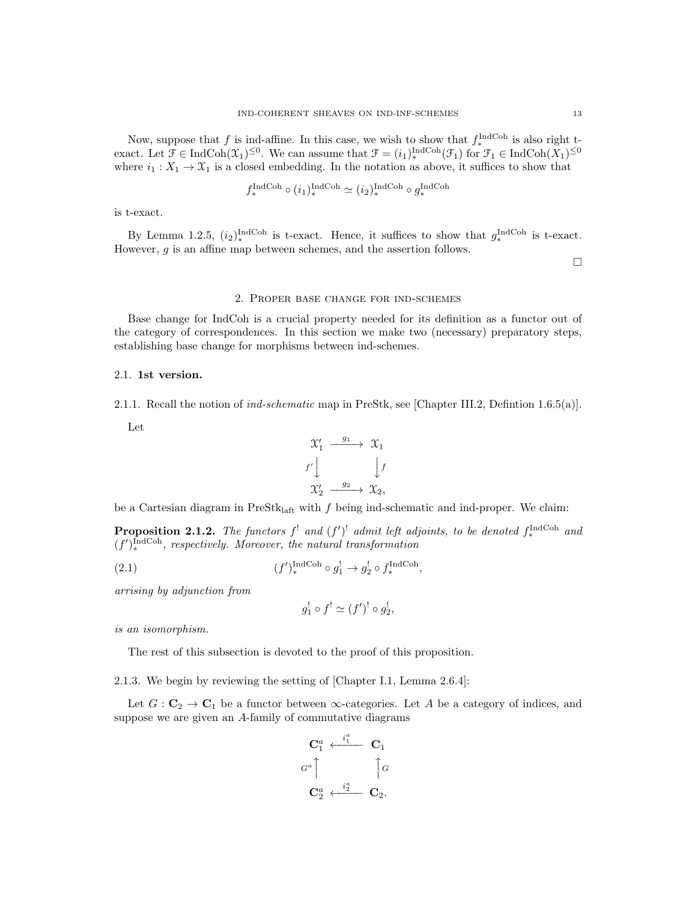Now, suppose that $f$ is ind-affine. In this case, we wish to show that $f_*^{\mathrm{IndCoh}}$ is also right t-exact. Let $\mathcal{F} \in \mathrm{IndCoh}(\mathcal{X}_1)^{\leq 0}$. We can assume that $\mathcal{F} = (i_1)_*^{\mathrm{IndCoh}}(\mathcal{F}_1)$ for $\mathcal{F}_1 \in \mathrm{IndCoh}(X_1)^{\leq 0}$ where $i_1 : X_1 \to \mathcal{X}_1$ is a closed embedding. In the notation as above, it suffices to show that

$$f_*^{\mathrm{IndCoh}} \circ (i_1)_*^{\mathrm{IndCoh}} \simeq (i_2)_*^{\mathrm{IndCoh}} \circ g_*^{\mathrm{IndCoh}}$$

is t-exact.

By Lemma 1.2.5, $(i_2)_*^{\mathrm{IndCoh}}$ is t-exact. Hence, it suffices to show that $g_*^{\mathrm{IndCoh}}$ is t-exact. However, $g$ is an affine map between schemes, and the assertion follows.

□

## 2. Proper base change for ind-schemes

Base change for IndCoh is a crucial property needed for its definition as a functor out of the category of correspondences. In this section we make two (necessary) preparatory steps, establishing base change for morphisms between ind-schemes.

### 2.1. 1st version.

2.1.1. Recall the notion of *ind-schematic* map in PreStk, see [Chapter III.2, Defintion 1.6.5(a)].

Let

$$\begin{array}{ccc} \mathcal{X}'_1 & \xrightarrow{g_1} & \mathcal{X}_1 \\ {\scriptstyle f'}\downarrow & & \downarrow{\scriptstyle f} \\ \mathcal{X}'_2 & \xrightarrow{g_2} & \mathcal{X}_2, \end{array}$$

be a Cartesian diagram in $\mathrm{PreStk}_{\mathrm{laft}}$ with $f$ being ind-schematic and ind-proper. We claim:

**Proposition 2.1.2.** *The functors $f^!$ and $(f')^!$ admit left adjoints, to be denoted $f_*^{\mathrm{IndCoh}}$ and $(f')_*^{\mathrm{IndCoh}}$, respectively. Moreover, the natural transformation*

$$(f')_*^{\mathrm{IndCoh}} \circ g_1^! \to g_2^! \circ f_*^{\mathrm{IndCoh}}, \tag{2.1}$$

*arrising by adjunction from*

$$g_1^! \circ f^! \simeq (f')^! \circ g_2^!,$$

*is an isomorphism.*

The rest of this subsection is devoted to the proof of this proposition.

2.1.3. We begin by reviewing the setting of [Chapter I.1, Lemma 2.6.4]:

Let $G : \mathbf{C}_2 \to \mathbf{C}_1$ be a functor between $\infty$-categories. Let $A$ be a category of indices, and suppose we are given an $A$-family of commutative diagrams

$$\begin{array}{ccc} \mathbf{C}_1^a & \xleftarrow{i_1^a} & \mathbf{C}_1 \\ {\scriptstyle G^a}\uparrow & & \uparrow{\scriptstyle G} \\ \mathbf{C}_2^a & \xleftarrow{i_2^a} & \mathbf{C}_2. \end{array}$$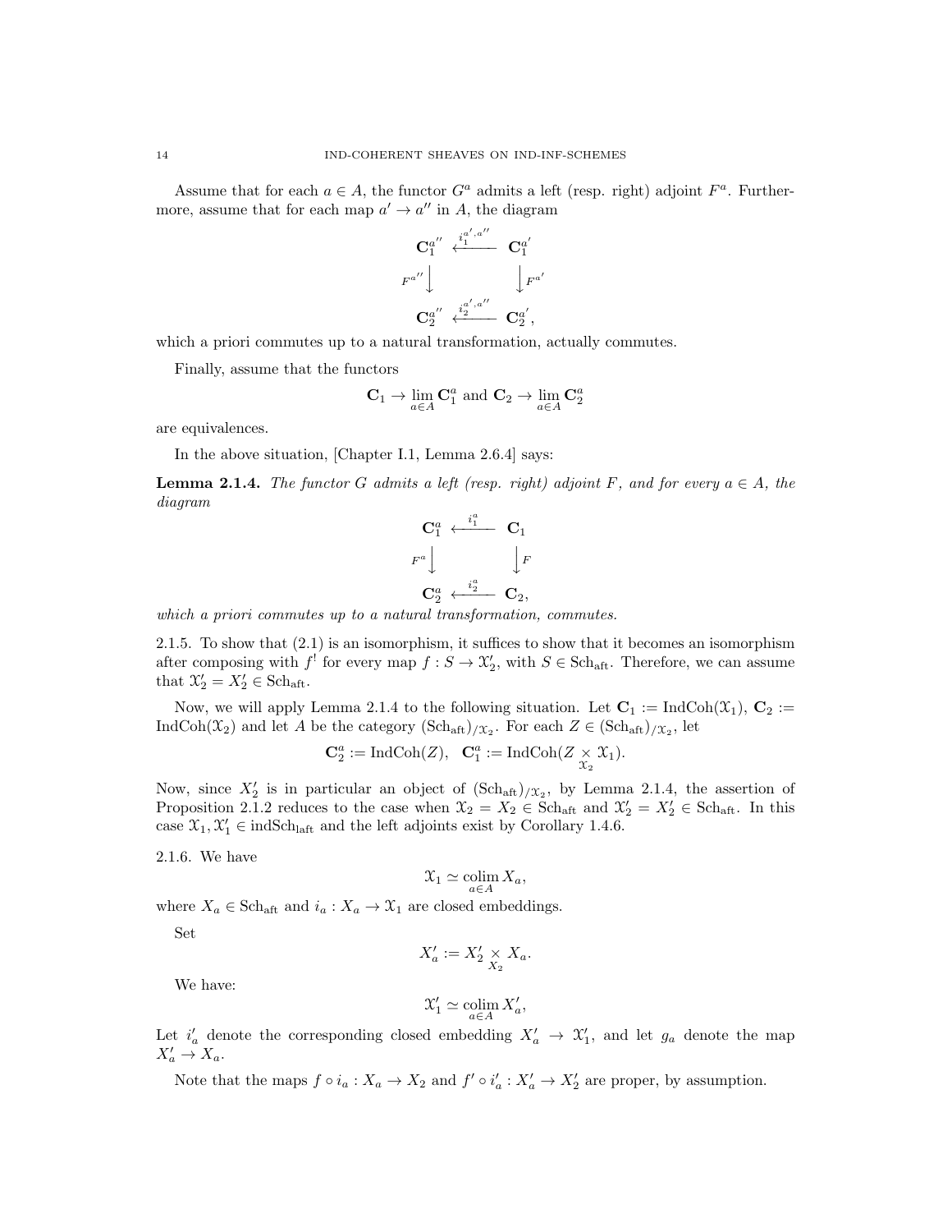Assume that for each $a \in A$, the functor $G^a$ admits a left (resp. right) adjoint $F^a$. Furthermore, assume that for each map $a' \to a''$ in $A$, the diagram

$$\begin{array}{ccc} \mathbf{C}_1^{a''} & \xleftarrow{i_1^{a',a''}} & \mathbf{C}_1^{a'} \\ {\scriptstyle F^{a''}}\big\downarrow & & \big\downarrow{\scriptstyle F^{a'}} \\ \mathbf{C}_2^{a''} & \xleftarrow{i_2^{a',a''}} & \mathbf{C}_2^{a'}, \end{array}$$

which a priori commutes up to a natural transformation, actually commutes.

Finally, assume that the functors

$$\mathbf{C}_1 \to \lim_{a \in A} \mathbf{C}_1^a \text{ and } \mathbf{C}_2 \to \lim_{a \in A} \mathbf{C}_2^a$$

are equivalences.

In the above situation, [Chapter I.1, Lemma 2.6.4] says:

**Lemma 2.1.4.** *The functor $G$ admits a left (resp. right) adjoint $F$, and for every $a \in A$, the diagram*

$$\begin{array}{ccc} \mathbf{C}_1^{a} & \xleftarrow{i_1^{a}} & \mathbf{C}_1 \\ {\scriptstyle F^{a}}\big\downarrow & & \big\downarrow{\scriptstyle F} \\ \mathbf{C}_2^{a} & \xleftarrow{i_2^{a}} & \mathbf{C}_2, \end{array}$$

*which a priori commutes up to a natural transformation, commutes.*

2.1.5. To show that (2.1) is an isomorphism, it suffices to show that it becomes an isomorphism after composing with $f^!$ for every map $f : S \to \mathcal{X}_2'$, with $S \in \mathrm{Sch}_{\mathrm{aft}}$. Therefore, we can assume that $\mathcal{X}_2' = X_2' \in \mathrm{Sch}_{\mathrm{aft}}$.

Now, we will apply Lemma 2.1.4 to the following situation. Let $\mathbf{C}_1 := \mathrm{IndCoh}(\mathcal{X}_1)$, $\mathbf{C}_2 := \mathrm{IndCoh}(\mathcal{X}_2)$ and let $A$ be the category $(\mathrm{Sch}_{\mathrm{aft}})_{/\mathcal{X}_2}$. For each $Z \in (\mathrm{Sch}_{\mathrm{aft}})_{/\mathcal{X}_2}$, let

$$\mathbf{C}_2^a := \mathrm{IndCoh}(Z), \quad \mathbf{C}_1^a := \mathrm{IndCoh}(Z \underset{\mathcal{X}_2}{\times} \mathcal{X}_1).$$

Now, since $X_2'$ is in particular an object of $(\mathrm{Sch}_{\mathrm{aft}})_{/\mathcal{X}_2}$, by Lemma 2.1.4, the assertion of Proposition 2.1.2 reduces to the case when $\mathcal{X}_2 = X_2 \in \mathrm{Sch}_{\mathrm{aft}}$ and $\mathcal{X}_2' = X_2' \in \mathrm{Sch}_{\mathrm{aft}}$. In this case $\mathcal{X}_1, \mathcal{X}_1' \in \mathrm{indSch}_{\mathrm{laft}}$ and the left adjoints exist by Corollary 1.4.6.

2.1.6. We have

$$\mathcal{X}_1 \simeq \underset{a \in A}{\mathrm{colim}}\, X_a,$$

where $X_a \in \mathrm{Sch}_{\mathrm{aft}}$ and $i_a : X_a \to \mathcal{X}_1$ are closed embeddings.

Set

$$X_a' := X_2' \underset{X_2}{\times} X_a.$$

We have:

$$\mathcal{X}_1' \simeq \underset{a \in A}{\mathrm{colim}}\, X_a',$$

Let $i_a'$ denote the corresponding closed embedding $X_a' \to \mathcal{X}_1'$, and let $g_a$ denote the map $X_a' \to X_a$.

Note that the maps $f \circ i_a : X_a \to X_2$ and $f' \circ i_a' : X_a' \to X_2'$ are proper, by assumption.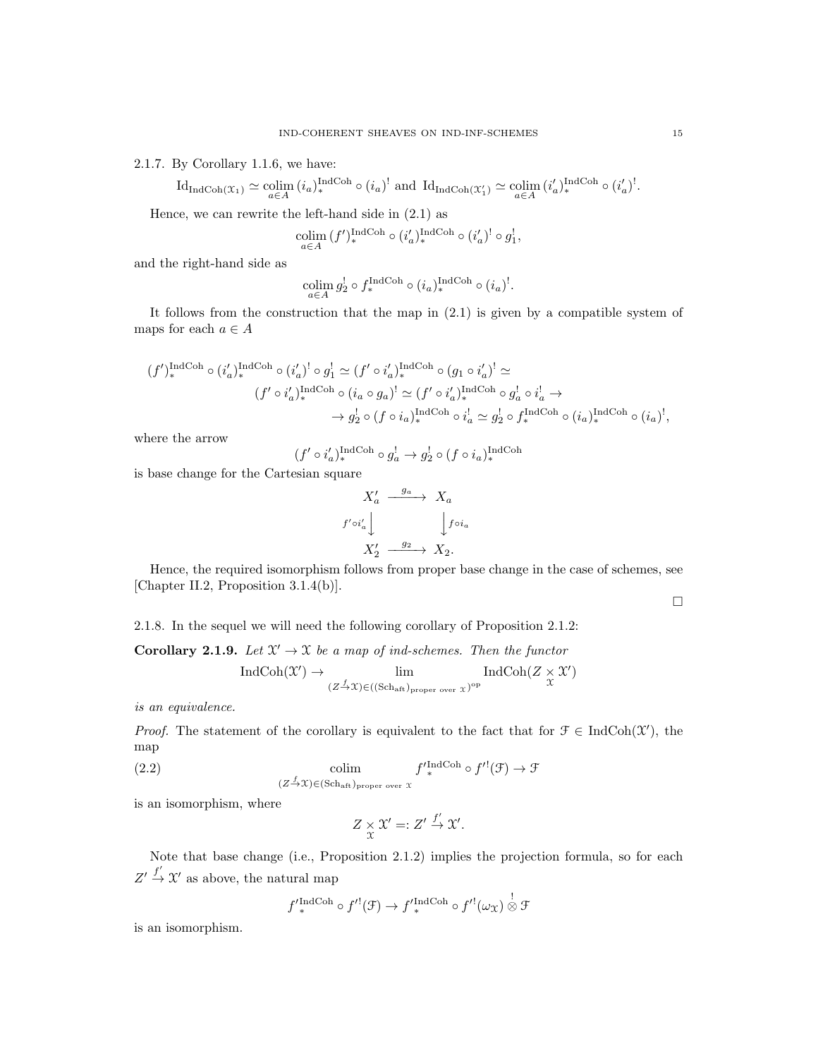2.1.7. By Corollary 1.1.6, we have:

$$\mathrm{Id}_{\mathrm{IndCoh}(\mathcal{X}_1)} \simeq \underset{a\in A}{\mathrm{colim}}\, (i_a)_*^{\mathrm{IndCoh}} \circ (i_a)^! \text{ and } \mathrm{Id}_{\mathrm{IndCoh}(\mathcal{X}'_1)} \simeq \underset{a\in A}{\mathrm{colim}}\, (i'_a)_*^{\mathrm{IndCoh}} \circ (i'_a)^!.$$

Hence, we can rewrite the left-hand side in (2.1) as

$$\underset{a\in A}{\mathrm{colim}}\, (f')_*^{\mathrm{IndCoh}} \circ (i'_a)_*^{\mathrm{IndCoh}} \circ (i'_a)^! \circ g_1^!,$$

and the right-hand side as

$$\underset{a\in A}{\mathrm{colim}}\, g_2^! \circ f_*^{\mathrm{IndCoh}} \circ (i_a)_*^{\mathrm{IndCoh}} \circ (i_a)^!.$$

It follows from the construction that the map in (2.1) is given by a compatible system of maps for each $a \in A$

$$\begin{aligned}(f')_*^{\mathrm{IndCoh}} \circ (i'_a)_*^{\mathrm{IndCoh}} \circ (i'_a)^! \circ g_1^! \simeq (f' \circ i'_a)_*^{\mathrm{IndCoh}} \circ (g_1 \circ i'_a)^! \simeq \\ (f' \circ i'_a)_*^{\mathrm{IndCoh}} \circ (i_a \circ g_a)^! \simeq (f' \circ i'_a)_*^{\mathrm{IndCoh}} \circ g_a^! \circ i_a^! \to \\ \to g_2^! \circ (f \circ i_a)_*^{\mathrm{IndCoh}} \circ i_a^! \simeq g_2^! \circ f_*^{\mathrm{IndCoh}} \circ (i_a)_*^{\mathrm{IndCoh}} \circ (i_a)^!,\end{aligned}$$

where the arrow

$$(f' \circ i'_a)_*^{\mathrm{IndCoh}} \circ g_a^! \to g_2^! \circ (f \circ i_a)_*^{\mathrm{IndCoh}}$$

is base change for the Cartesian square

$$\begin{array}{ccc} X'_a & \xrightarrow{g_a} & X_a \\ {\scriptstyle f'\circ i'_a}\downarrow & & \downarrow{\scriptstyle f\circ i_a} \\ X'_2 & \xrightarrow{g_2} & X_2. \end{array}$$

Hence, the required isomorphism follows from proper base change in the case of schemes, see [Chapter II.2, Proposition 3.1.4(b)].

□

2.1.8. In the sequel we will need the following corollary of Proposition 2.1.2:

**Corollary 2.1.9.** *Let $\mathcal{X}' \to \mathcal{X}$ be a map of ind-schemes. Then the functor*

$$\mathrm{IndCoh}(\mathcal{X}') \to \lim_{(Z \xrightarrow{f} \mathcal{X}) \in ((\mathrm{Sch}_{\mathrm{aft}})_{\text{proper over } \mathcal{X}})^{\mathrm{op}}} \mathrm{IndCoh}(Z \underset{\mathcal{X}}{\times} \mathcal{X}')$$

*is an equivalence.*

*Proof.* The statement of the corollary is equivalent to the fact that for $\mathcal{F} \in \mathrm{IndCoh}(\mathcal{X}')$, the map

$$\underset{(Z \xrightarrow{f} \mathcal{X}) \in (\mathrm{Sch}_{\mathrm{aft}})_{\text{proper over } \mathcal{X}}}{\mathrm{colim}} f'^{\mathrm{IndCoh}}_* \circ f'^!(\mathcal{F}) \to \mathcal{F} \tag{2.2}$$

is an isomorphism, where

$$Z \underset{\mathcal{X}}{\times} \mathcal{X}' =: Z' \xrightarrow{f'} \mathcal{X}'.$$

Note that base change (i.e., Proposition 2.1.2) implies the projection formula, so for each $Z' \xrightarrow{f'} \mathcal{X}'$ as above, the natural map

$$f'^{\mathrm{IndCoh}}_* \circ f'^!(\mathcal{F}) \to f'^{\mathrm{IndCoh}}_* \circ f'^!(\omega_{\mathcal{X}}) \overset{!}{\otimes} \mathcal{F}$$

is an isomorphism.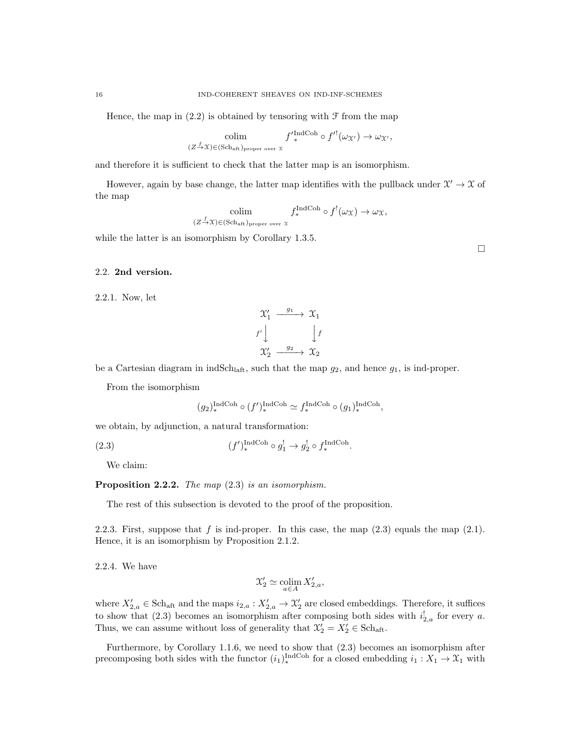Hence, the map in (2.2) is obtained by tensoring with $\mathcal{F}$ from the map

$$\underset{(Z \xrightarrow{f} \mathcal{X}) \in (\mathrm{Sch}_{\mathrm{aft}})_{\text{proper over } \mathcal{X}}}{\mathrm{colim}} f'^{\mathrm{IndCoh}}_* \circ f'^!(\omega_{\mathcal{X}'}) \to \omega_{\mathcal{X}'},$$

and therefore it is sufficient to check that the latter map is an isomorphism.

However, again by base change, the latter map identifies with the pullback under $\mathcal{X}' \to \mathcal{X}$ of the map

$$\underset{(Z \xrightarrow{f} \mathcal{X}) \in (\mathrm{Sch}_{\mathrm{aft}})_{\text{proper over } \mathcal{X}}}{\mathrm{colim}} f^{\mathrm{IndCoh}}_* \circ f^!(\omega_{\mathcal{X}}) \to \omega_{\mathcal{X}},$$

while the latter is an isomorphism by Corollary 1.3.5.

□

### 2.2. **2nd version.**

2.2.1. Now, let

$$\begin{array}{ccc} \mathcal{X}_1' & \xrightarrow{g_1} & \mathcal{X}_1 \\ {\scriptstyle f'}\downarrow & & \downarrow{\scriptstyle f} \\ \mathcal{X}_2' & \xrightarrow{g_2} & \mathcal{X}_2 \end{array}$$

be a Cartesian diagram in $\mathrm{indSch}_{\mathrm{laft}}$, such that the map $g_2$, and hence $g_1$, is ind-proper.

From the isomorphism

$$(g_2)^{\mathrm{IndCoh}}_* \circ (f')^{\mathrm{IndCoh}}_* \simeq f^{\mathrm{IndCoh}}_* \circ (g_1)^{\mathrm{IndCoh}}_*,$$

we obtain, by adjunction, a natural transformation:

$$(f')^{\mathrm{IndCoh}}_* \circ g_1^! \to g_2^! \circ f^{\mathrm{IndCoh}}_*. \tag{2.3}$$

We claim:

**Proposition 2.2.2.** *The map* (2.3) *is an isomorphism.*

The rest of this subsection is devoted to the proof of the proposition.

2.2.3. First, suppose that $f$ is ind-proper. In this case, the map (2.3) equals the map (2.1). Hence, it is an isomorphism by Proposition 2.1.2.

2.2.4. We have

$$\mathcal{X}_2' \simeq \underset{a \in A}{\mathrm{colim}}\, X_{2,a}',$$

where $X_{2,a}' \in \mathrm{Sch}_{\mathrm{aft}}$ and the maps $i_{2,a} : X_{2,a}' \to \mathcal{X}_2'$ are closed embeddings. Therefore, it suffices to show that (2.3) becomes an isomorphism after composing both sides with $i_{2,a}^!$ for every $a$. Thus, we can assume without loss of generality that $\mathcal{X}_2' = X_2' \in \mathrm{Sch}_{\mathrm{aft}}$.

Furthermore, by Corollary 1.1.6, we need to show that (2.3) becomes an isomorphism after precomposing both sides with the functor $(i_1)^{\mathrm{IndCoh}}_*$ for a closed embedding $i_1 : X_1 \to \mathcal{X}_1$ with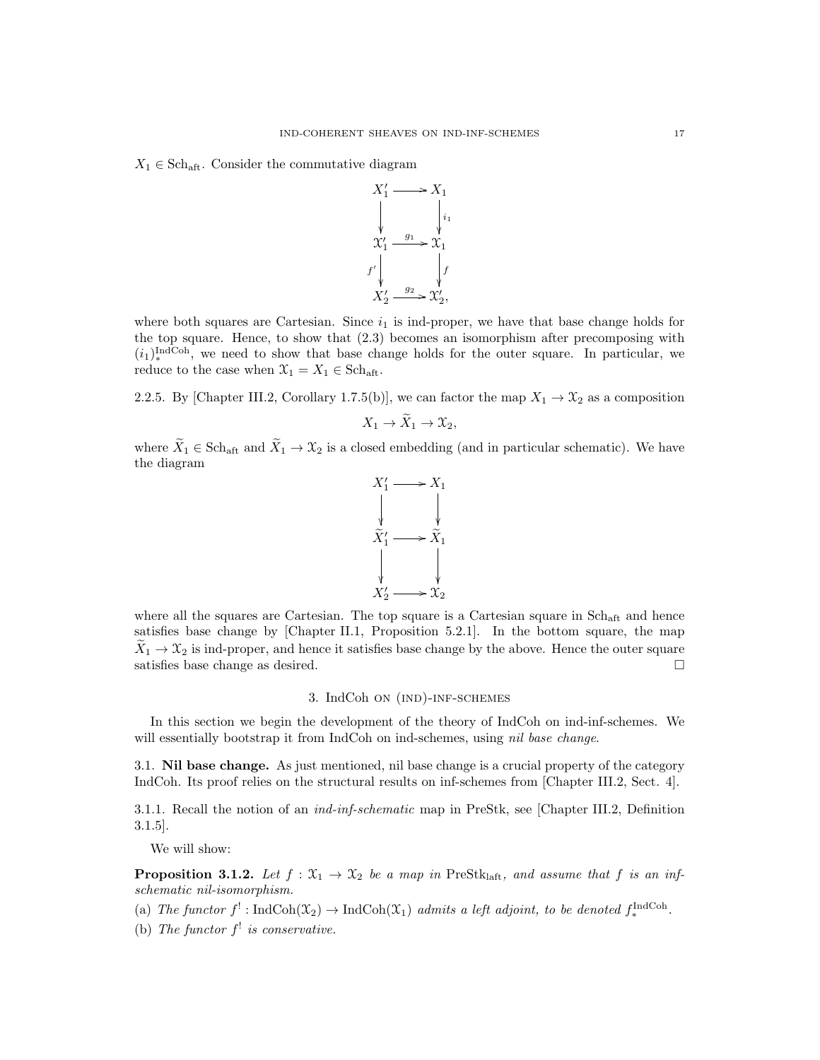$X_1 \in \mathrm{Sch}_{\mathrm{aft}}$. Consider the commutative diagram

$$\begin{array}{ccc} X_1' & \longrightarrow & X_1 \\ \downarrow & & \downarrow {\scriptstyle i_1} \\ \mathcal{X}_1' & \xrightarrow{g_1} & \mathcal{X}_1 \\ {\scriptstyle f'}\downarrow & & \downarrow {\scriptstyle f} \\ X_2' & \xrightarrow{g_2} & \mathcal{X}_2', \end{array}$$

where both squares are Cartesian. Since $i_1$ is ind-proper, we have that base change holds for the top square. Hence, to show that (2.3) becomes an isomorphism after precomposing with $(i_1)_*^{\mathrm{IndCoh}}$, we need to show that base change holds for the outer square. In particular, we reduce to the case when $\mathcal{X}_1 = X_1 \in \mathrm{Sch}_{\mathrm{aft}}$.

2.2.5. By [Chapter III.2, Corollary 1.7.5(b)], we can factor the map $X_1 \to \mathcal{X}_2$ as a composition

$$X_1 \to \widetilde{X}_1 \to \mathcal{X}_2,$$

where $\widetilde{X}_1 \in \mathrm{Sch}_{\mathrm{aft}}$ and $\widetilde{X}_1 \to \mathcal{X}_2$ is a closed embedding (and in particular schematic). We have the diagram

$$\begin{array}{ccc} X_1' & \longrightarrow & X_1 \\ \downarrow & & \downarrow \\ \widetilde{X}_1' & \longrightarrow & \widetilde{X}_1 \\ \downarrow & & \downarrow \\ X_2' & \longrightarrow & \mathcal{X}_2 \end{array}$$

where all the squares are Cartesian. The top square is a Cartesian square in $\mathrm{Sch}_{\mathrm{aft}}$ and hence satisfies base change by [Chapter II.1, Proposition 5.2.1]. In the bottom square, the map $\widetilde{X}_1 \to \mathcal{X}_2$ is ind-proper, and hence it satisfies base change by the above. Hence the outer square satisfies base change as desired. □

## 3. IndCoh on (ind)-inf-schemes

In this section we begin the development of the theory of IndCoh on ind-inf-schemes. We will essentially bootstrap it from IndCoh on ind-schemes, using *nil base change*.

### 3.1. Nil base change.

As just mentioned, nil base change is a crucial property of the category IndCoh. Its proof relies on the structural results on inf-schemes from [Chapter III.2, Sect. 4].

3.1.1. Recall the notion of an *ind-inf-schematic* map in PreStk, see [Chapter III.2, Definition 3.1.5].

We will show:

**Proposition 3.1.2.** *Let $f : \mathcal{X}_1 \to \mathcal{X}_2$ be a map in $\mathrm{PreStk}_{\mathrm{laft}}$, and assume that $f$ is an inf-schematic nil-isomorphism.*

(a) *The functor $f^! : \mathrm{IndCoh}(\mathcal{X}_2) \to \mathrm{IndCoh}(\mathcal{X}_1)$ admits a left adjoint, to be denoted $f_*^{\mathrm{IndCoh}}$.*

(b) *The functor $f^!$ is conservative.*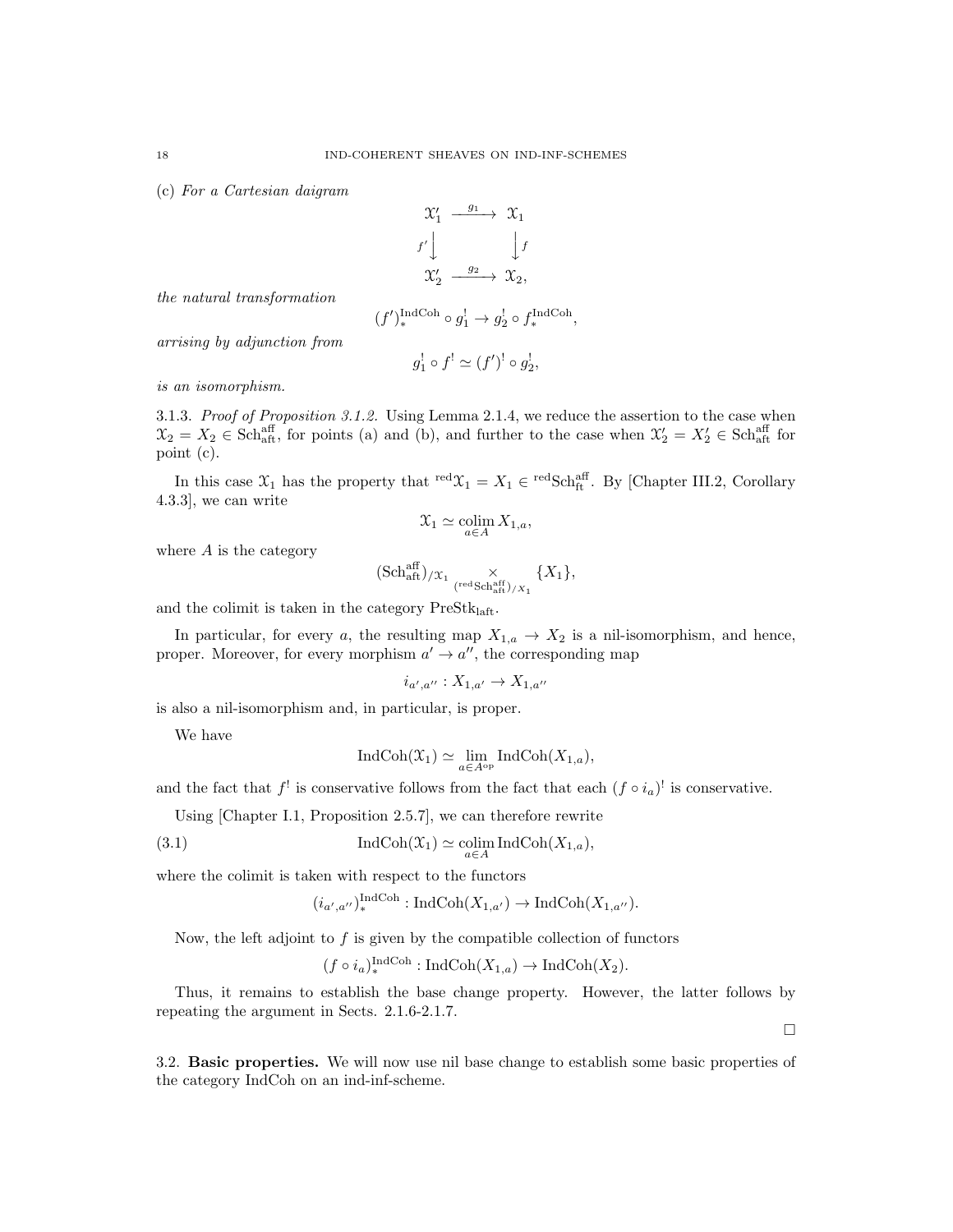(c) *For a Cartesian daigram*

$$\begin{array}{ccc} \mathcal{X}_1' & \xrightarrow{g_1} & \mathcal{X}_1 \\ {\scriptstyle f'}\downarrow & & \downarrow{\scriptstyle f} \\ \mathcal{X}_2' & \xrightarrow{g_2} & \mathcal{X}_2, \end{array}$$

*the natural transformation*

$$(f')^{\mathrm{IndCoh}}_* \circ g_1^! \to g_2^! \circ f^{\mathrm{IndCoh}}_*,$$

*arrising by adjunction from*

$$g_1^! \circ f^! \simeq (f')^! \circ g_2^!,$$

*is an isomorphism.*

3.1.3. *Proof of Proposition 3.1.2.* Using Lemma 2.1.4, we reduce the assertion to the case when $\mathcal{X}_2 = X_2 \in \mathrm{Sch}^{\mathrm{aff}}_{\mathrm{aft}}$, for points (a) and (b), and further to the case when $\mathcal{X}_2' = X_2' \in \mathrm{Sch}^{\mathrm{aff}}_{\mathrm{aft}}$ for point (c).

In this case $\mathcal{X}_1$ has the property that ${}^{\mathrm{red}}\mathcal{X}_1 = X_1 \in {}^{\mathrm{red}}\mathrm{Sch}^{\mathrm{aff}}_{\mathrm{ft}}$. By [Chapter III.2, Corollary 4.3.3], we can write

$$\mathcal{X}_1 \simeq \underset{a \in A}{\mathrm{colim}}\, X_{1,a},$$

where $A$ is the category

$$(\mathrm{Sch}^{\mathrm{aff}}_{\mathrm{aft}})_{/\mathcal{X}_1} \underset{({}^{\mathrm{red}}\mathrm{Sch}^{\mathrm{aff}}_{\mathrm{aft}})_{/X_1}}{\times} \{X_1\},$$

and the colimit is taken in the category $\mathrm{PreStk}_{\mathrm{laft}}$.

In particular, for every $a$, the resulting map $X_{1,a} \to X_2$ is a nil-isomorphism, and hence, proper. Moreover, for every morphism $a' \to a''$, the corresponding map

$$i_{a',a''} : X_{1,a'} \to X_{1,a''}$$

is also a nil-isomorphism and, in particular, is proper.

We have

$$\mathrm{IndCoh}(\mathcal{X}_1) \simeq \underset{a \in A^{\mathrm{op}}}{\lim}\, \mathrm{IndCoh}(X_{1,a}),$$

and the fact that $f^!$ is conservative follows from the fact that each $(f \circ i_a)^!$ is conservative.

Using [Chapter I.1, Proposition 2.5.7], we can therefore rewrite

$$\mathrm{IndCoh}(\mathcal{X}_1) \simeq \underset{a \in A}{\mathrm{colim}}\, \mathrm{IndCoh}(X_{1,a}), \tag{3.1}$$

where the colimit is taken with respect to the functors

$$(i_{a',a''})^{\mathrm{IndCoh}}_* : \mathrm{IndCoh}(X_{1,a'}) \to \mathrm{IndCoh}(X_{1,a''}).$$

Now, the left adjoint to $f$ is given by the compatible collection of functors

$$(f \circ i_a)^{\mathrm{IndCoh}}_* : \mathrm{IndCoh}(X_{1,a}) \to \mathrm{IndCoh}(X_2).$$

Thus, it remains to establish the base change property. However, the latter follows by repeating the argument in Sects. 2.1.6-2.1.7.

□

3.2. **Basic properties.** We will now use nil base change to establish some basic properties of the category IndCoh on an ind-inf-scheme.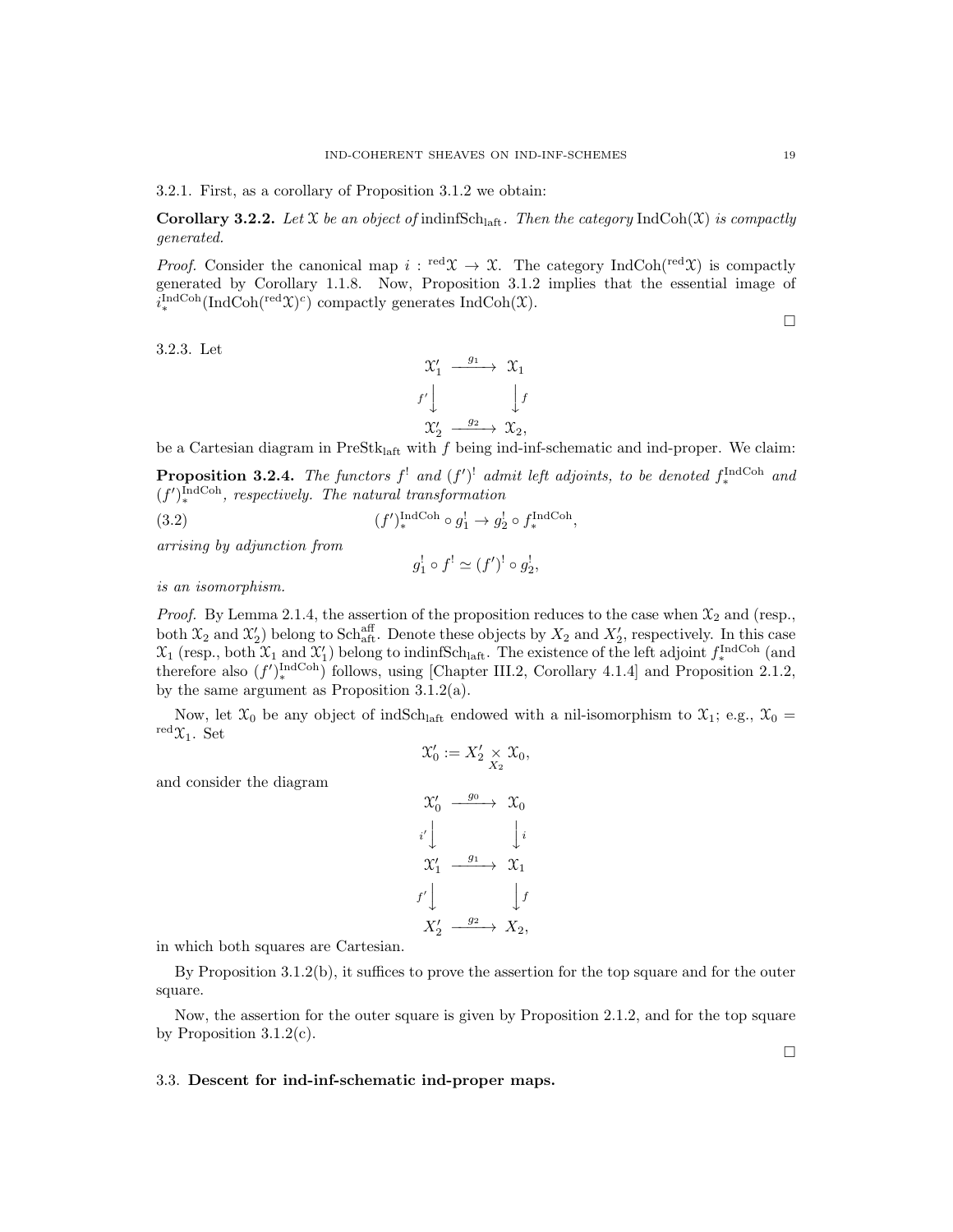3.2.1. First, as a corollary of Proposition 3.1.2 we obtain:

**Corollary 3.2.2.** *Let $\mathcal{X}$ be an object of* $\text{indinfSch}_{\text{laft}}$. *Then the category* $\text{IndCoh}(\mathcal{X})$ *is compactly generated.*

*Proof.* Consider the canonical map $i : {}^{\text{red}}\mathcal{X} \to \mathcal{X}$. The category $\text{IndCoh}({}^{\text{red}}\mathcal{X})$ is compactly generated by Corollary 1.1.8. Now, Proposition 3.1.2 implies that the essential image of $i_*^{\text{IndCoh}}(\text{IndCoh}({}^{\text{red}}\mathcal{X})^c)$ compactly generates $\text{IndCoh}(\mathcal{X})$.

□

3.2.3. Let

$$\begin{array}{ccc} \mathcal{X}_1' & \xrightarrow{g_1} & \mathcal{X}_1 \\ {\scriptstyle f'}\downarrow & & \downarrow{\scriptstyle f} \\ \mathcal{X}_2' & \xrightarrow{g_2} & \mathcal{X}_2, \end{array}$$

be a Cartesian diagram in $\text{PreStk}_{\text{laft}}$ with $f$ being ind-inf-schematic and ind-proper. We claim:

**Proposition 3.2.4.** *The functors $f^!$ and $(f')^!$ admit left adjoints, to be denoted $f_*^{\text{IndCoh}}$ and $(f')_*^{\text{IndCoh}}$, respectively. The natural transformation*

$$(f')_*^{\text{IndCoh}} \circ g_1^! \to g_2^! \circ f_*^{\text{IndCoh}}, \tag{3.2}$$

*arrising by adjunction from*

$$g_1^! \circ f^! \simeq (f')^! \circ g_2^!,$$

*is an isomorphism.*

*Proof.* By Lemma 2.1.4, the assertion of the proposition reduces to the case when $\mathcal{X}_2$ and (resp., both $\mathcal{X}_2$ and $\mathcal{X}_2'$) belong to $\text{Sch}_{\text{aft}}^{\text{aff}}$. Denote these objects by $X_2$ and $X_2'$, respectively. In this case $\mathcal{X}_1$ (resp., both $\mathcal{X}_1$ and $\mathcal{X}_1'$) belong to $\text{indinfSch}_{\text{laft}}$. The existence of the left adjoint $f_*^{\text{IndCoh}}$ (and therefore also $(f')_*^{\text{IndCoh}}$) follows, using [Chapter III.2, Corollary 4.1.4] and Proposition 2.1.2, by the same argument as Proposition 3.1.2(a).

Now, let $\mathcal{X}_0$ be any object of $\text{indSch}_{\text{laft}}$ endowed with a nil-isomorphism to $\mathcal{X}_1$; e.g., $\mathcal{X}_0 = {}^{\text{red}}\mathcal{X}_1$. Set

$$\mathcal{X}_0' := X_2' \underset{X_2}{\times} \mathcal{X}_0,$$

and consider the diagram

$$\begin{array}{ccc} \mathcal{X}_0' & \xrightarrow{g_0} & \mathcal{X}_0 \\ {\scriptstyle i'}\downarrow & & \downarrow{\scriptstyle i} \\ \mathcal{X}_1' & \xrightarrow{g_1} & \mathcal{X}_1 \\ {\scriptstyle f'}\downarrow & & \downarrow{\scriptstyle f} \\ X_2' & \xrightarrow{g_2} & X_2, \end{array}$$

in which both squares are Cartesian.

By Proposition 3.1.2(b), it suffices to prove the assertion for the top square and for the outer square.

Now, the assertion for the outer square is given by Proposition 2.1.2, and for the top square by Proposition 3.1.2(c).

□

### 3.3. **Descent for ind-inf-schematic ind-proper maps.**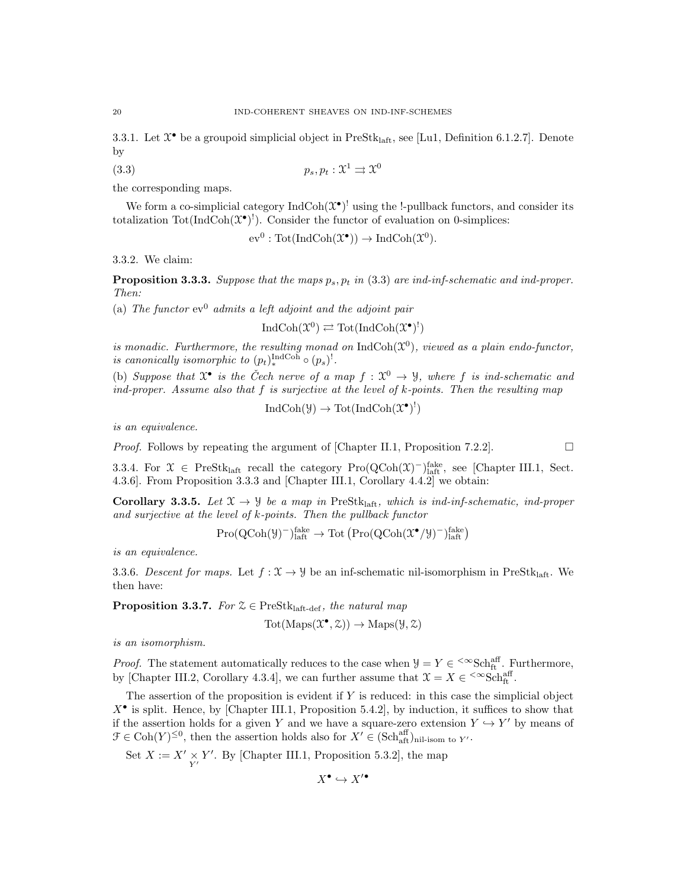3.3.1. Let $\mathcal{X}^\bullet$ be a groupoid simplicial object in $\mathrm{PreStk}_{\mathrm{laft}}$, see [Lu1, Definition 6.1.2.7]. Denote by

$$p_s, p_t : \mathcal{X}^1 \rightrightarrows \mathcal{X}^0 \tag{3.3}$$

the corresponding maps.

We form a co-simplicial category $\mathrm{IndCoh}(\mathcal{X}^\bullet)^!$ using the !-pullback functors, and consider its totalization $\mathrm{Tot}(\mathrm{IndCoh}(\mathcal{X}^\bullet)^!)$. Consider the functor of evaluation on 0-simplices:

$$\mathrm{ev}^0 : \mathrm{Tot}(\mathrm{IndCoh}(\mathcal{X}^\bullet)) \to \mathrm{IndCoh}(\mathcal{X}^0).$$

3.3.2. We claim:

**Proposition 3.3.3.** *Suppose that the maps $p_s, p_t$ in (3.3) are ind-inf-schematic and ind-proper. Then:*

(a) *The functor $\mathrm{ev}^0$ admits a left adjoint and the adjoint pair*

$$\mathrm{IndCoh}(\mathcal{X}^0) \rightleftarrows \mathrm{Tot}(\mathrm{IndCoh}(\mathcal{X}^\bullet)^!)$$

*is monadic. Furthermore, the resulting monad on $\mathrm{IndCoh}(\mathcal{X}^0)$, viewed as a plain endo-functor, is canonically isomorphic to $(p_t)_*^{\mathrm{IndCoh}} \circ (p_s)^!$.*

(b) *Suppose that $\mathcal{X}^\bullet$ is the Čech nerve of a map $f : \mathcal{X}^0 \to \mathcal{Y}$, where $f$ is ind-schematic and ind-proper. Assume also that $f$ is surjective at the level of $k$-points. Then the resulting map*

$$\mathrm{IndCoh}(\mathcal{Y}) \to \mathrm{Tot}(\mathrm{IndCoh}(\mathcal{X}^\bullet)^!)$$

*is an equivalence.*

*Proof.* Follows by repeating the argument of [Chapter II.1, Proposition 7.2.2]. □

3.3.4. For $\mathcal{X} \in \mathrm{PreStk}_{\mathrm{laft}}$ recall the category $\mathrm{Pro}(\mathrm{QCoh}(\mathcal{X})^-)^{\mathrm{fake}}_{\mathrm{laft}}$, see [Chapter III.1, Sect. 4.3.6]. From Proposition 3.3.3 and [Chapter III.1, Corollary 4.4.2] we obtain:

**Corollary 3.3.5.** *Let $\mathcal{X} \to \mathcal{Y}$ be a map in $\mathrm{PreStk}_{\mathrm{laft}}$, which is ind-inf-schematic, ind-proper and surjective at the level of $k$-points. Then the pullback functor*

$$\mathrm{Pro}(\mathrm{QCoh}(\mathcal{Y})^-)^{\mathrm{fake}}_{\mathrm{laft}} \to \mathrm{Tot}\left(\mathrm{Pro}(\mathrm{QCoh}(\mathcal{X}^\bullet/\mathcal{Y})^-)^{\mathrm{fake}}_{\mathrm{laft}}\right)$$

*is an equivalence.*

3.3.6. *Descent for maps.* Let $f : \mathcal{X} \to \mathcal{Y}$ be an inf-schematic nil-isomorphism in $\mathrm{PreStk}_{\mathrm{laft}}$. We then have:

**Proposition 3.3.7.** *For $\mathcal{Z} \in \mathrm{PreStk}_{\mathrm{laft\text{-}def}}$, the natural map*

$$\mathrm{Tot}(\mathrm{Maps}(\mathcal{X}^\bullet, \mathcal{Z})) \to \mathrm{Maps}(\mathcal{Y}, \mathcal{Z})$$

*is an isomorphism.*

*Proof.* The statement automatically reduces to the case when $\mathcal{Y} = Y \in {}^{<\infty}\mathrm{Sch}^{\mathrm{aff}}_{\mathrm{ft}}$. Furthermore, by [Chapter III.2, Corollary 4.3.4], we can further assume that $\mathcal{X} = X \in {}^{<\infty}\mathrm{Sch}^{\mathrm{aff}}_{\mathrm{ft}}$.

The assertion of the proposition is evident if $Y$ is reduced: in this case the simplicial object $X^\bullet$ is split. Hence, by [Chapter III.1, Proposition 5.4.2], by induction, it suffices to show that if the assertion holds for a given $Y$ and we have a square-zero extension $Y \hookrightarrow Y'$ by means of $\mathcal{F} \in \mathrm{Coh}(Y)^{\leq 0}$, then the assertion holds also for $X' \in (\mathrm{Sch}^{\mathrm{aff}}_{\mathrm{aft}})_{\text{nil-isom to } Y'}$.

Set $X := X' \underset{Y'}{\times} Y'$. By [Chapter III.1, Proposition 5.3.2], the map

$$X^\bullet \hookrightarrow X'^\bullet$$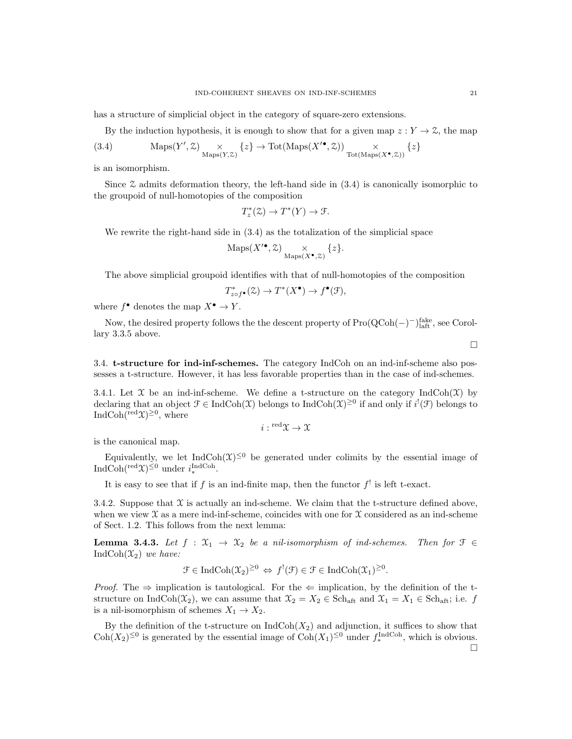has a structure of simplicial object in the category of square-zero extensions.

By the induction hypothesis, it is enough to show that for a given map $z : Y \to \mathcal{Z}$, the map

$$\operatorname{Maps}(Y', \mathcal{Z}) \underset{\operatorname{Maps}(Y,\mathcal{Z})}{\times} \{z\} \to \operatorname{Tot}(\operatorname{Maps}(X'^{\bullet}, \mathcal{Z})) \underset{\operatorname{Tot}(\operatorname{Maps}(X^{\bullet},\mathcal{Z}))}{\times} \{z\} \tag{3.4}$$

is an isomorphism.

Since $\mathcal{Z}$ admits deformation theory, the left-hand side in (3.4) is canonically isomorphic to the groupoid of null-homotopies of the composition

$$T^*_z(\mathcal{Z}) \to T^*(Y) \to \mathcal{F}.$$

We rewrite the right-hand side in (3.4) as the totalization of the simplicial space

$$\operatorname{Maps}(X'^{\bullet}, \mathcal{Z}) \underset{\operatorname{Maps}(X^{\bullet},\mathcal{Z})}{\times} \{z\}.$$

The above simplicial groupoid identifies with that of null-homotopies of the composition

$$T^*_{z \circ f^{\bullet}}(\mathcal{Z}) \to T^*(X^{\bullet}) \to f^{\bullet}(\mathcal{F}),$$

where $f^{\bullet}$ denotes the map $X^{\bullet} \to Y$.

Now, the desired property follows the the descent property of $\operatorname{Pro}(\operatorname{QCoh}(-)^{-})^{\text{fake}}_{\text{laft}}$, see Corollary 3.3.5 above.

□

## 3.4. t-structure for ind-inf-schemes.

The category IndCoh on an ind-inf-scheme also possesses a t-structure. However, it has less favorable properties than in the case of ind-schemes.

3.4.1. Let $\mathcal{X}$ be an ind-inf-scheme. We define a t-structure on the category $\operatorname{IndCoh}(\mathcal{X})$ by declaring that an object $\mathcal{F} \in \operatorname{IndCoh}(\mathcal{X})$ belongs to $\operatorname{IndCoh}(\mathcal{X})^{\geq 0}$ if and only if $i^!(\mathcal{F})$ belongs to $\operatorname{IndCoh}({}^{\text{red}}\mathcal{X})^{\geq 0}$, where

$$i : {}^{\text{red}}\mathcal{X} \to \mathcal{X}$$

is the canonical map.

Equivalently, we let $\operatorname{IndCoh}(\mathcal{X})^{\leq 0}$ be generated under colimits by the essential image of $\operatorname{IndCoh}({}^{\text{red}}\mathcal{X})^{\leq 0}$ under $i^{\operatorname{IndCoh}}_*$.

It is easy to see that if $f$ is an ind-finite map, then the functor $f^!$ is left t-exact.

3.4.2. Suppose that $\mathcal{X}$ is actually an ind-scheme. We claim that the t-structure defined above, when we view $\mathcal{X}$ as a mere ind-inf-scheme, coincides with one for $\mathcal{X}$ considered as an ind-scheme of Sect. 1.2. This follows from the next lemma:

**Lemma 3.4.3.** *Let $f : \mathcal{X}_1 \to \mathcal{X}_2$ be a nil-isomorphism of ind-schemes. Then for $\mathcal{F} \in \operatorname{IndCoh}(\mathcal{X}_2)$ we have:*

$$\mathcal{F} \in \operatorname{IndCoh}(\mathcal{X}_2)^{\geq 0} \Leftrightarrow f^!(\mathcal{F}) \in \mathcal{F} \in \operatorname{IndCoh}(\mathcal{X}_1)^{\geq 0}.$$

*Proof.* The $\Rightarrow$ implication is tautological. For the $\Leftarrow$ implication, by the definition of the t-structure on $\operatorname{IndCoh}(\mathcal{X}_2)$, we can assume that $\mathcal{X}_2 = X_2 \in \operatorname{Sch}_{\text{aft}}$ and $\mathcal{X}_1 = X_1 \in \operatorname{Sch}_{\text{aft}}$; i.e. $f$ is a nil-isomorphism of schemes $X_1 \to X_2$.

By the definition of the t-structure on $\operatorname{IndCoh}(X_2)$ and adjunction, it suffices to show that $\operatorname{Coh}(X_2)^{\leq 0}$ is generated by the essential image of $\operatorname{Coh}(X_1)^{\leq 0}$ under $f^{\operatorname{IndCoh}}_*$, which is obvious.

□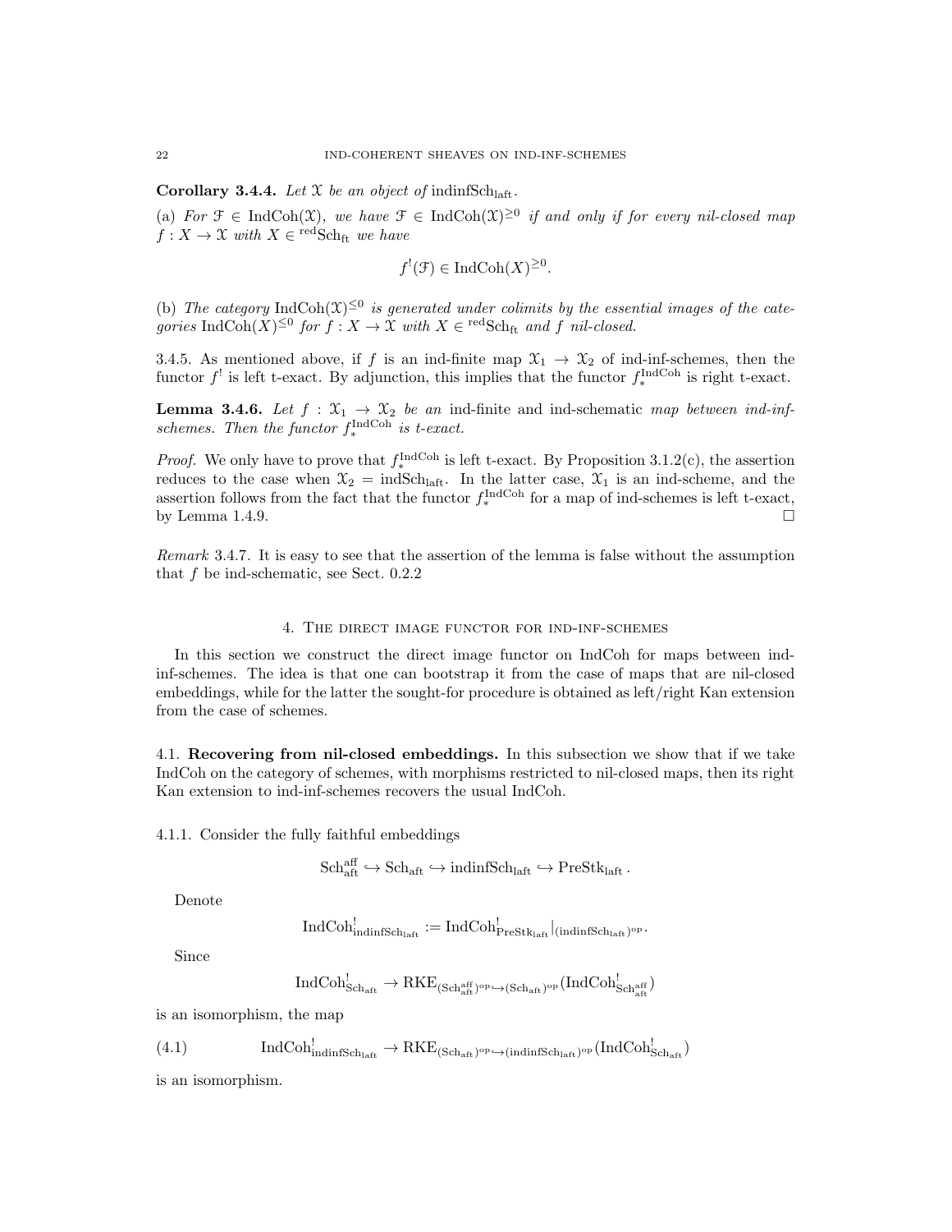**Corollary 3.4.4.** *Let $\mathcal{X}$ be an object of* $\mathrm{indinfSch}_{\mathrm{laft}}$.

(a) *For $\mathcal{F} \in \mathrm{IndCoh}(\mathcal{X})$, we have $\mathcal{F} \in \mathrm{IndCoh}(\mathcal{X})^{\geq 0}$ if and only if for every nil-closed map $f : X \to \mathcal{X}$ with $X \in {}^{\mathrm{red}}\mathrm{Sch}_{\mathrm{ft}}$ we have*

$$f^!(\mathcal{F}) \in \mathrm{IndCoh}(X)^{\geq 0}.$$

(b) *The category $\mathrm{IndCoh}(\mathcal{X})^{\leq 0}$ is generated under colimits by the essential images of the categories $\mathrm{IndCoh}(X)^{\leq 0}$ for $f : X \to \mathcal{X}$ with $X \in {}^{\mathrm{red}}\mathrm{Sch}_{\mathrm{ft}}$ and $f$ nil-closed.*

3.4.5. As mentioned above, if $f$ is an ind-finite map $\mathcal{X}_1 \to \mathcal{X}_2$ of ind-inf-schemes, then the functor $f^!$ is left t-exact. By adjunction, this implies that the functor $f_*^{\mathrm{IndCoh}}$ is right t-exact.

**Lemma 3.4.6.** *Let $f : \mathcal{X}_1 \to \mathcal{X}_2$ be an* ind-finite *and* ind-schematic *map between ind-inf-schemes. Then the functor $f_*^{\mathrm{IndCoh}}$ is t-exact.*

*Proof.* We only have to prove that $f_*^{\mathrm{IndCoh}}$ is left t-exact. By Proposition 3.1.2(c), the assertion reduces to the case when $\mathcal{X}_2 = \mathrm{indSch}_{\mathrm{laft}}$. In the latter case, $\mathcal{X}_1$ is an ind-scheme, and the assertion follows from the fact that the functor $f_*^{\mathrm{IndCoh}}$ for a map of ind-schemes is left t-exact, by Lemma 1.4.9. $\square$

*Remark* 3.4.7. It is easy to see that the assertion of the lemma is false without the assumption that $f$ be ind-schematic, see Sect. 0.2.2

## 4. The direct image functor for ind-inf-schemes

In this section we construct the direct image functor on IndCoh for maps between ind-inf-schemes. The idea is that one can bootstrap it from the case of maps that are nil-closed embeddings, while for the latter the sought-for procedure is obtained as left/right Kan extension from the case of schemes.

### 4.1. Recovering from nil-closed embeddings.

In this subsection we show that if we take IndCoh on the category of schemes, with morphisms restricted to nil-closed maps, then its right Kan extension to ind-inf-schemes recovers the usual IndCoh.

4.1.1. Consider the fully faithful embeddings

$$\mathrm{Sch}^{\mathrm{aff}}_{\mathrm{aft}} \hookrightarrow \mathrm{Sch}_{\mathrm{aft}} \hookrightarrow \mathrm{indinfSch}_{\mathrm{laft}} \hookrightarrow \mathrm{PreStk}_{\mathrm{laft}}.$$

Denote

$$\mathrm{IndCoh}^!_{\mathrm{indinfSch}_{\mathrm{laft}}} := \mathrm{IndCoh}^!_{\mathrm{PreStk}_{\mathrm{laft}}}|_{(\mathrm{indinfSch}_{\mathrm{laft}})^{\mathrm{op}}}.$$

Since

$$\mathrm{IndCoh}^!_{\mathrm{Sch}_{\mathrm{aft}}} \to \mathrm{RKE}_{(\mathrm{Sch}^{\mathrm{aff}}_{\mathrm{aft}})^{\mathrm{op}} \hookrightarrow (\mathrm{Sch}_{\mathrm{aft}})^{\mathrm{op}}}(\mathrm{IndCoh}^!_{\mathrm{Sch}^{\mathrm{aff}}_{\mathrm{aft}}})$$

is an isomorphism, the map

$$\mathrm{IndCoh}^!_{\mathrm{indinfSch}_{\mathrm{laft}}} \to \mathrm{RKE}_{(\mathrm{Sch}_{\mathrm{aft}})^{\mathrm{op}} \hookrightarrow (\mathrm{indinfSch}_{\mathrm{laft}})^{\mathrm{op}}}(\mathrm{IndCoh}^!_{\mathrm{Sch}_{\mathrm{aft}}}) \tag{4.1}$$

is an isomorphism.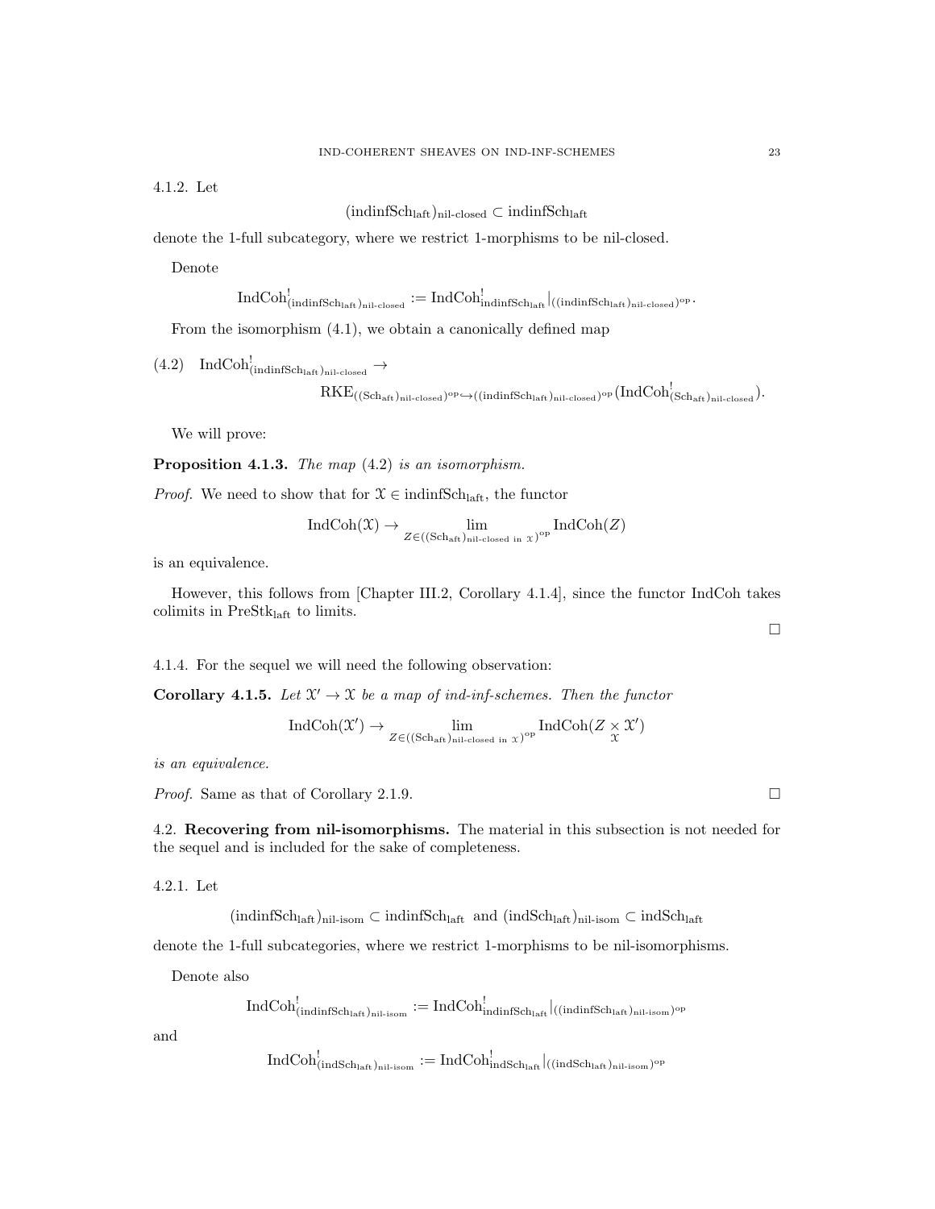4.1.2. Let

$$(\text{indinfSch}_{\text{laft}})_{\text{nil-closed}} \subset \text{indinfSch}_{\text{laft}}$$

denote the 1-full subcategory, where we restrict 1-morphisms to be nil-closed.

Denote

$$\text{IndCoh}^!_{(\text{indinfSch}_{\text{laft}})_{\text{nil-closed}}} := \text{IndCoh}^!_{\text{indinfSch}_{\text{laft}}}|_{((\text{indinfSch}_{\text{laft}})_{\text{nil-closed}})^{\text{op}}}.$$

From the isomorphism (4.1), we obtain a canonically defined map

$$(4.2) \quad \text{IndCoh}^!_{(\text{indinfSch}_{\text{laft}})_{\text{nil-closed}}} \to \text{RKE}_{((\text{Sch}_{\text{aft}})_{\text{nil-closed}})^{\text{op}} \hookrightarrow ((\text{indinfSch}_{\text{laft}})_{\text{nil-closed}})^{\text{op}}}(\text{IndCoh}^!_{(\text{Sch}_{\text{aft}})_{\text{nil-closed}}}).$$

We will prove:

**Proposition 4.1.3.** *The map* (4.2) *is an isomorphism.*

*Proof.* We need to show that for $\mathcal{X} \in \text{indinfSch}_{\text{laft}}$, the functor

$$\text{IndCoh}(\mathcal{X}) \to \lim_{Z \in ((\text{Sch}_{\text{aft}})_{\text{nil-closed in } \mathcal{X}})^{\text{op}}} \text{IndCoh}(Z)$$

is an equivalence.

However, this follows from [Chapter III.2, Corollary 4.1.4], since the functor IndCoh takes colimits in $\text{PreStk}_{\text{laft}}$ to limits.

□

4.1.4. For the sequel we will need the following observation:

**Corollary 4.1.5.** *Let $\mathcal{X}' \to \mathcal{X}$ be a map of ind-inf-schemes. Then the functor*

$$\text{IndCoh}(\mathcal{X}') \to \lim_{Z \in ((\text{Sch}_{\text{aft}})_{\text{nil-closed in } \mathcal{X}})^{\text{op}}} \text{IndCoh}(Z \underset{\mathcal{X}}{\times} \mathcal{X}')$$

*is an equivalence.*

*Proof.* Same as that of Corollary 2.1.9. □

4.2. **Recovering from nil-isomorphisms.** The material in this subsection is not needed for the sequel and is included for the sake of completeness.

4.2.1. Let

$$(\text{indinfSch}_{\text{laft}})_{\text{nil-isom}} \subset \text{indinfSch}_{\text{laft}} \text{ and } (\text{indSch}_{\text{laft}})_{\text{nil-isom}} \subset \text{indSch}_{\text{laft}}$$

denote the 1-full subcategories, where we restrict 1-morphisms to be nil-isomorphisms.

Denote also

$$\text{IndCoh}^!_{(\text{indinfSch}_{\text{laft}})_{\text{nil-isom}}} := \text{IndCoh}^!_{\text{indinfSch}_{\text{laft}}}|_{((\text{indinfSch}_{\text{laft}})_{\text{nil-isom}})^{\text{op}}}$$

and

$$\text{IndCoh}^!_{(\text{indSch}_{\text{laft}})_{\text{nil-isom}}} := \text{IndCoh}^!_{\text{indSch}_{\text{laft}}}|_{((\text{indSch}_{\text{laft}})_{\text{nil-isom}})^{\text{op}}}$$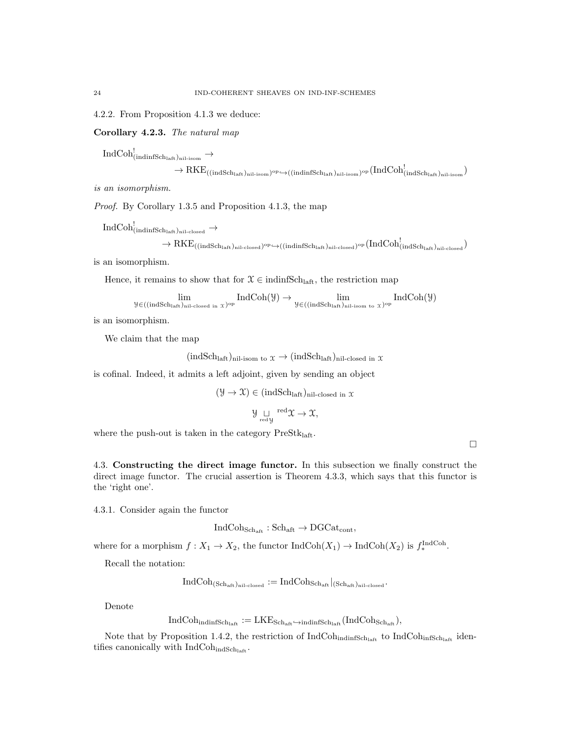4.2.2. From Proposition 4.1.3 we deduce:

**Corollary 4.2.3.** *The natural map*

$$\mathrm{IndCoh}^!_{(\mathrm{indinfSch}_{\mathrm{laft}})_{\text{nil-isom}}} \to$$
$$\to \mathrm{RKE}_{((\mathrm{indSch}_{\mathrm{laft}})_{\text{nil-isom}})^{\mathrm{op}} \hookrightarrow ((\mathrm{indinfSch}_{\mathrm{laft}})_{\text{nil-isom}})^{\mathrm{op}}}(\mathrm{IndCoh}^!_{(\mathrm{indSch}_{\mathrm{laft}})_{\text{nil-isom}}})$$

*is an isomorphism.*

*Proof.* By Corollary 1.3.5 and Proposition 4.1.3, the map

$$\mathrm{IndCoh}^!_{(\mathrm{indinfSch}_{\mathrm{laft}})_{\text{nil-closed}}} \to$$
$$\to \mathrm{RKE}_{((\mathrm{indSch}_{\mathrm{laft}})_{\text{nil-closed}})^{\mathrm{op}} \hookrightarrow ((\mathrm{indinfSch}_{\mathrm{laft}})_{\text{nil-closed}})^{\mathrm{op}}}(\mathrm{IndCoh}^!_{(\mathrm{indSch}_{\mathrm{laft}})_{\text{nil-closed}}})$$

is an isomorphism.

Hence, it remains to show that for $\mathcal{X} \in \mathrm{indinfSch}_{\mathrm{laft}}$, the restriction map

$$\lim_{\mathcal{Y} \in ((\mathrm{indSch}_{\mathrm{laft}})_{\text{nil-closed in } \mathcal{X}})^{\mathrm{op}}} \mathrm{IndCoh}(\mathcal{Y}) \to \lim_{\mathcal{Y} \in ((\mathrm{indSch}_{\mathrm{laft}})_{\text{nil-isom to } \mathcal{X}})^{\mathrm{op}}} \mathrm{IndCoh}(\mathcal{Y})$$

is an isomorphism.

We claim that the map

$$(\mathrm{indSch}_{\mathrm{laft}})_{\text{nil-isom to } \mathcal{X}} \to (\mathrm{indSch}_{\mathrm{laft}})_{\text{nil-closed in } \mathcal{X}}$$

is cofinal. Indeed, it admits a left adjoint, given by sending an object

$$(\mathcal{Y} \to \mathcal{X}) \in (\mathrm{indSch}_{\mathrm{laft}})_{\text{nil-closed in } \mathcal{X}}$$

$$\mathcal{Y} \underset{^{\mathrm{red}}\mathcal{Y}}{\sqcup} {}^{\mathrm{red}}\mathcal{X} \to \mathcal{X},$$

where the push-out is taken in the category $\mathrm{PreStk}_{\mathrm{laft}}$.

□

4.3. **Constructing the direct image functor.** In this subsection we finally construct the direct image functor. The crucial assertion is Theorem 4.3.3, which says that this functor is the 'right one'.

4.3.1. Consider again the functor

$$\mathrm{IndCoh}_{\mathrm{Sch}_{\mathrm{aft}}} : \mathrm{Sch}_{\mathrm{aft}} \to \mathrm{DGCat}_{\mathrm{cont}},$$

where for a morphism $f : X_1 \to X_2$, the functor $\mathrm{IndCoh}(X_1) \to \mathrm{IndCoh}(X_2)$ is $f_*^{\mathrm{IndCoh}}$.

Recall the notation:

$$\mathrm{IndCoh}_{(\mathrm{Sch}_{\mathrm{aft}})_{\text{nil-closed}}} := \mathrm{IndCoh}_{\mathrm{Sch}_{\mathrm{aft}}}|_{(\mathrm{Sch}_{\mathrm{aft}})_{\text{nil-closed}}}.$$

Denote

$$\mathrm{IndCoh}_{\mathrm{indinfSch}_{\mathrm{laft}}} := \mathrm{LKE}_{\mathrm{Sch}_{\mathrm{aft}} \hookrightarrow \mathrm{indinfSch}_{\mathrm{laft}}}(\mathrm{IndCoh}_{\mathrm{Sch}_{\mathrm{aft}}}),$$

Note that by Proposition 1.4.2, the restriction of $\mathrm{IndCoh}_{\mathrm{indinfSch}_{\mathrm{laft}}}$ to $\mathrm{IndCoh}_{\mathrm{infSch}_{\mathrm{laft}}}$ identifies canonically with $\mathrm{IndCoh}_{\mathrm{indSch}_{\mathrm{laft}}}$.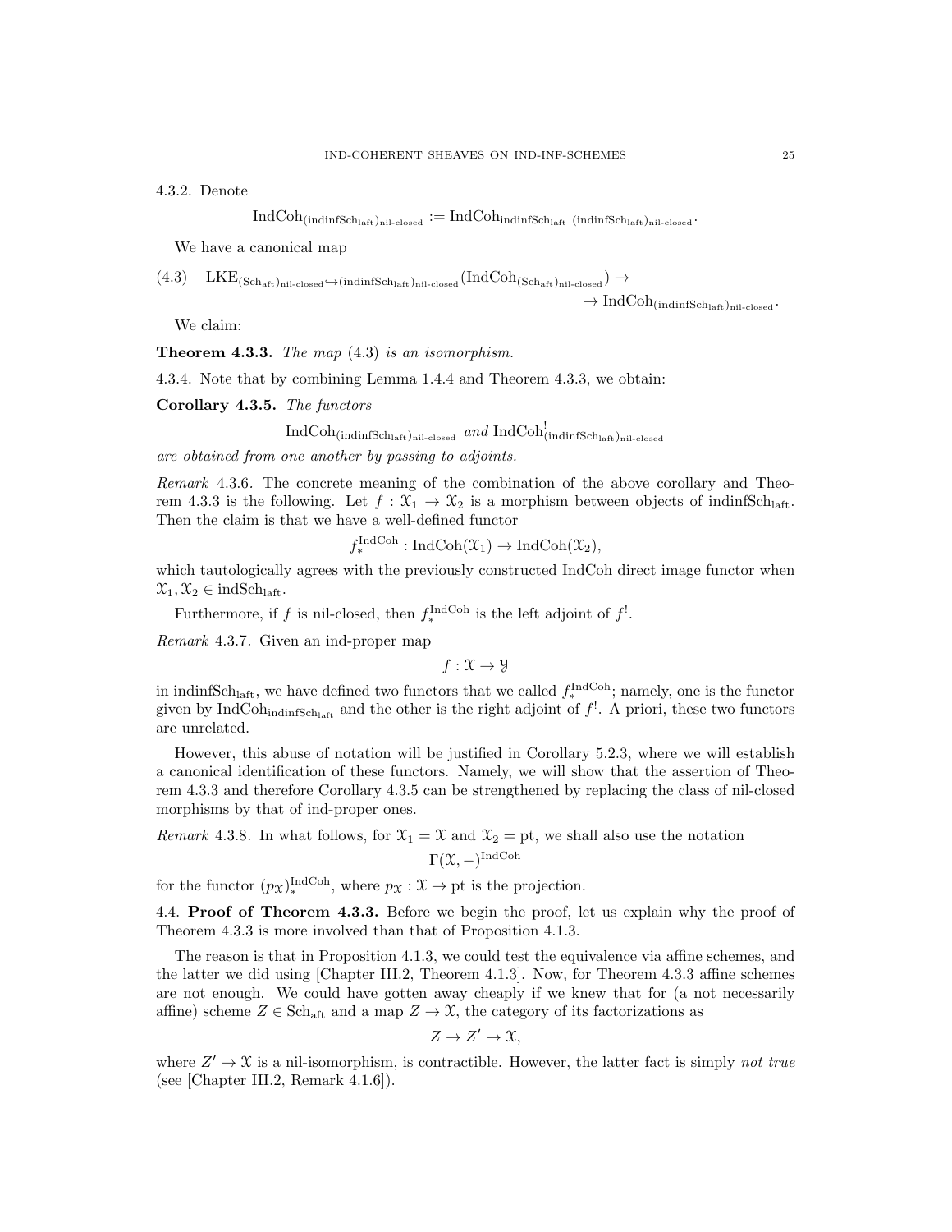4.3.2. Denote

$$\mathrm{IndCoh}_{(\mathrm{indinfSch}_{\mathrm{laft}})_{\mathrm{nil\text{-}closed}}} := \mathrm{IndCoh}_{\mathrm{indinfSch}_{\mathrm{laft}}}|_{(\mathrm{indinfSch}_{\mathrm{laft}})_{\mathrm{nil\text{-}closed}}}.$$

We have a canonical map

$$(4.3) \quad \mathrm{LKE}_{(\mathrm{Sch}_{\mathrm{aft}})_{\mathrm{nil\text{-}closed}} \hookrightarrow (\mathrm{indinfSch}_{\mathrm{laft}})_{\mathrm{nil\text{-}closed}}}(\mathrm{IndCoh}_{(\mathrm{Sch}_{\mathrm{aft}})_{\mathrm{nil\text{-}closed}}}) \to \to \mathrm{IndCoh}_{(\mathrm{indinfSch}_{\mathrm{laft}})_{\mathrm{nil\text{-}closed}}}.$$

We claim:

**Theorem 4.3.3.** *The map (4.3) is an isomorphism.*

4.3.4. Note that by combining Lemma 1.4.4 and Theorem 4.3.3, we obtain:

**Corollary 4.3.5.** *The functors*

$$\mathrm{IndCoh}_{(\mathrm{indinfSch}_{\mathrm{laft}})_{\mathrm{nil\text{-}closed}}} \text{ and } \mathrm{IndCoh}^!_{(\mathrm{indinfSch}_{\mathrm{laft}})_{\mathrm{nil\text{-}closed}}}$$

*are obtained from one another by passing to adjoints.*

*Remark* 4.3.6. The concrete meaning of the combination of the above corollary and Theorem 4.3.3 is the following. Let $f : \mathcal{X}_1 \to \mathcal{X}_2$ is a morphism between objects of $\mathrm{indinfSch}_{\mathrm{laft}}$. Then the claim is that we have a well-defined functor

$$f_*^{\mathrm{IndCoh}} : \mathrm{IndCoh}(\mathcal{X}_1) \to \mathrm{IndCoh}(\mathcal{X}_2),$$

which tautologically agrees with the previously constructed IndCoh direct image functor when $\mathcal{X}_1, \mathcal{X}_2 \in \mathrm{indSch}_{\mathrm{laft}}$.

Furthermore, if $f$ is nil-closed, then $f_*^{\mathrm{IndCoh}}$ is the left adjoint of $f^!$.

*Remark* 4.3.7. Given an ind-proper map

$$f : \mathcal{X} \to \mathcal{Y}$$

in $\mathrm{indinfSch}_{\mathrm{laft}}$, we have defined two functors that we called $f_*^{\mathrm{IndCoh}}$; namely, one is the functor given by $\mathrm{IndCoh}_{\mathrm{indinfSch}_{\mathrm{laft}}}$ and the other is the right adjoint of $f^!$. A priori, these two functors are unrelated.

However, this abuse of notation will be justified in Corollary 5.2.3, where we will establish a canonical identification of these functors. Namely, we will show that the assertion of Theorem 4.3.3 and therefore Corollary 4.3.5 can be strengthened by replacing the class of nil-closed morphisms by that of ind-proper ones.

*Remark* 4.3.8. In what follows, for $\mathcal{X}_1 = \mathcal{X}$ and $\mathcal{X}_2 = \mathrm{pt}$, we shall also use the notation

$$\Gamma(\mathcal{X}, -)^{\mathrm{IndCoh}}$$

for the functor $(p_{\mathcal{X}})_*^{\mathrm{IndCoh}}$, where $p_{\mathcal{X}} : \mathcal{X} \to \mathrm{pt}$ is the projection.

4.4. **Proof of Theorem 4.3.3.** Before we begin the proof, let us explain why the proof of Theorem 4.3.3 is more involved than that of Proposition 4.1.3.

The reason is that in Proposition 4.1.3, we could test the equivalence via affine schemes, and the latter we did using [Chapter III.2, Theorem 4.1.3]. Now, for Theorem 4.3.3 affine schemes are not enough. We could have gotten away cheaply if we knew that for (a not necessarily affine) scheme $Z \in \mathrm{Sch}_{\mathrm{aft}}$ and a map $Z \to \mathcal{X}$, the category of its factorizations as

$$Z \to Z' \to \mathcal{X},$$

where $Z' \to \mathcal{X}$ is a nil-isomorphism, is contractible. However, the latter fact is simply *not true* (see [Chapter III.2, Remark 4.1.6]).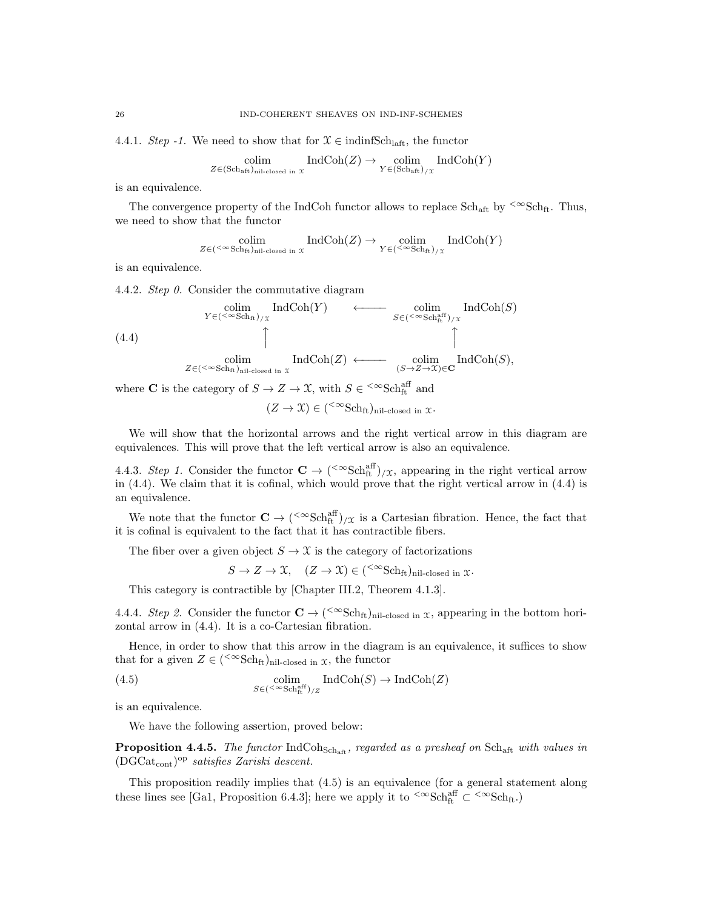4.4.1. *Step -1.* We need to show that for $\mathcal{X} \in \text{indinfSch}_{\text{laft}}$, the functor

$$\underset{Z \in (\text{Sch}_{\text{aft}})_{\text{nil-closed in } \mathcal{X}}}{\text{colim}} \text{IndCoh}(Z) \to \underset{Y \in (\text{Sch}_{\text{aft}})_{/\mathcal{X}}}{\text{colim}} \text{IndCoh}(Y)$$

is an equivalence.

The convergence property of the IndCoh functor allows to replace $\text{Sch}_{\text{aft}}$ by ${}^{<\infty}\text{Sch}_{\text{ft}}$. Thus, we need to show that the functor

$$\underset{Z \in ({}^{<\infty}\text{Sch}_{\text{ft}})_{\text{nil-closed in } \mathcal{X}}}{\text{colim}} \text{IndCoh}(Z) \to \underset{Y \in ({}^{<\infty}\text{Sch}_{\text{ft}})_{/\mathcal{X}}}{\text{colim}} \text{IndCoh}(Y)$$

is an equivalence.

4.4.2. *Step 0.* Consider the commutative diagram

$$\begin{array}{ccc}
\underset{Y \in ({}^{<\infty}\text{Sch}_{\text{ft}})_{/\mathcal{X}}}{\text{colim}} \text{IndCoh}(Y) & \longleftarrow & \underset{S \in ({}^{<\infty}\text{Sch}^{\text{aff}}_{\text{ft}})_{/\mathcal{X}}}{\text{colim}} \text{IndCoh}(S) \\
\uparrow & & \uparrow \\
\underset{Z \in ({}^{<\infty}\text{Sch}_{\text{ft}})_{\text{nil-closed in } \mathcal{X}}}{\text{colim}} \text{IndCoh}(Z) & \longleftarrow & \underset{(S \to Z \to \mathcal{X}) \in \mathbf{C}}{\text{colim}} \text{IndCoh}(S),
\end{array} \tag{4.4}$$

where $\mathbf{C}$ is the category of $S \to Z \to \mathcal{X}$, with $S \in {}^{<\infty}\text{Sch}^{\text{aff}}_{\text{ft}}$ and

$$(Z \to \mathcal{X}) \in ({}^{<\infty}\text{Sch}_{\text{ft}})_{\text{nil-closed in } \mathcal{X}}.$$

We will show that the horizontal arrows and the right vertical arrow in this diagram are equivalences. This will prove that the left vertical arrow is also an equivalence.

4.4.3. *Step 1.* Consider the functor $\mathbf{C} \to ({}^{<\infty}\text{Sch}^{\text{aff}}_{\text{ft}})_{/\mathcal{X}}$, appearing in the right vertical arrow in (4.4). We claim that it is cofinal, which would prove that the right vertical arrow in (4.4) is an equivalence.

We note that the functor $\mathbf{C} \to ({}^{<\infty}\text{Sch}^{\text{aff}}_{\text{ft}})_{/\mathcal{X}}$ is a Cartesian fibration. Hence, the fact that it is cofinal is equivalent to the fact that it has contractible fibers.

The fiber over a given object $S \to \mathcal{X}$ is the category of factorizations

$$S \to Z \to \mathcal{X}, \quad (Z \to \mathcal{X}) \in ({}^{<\infty}\text{Sch}_{\text{ft}})_{\text{nil-closed in } \mathcal{X}}.$$

This category is contractible by [Chapter III.2, Theorem 4.1.3].

4.4.4. *Step 2.* Consider the functor $\mathbf{C} \to ({}^{<\infty}\text{Sch}_{\text{ft}})_{\text{nil-closed in } \mathcal{X}}$, appearing in the bottom horizontal arrow in (4.4). It is a co-Cartesian fibration.

Hence, in order to show that this arrow in the diagram is an equivalence, it suffices to show that for a given $Z \in ({}^{<\infty}\text{Sch}_{\text{ft}})_{\text{nil-closed in } \mathcal{X}}$, the functor

$$\underset{S \in ({}^{<\infty}\text{Sch}^{\text{aff}}_{\text{ft}})_{/Z}}{\text{colim}} \text{IndCoh}(S) \to \text{IndCoh}(Z) \tag{4.5}$$

is an equivalence.

We have the following assertion, proved below:

**Proposition 4.4.5.** *The functor $\text{IndCoh}_{\text{Sch}_{\text{aft}}}$, regarded as a presheaf on $\text{Sch}_{\text{aft}}$ with values in $(\text{DGCat}_{\text{cont}})^{\text{op}}$ satisfies Zariski descent.*

This proposition readily implies that (4.5) is an equivalence (for a general statement along these lines see [Ga1, Proposition 6.4.3]; here we apply it to ${}^{<\infty}\text{Sch}^{\text{aff}}_{\text{ft}} \subset {}^{<\infty}\text{Sch}_{\text{ft}}$.)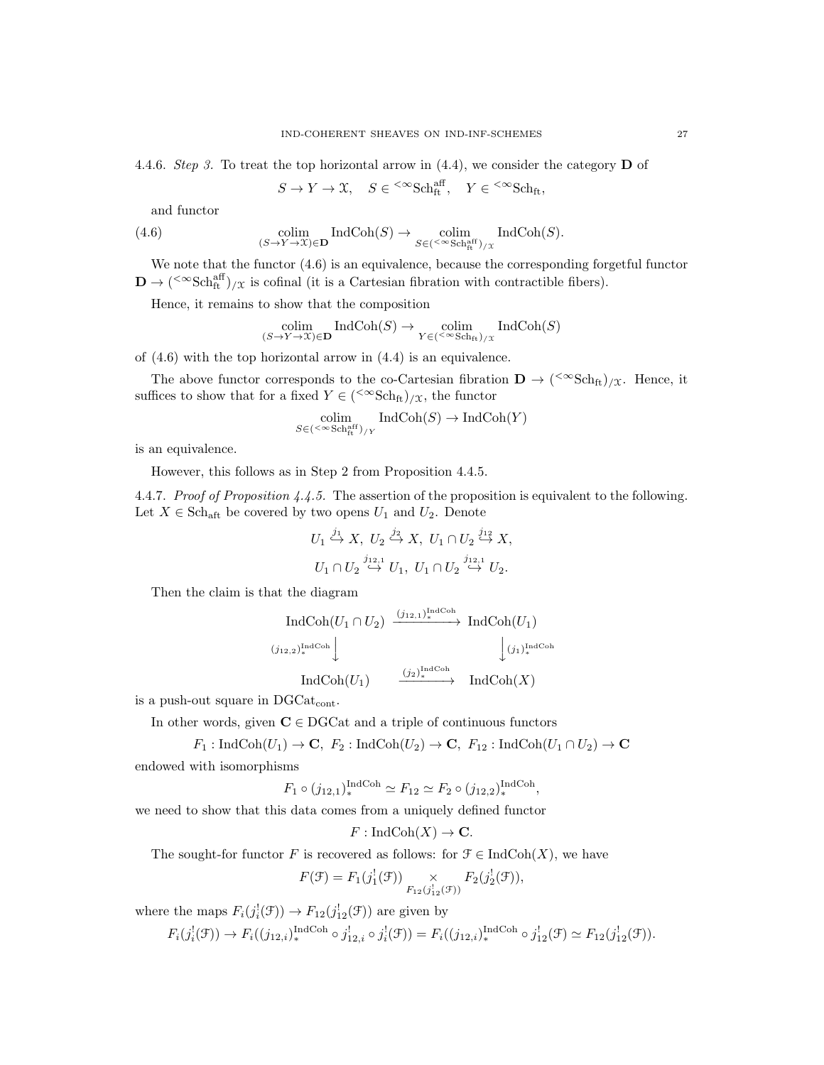4.4.6. *Step 3.* To treat the top horizontal arrow in (4.4), we consider the category $\mathbf{D}$ of

$$S \to Y \to \mathcal{X}, \quad S \in {}^{<\infty}\mathrm{Sch}^{\mathrm{aff}}_{\mathrm{ft}}, \quad Y \in {}^{<\infty}\mathrm{Sch}_{\mathrm{ft}},$$

and functor

$$\underset{(S \to Y \to \mathcal{X}) \in \mathbf{D}}{\mathrm{colim}} \mathrm{IndCoh}(S) \to \underset{S \in ({}^{<\infty}\mathrm{Sch}^{\mathrm{aff}}_{\mathrm{ft}})_{/\mathcal{X}}}{\mathrm{colim}} \mathrm{IndCoh}(S). \tag{4.6}$$

We note that the functor (4.6) is an equivalence, because the corresponding forgetful functor $\mathbf{D} \to ({}^{<\infty}\mathrm{Sch}^{\mathrm{aff}}_{\mathrm{ft}})_{/\mathcal{X}}$ is cofinal (it is a Cartesian fibration with contractible fibers).

Hence, it remains to show that the composition

$$\underset{(S \to Y \to \mathcal{X}) \in \mathbf{D}}{\mathrm{colim}} \mathrm{IndCoh}(S) \to \underset{Y \in ({}^{<\infty}\mathrm{Sch}_{\mathrm{ft}})_{/\mathcal{X}}}{\mathrm{colim}} \mathrm{IndCoh}(S)$$

of (4.6) with the top horizontal arrow in (4.4) is an equivalence.

The above functor corresponds to the co-Cartesian fibration $\mathbf{D} \to ({}^{<\infty}\mathrm{Sch}_{\mathrm{ft}})_{/\mathcal{X}}$. Hence, it suffices to show that for a fixed $Y \in ({}^{<\infty}\mathrm{Sch}_{\mathrm{ft}})_{/\mathcal{X}}$, the functor

$$\underset{S \in ({}^{<\infty}\mathrm{Sch}^{\mathrm{aff}}_{\mathrm{ft}})_{/Y}}{\mathrm{colim}} \mathrm{IndCoh}(S) \to \mathrm{IndCoh}(Y)$$

is an equivalence.

However, this follows as in Step 2 from Proposition 4.4.5.

4.4.7. *Proof of Proposition 4.4.5.* The assertion of the proposition is equivalent to the following. Let $X \in \mathrm{Sch}_{\mathrm{aft}}$ be covered by two opens $U_1$ and $U_2$. Denote

$$U_1 \overset{j_1}{\hookrightarrow} X, \; U_2 \overset{j_2}{\hookrightarrow} X, \; U_1 \cap U_2 \overset{j_{12}}{\hookrightarrow} X,$$

$$U_1 \cap U_2 \overset{j_{12,1}}{\hookrightarrow} U_1, \; U_1 \cap U_2 \overset{j_{12,1}}{\hookrightarrow} U_2.$$

Then the claim is that the diagram

$$\begin{array}{ccc} \mathrm{IndCoh}(U_1 \cap U_2) & \xrightarrow{(j_{12,1})^{\mathrm{IndCoh}}_*} & \mathrm{IndCoh}(U_1) \\ {\scriptstyle (j_{12,2})^{\mathrm{IndCoh}}_*}\downarrow & & \downarrow{\scriptstyle (j_1)^{\mathrm{IndCoh}}_*} \\ \mathrm{IndCoh}(U_1) & \xrightarrow{(j_2)^{\mathrm{IndCoh}}_*} & \mathrm{IndCoh}(X) \end{array}$$

is a push-out square in $\mathrm{DGCat}_{\mathrm{cont}}$.

In other words, given $\mathbf{C} \in \mathrm{DGCat}$ and a triple of continuous functors

$$F_1 : \mathrm{IndCoh}(U_1) \to \mathbf{C}, \; F_2 : \mathrm{IndCoh}(U_2) \to \mathbf{C}, \; F_{12} : \mathrm{IndCoh}(U_1 \cap U_2) \to \mathbf{C}$$

endowed with isomorphisms

$$F_1 \circ (j_{12,1})^{\mathrm{IndCoh}}_* \simeq F_{12} \simeq F_2 \circ (j_{12,2})^{\mathrm{IndCoh}}_*,$$

we need to show that this data comes from a uniquely defined functor

$$F : \mathrm{IndCoh}(X) \to \mathbf{C}.$$

The sought-for functor $F$ is recovered as follows: for $\mathcal{F} \in \mathrm{IndCoh}(X)$, we have

$$F(\mathcal{F}) = F_1(j_1^!(\mathcal{F})) \underset{F_{12}(j_{12}^!(\mathcal{F}))}{\times} F_2(j_2^!(\mathcal{F})),$$

where the maps $F_i(j_i^!(\mathcal{F})) \to F_{12}(j_{12}^!(\mathcal{F}))$ are given by

$$F_i(j_i^!(\mathcal{F})) \to F_i((j_{12,i})^{\mathrm{IndCoh}}_* \circ j_{12,i}^! \circ j_i^!(\mathcal{F})) = F_i((j_{12,i})^{\mathrm{IndCoh}}_* \circ j_{12}^!(\mathcal{F}) \simeq F_{12}(j_{12}^!(\mathcal{F})).$$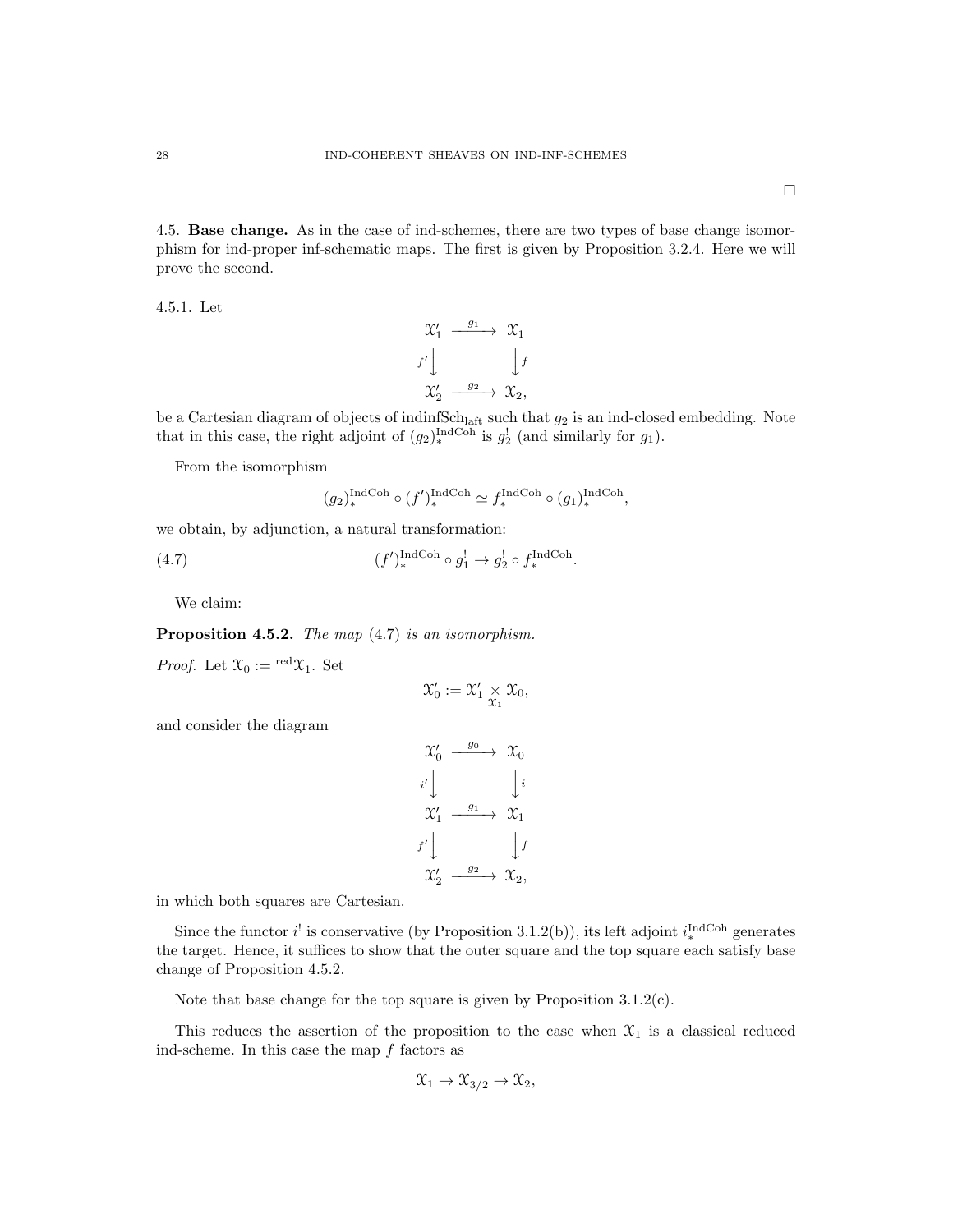□

4.5. **Base change.** As in the case of ind-schemes, there are two types of base change isomorphism for ind-proper inf-schematic maps. The first is given by Proposition 3.2.4. Here we will prove the second.

4.5.1. Let

$$\begin{array}{ccc} \mathcal{X}'_1 & \xrightarrow{g_1} & \mathcal{X}_1 \\ {\scriptstyle f'}\downarrow & & \downarrow{\scriptstyle f} \\ \mathcal{X}'_2 & \xrightarrow{g_2} & \mathcal{X}_2, \end{array}$$

be a Cartesian diagram of objects of $\text{indinfSch}_{\text{laft}}$ such that $g_2$ is an ind-closed embedding. Note that in this case, the right adjoint of $(g_2)_*^{\text{IndCoh}}$ is $g_2^!$ (and similarly for $g_1$).

From the isomorphism

$$(g_2)_*^{\text{IndCoh}} \circ (f')_*^{\text{IndCoh}} \simeq f_*^{\text{IndCoh}} \circ (g_1)_*^{\text{IndCoh}},$$

we obtain, by adjunction, a natural transformation:

$$(f')_*^{\text{IndCoh}} \circ g_1^! \to g_2^! \circ f_*^{\text{IndCoh}}. \tag{4.7}$$

We claim:

**Proposition 4.5.2.** *The map* (4.7) *is an isomorphism.*

*Proof.* Let $\mathcal{X}_0 := {}^{\text{red}}\mathcal{X}_1$. Set

$$\mathcal{X}'_0 := \mathcal{X}'_1 \underset{\mathcal{X}_1}{\times} \mathcal{X}_0,$$

and consider the diagram

$$\begin{array}{ccc} \mathcal{X}'_0 & \xrightarrow{g_0} & \mathcal{X}_0 \\ {\scriptstyle i'}\downarrow & & \downarrow{\scriptstyle i} \\ \mathcal{X}'_1 & \xrightarrow{g_1} & \mathcal{X}_1 \\ {\scriptstyle f'}\downarrow & & \downarrow{\scriptstyle f} \\ \mathcal{X}'_2 & \xrightarrow{g_2} & \mathcal{X}_2, \end{array}$$

in which both squares are Cartesian.

Since the functor $i^!$ is conservative (by Proposition 3.1.2(b)), its left adjoint $i_*^{\text{IndCoh}}$ generates the target. Hence, it suffices to show that the outer square and the top square each satisfy base change of Proposition 4.5.2.

Note that base change for the top square is given by Proposition 3.1.2(c).

This reduces the assertion of the proposition to the case when $\mathcal{X}_1$ is a classical reduced ind-scheme. In this case the map $f$ factors as

$$\mathcal{X}_1 \to \mathcal{X}_{3/2} \to \mathcal{X}_2,$$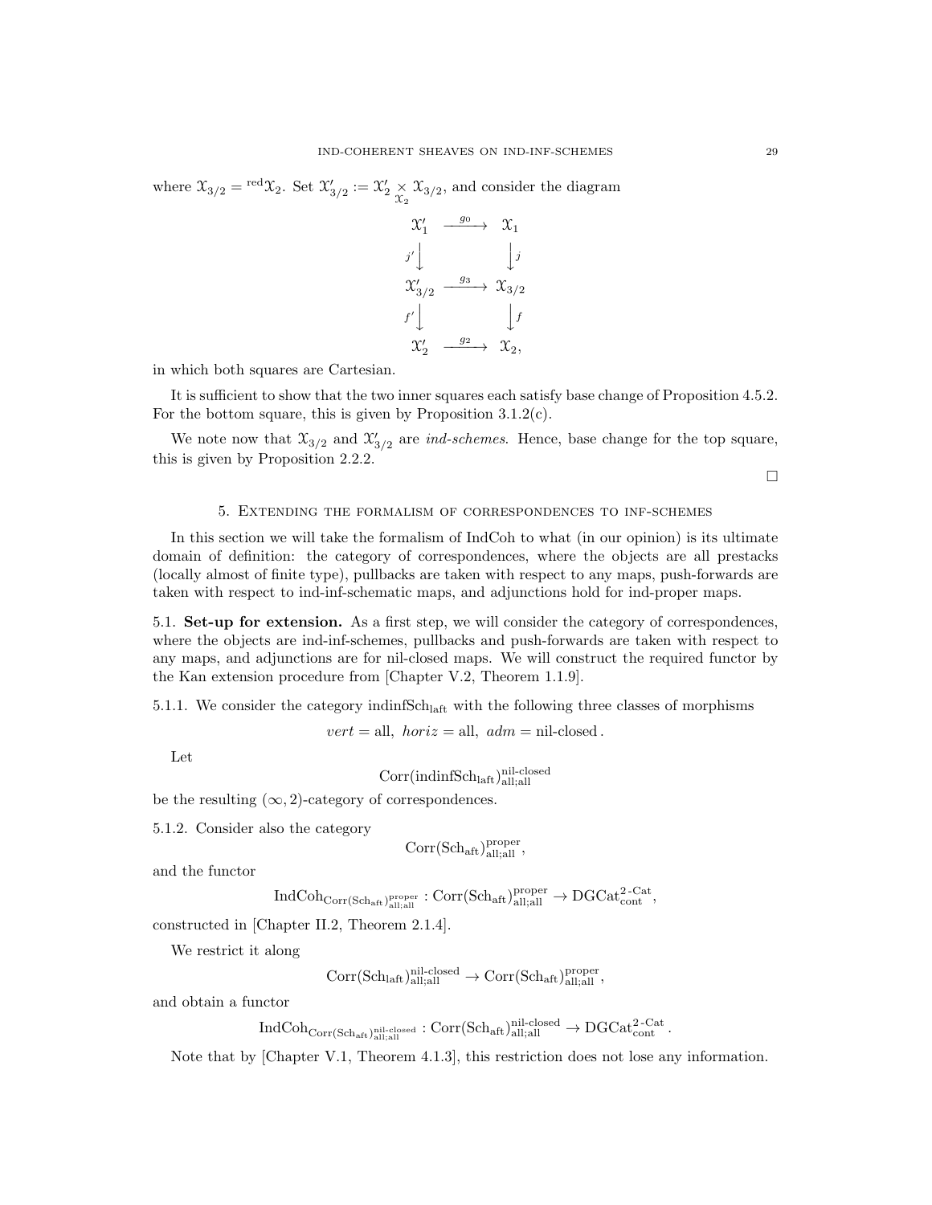where $\mathcal{X}_{3/2} = {}^{\mathrm{red}}\mathcal{X}_2$. Set $\mathcal{X}'_{3/2} := \mathcal{X}'_2 \underset{\mathcal{X}_2}{\times} \mathcal{X}_{3/2}$, and consider the diagram

$$
\begin{array}{ccc}
\mathcal{X}'_1 & \xrightarrow{g_0} & \mathcal{X}_1 \\
{\scriptstyle j'}\downarrow & & \downarrow{\scriptstyle j} \\
\mathcal{X}'_{3/2} & \xrightarrow{g_3} & \mathcal{X}_{3/2} \\
{\scriptstyle f'}\downarrow & & \downarrow{\scriptstyle f} \\
\mathcal{X}'_2 & \xrightarrow{g_2} & \mathcal{X}_2,
\end{array}
$$

in which both squares are Cartesian.

It is sufficient to show that the two inner squares each satisfy base change of Proposition 4.5.2. For the bottom square, this is given by Proposition 3.1.2(c).

We note now that $\mathcal{X}_{3/2}$ and $\mathcal{X}'_{3/2}$ are *ind-schemes*. Hence, base change for the top square, this is given by Proposition 2.2.2.

□

## 5. Extending the formalism of correspondences to inf-schemes

In this section we will take the formalism of IndCoh to what (in our opinion) is its ultimate domain of definition: the category of correspondences, where the objects are all prestacks (locally almost of finite type), pullbacks are taken with respect to any maps, push-forwards are taken with respect to ind-inf-schematic maps, and adjunctions hold for ind-proper maps.

**5.1. Set-up for extension.** As a first step, we will consider the category of correspondences, where the objects are ind-inf-schemes, pullbacks and push-forwards are taken with respect to any maps, and adjunctions are for nil-closed maps. We will construct the required functor by the Kan extension procedure from [Chapter V.2, Theorem 1.1.9].

5.1.1. We consider the category $\mathrm{indinfSch}_{\mathrm{laft}}$ with the following three classes of morphisms

$$vert = \text{all},\ horiz = \text{all},\ adm = \text{nil-closed}\,.$$

Let

$$\mathrm{Corr}(\mathrm{indinfSch}_{\mathrm{laft}})^{\text{nil-closed}}_{\text{all;all}}$$

be the resulting $(\infty, 2)$-category of correspondences.

5.1.2. Consider also the category

$$\mathrm{Corr}(\mathrm{Sch}_{\mathrm{aft}})^{\mathrm{proper}}_{\text{all;all}},$$

and the functor

$$\mathrm{IndCoh}_{\mathrm{Corr}(\mathrm{Sch}_{\mathrm{aft}})^{\mathrm{proper}}_{\text{all;all}}} : \mathrm{Corr}(\mathrm{Sch}_{\mathrm{aft}})^{\mathrm{proper}}_{\text{all;all}} \to \mathrm{DGCat}^{2\text{-Cat}}_{\mathrm{cont}},$$

constructed in [Chapter II.2, Theorem 2.1.4].

We restrict it along

$$\mathrm{Corr}(\mathrm{Sch}_{\mathrm{laft}})^{\text{nil-closed}}_{\text{all;all}} \to \mathrm{Corr}(\mathrm{Sch}_{\mathrm{aft}})^{\mathrm{proper}}_{\text{all;all}},$$

and obtain a functor

$$\mathrm{IndCoh}_{\mathrm{Corr}(\mathrm{Sch}_{\mathrm{aft}})^{\text{nil-closed}}_{\text{all;all}}} : \mathrm{Corr}(\mathrm{Sch}_{\mathrm{aft}})^{\text{nil-closed}}_{\text{all;all}} \to \mathrm{DGCat}^{2\text{-Cat}}_{\mathrm{cont}}\,.$$

Note that by [Chapter V.1, Theorem 4.1.3], this restriction does not lose any information.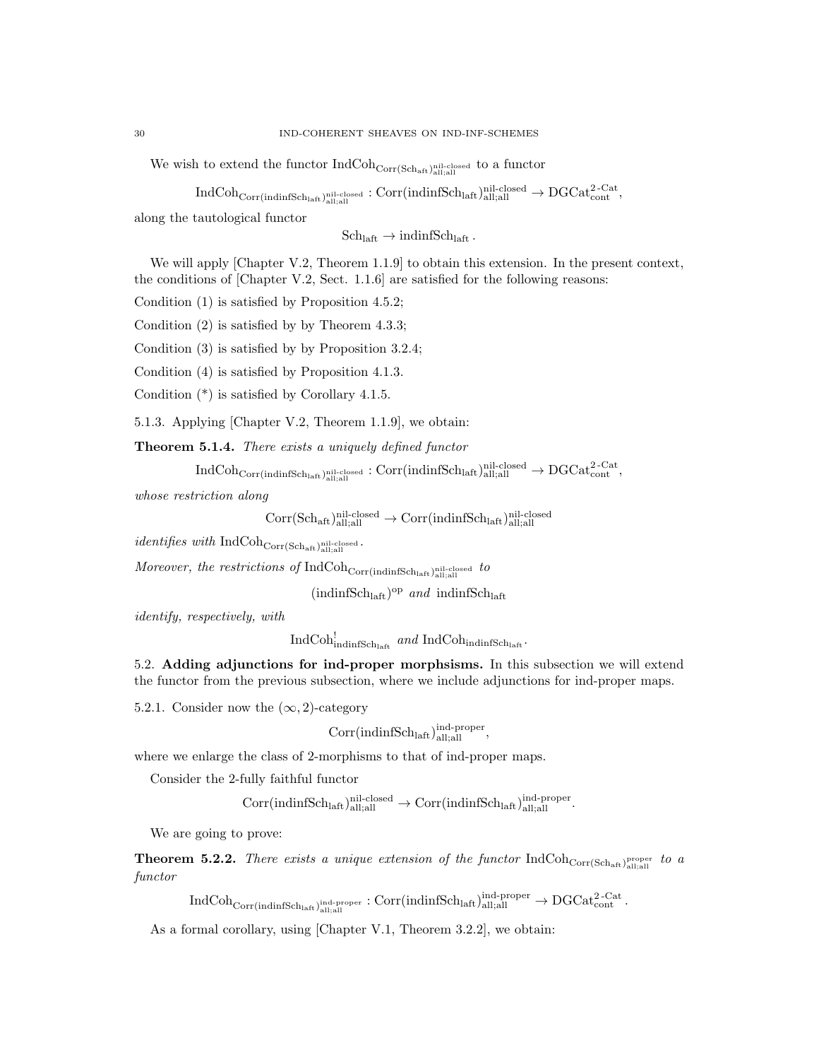We wish to extend the functor $\mathrm{IndCoh}_{\mathrm{Corr}(\mathrm{Sch}_{\mathrm{aft}})^{\mathrm{nil\text{-}closed}}_{\mathrm{all;all}}}$ to a functor

$$\mathrm{IndCoh}_{\mathrm{Corr}(\mathrm{indinfSch}_{\mathrm{laft}})^{\mathrm{nil\text{-}closed}}_{\mathrm{all;all}}} : \mathrm{Corr}(\mathrm{indinfSch}_{\mathrm{laft}})^{\mathrm{nil\text{-}closed}}_{\mathrm{all;all}} \to \mathrm{DGCat}^{2\text{-}\mathrm{Cat}}_{\mathrm{cont}},$$

along the tautological functor

$$\mathrm{Sch}_{\mathrm{laft}} \to \mathrm{indinfSch}_{\mathrm{laft}}.$$

We will apply [Chapter V.2, Theorem 1.1.9] to obtain this extension. In the present context, the conditions of [Chapter V.2, Sect. 1.1.6] are satisfied for the following reasons:

Condition (1) is satisfied by Proposition 4.5.2;

Condition (2) is satisfied by by Theorem 4.3.3;

Condition (3) is satisfied by by Proposition 3.2.4;

Condition (4) is satisfied by Proposition 4.1.3.

Condition (*) is satisfied by Corollary 4.1.5.

5.1.3. Applying [Chapter V.2, Theorem 1.1.9], we obtain:

**Theorem 5.1.4.** *There exists a uniquely defined functor*

$$\mathrm{IndCoh}_{\mathrm{Corr}(\mathrm{indinfSch}_{\mathrm{laft}})^{\mathrm{nil\text{-}closed}}_{\mathrm{all;all}}} : \mathrm{Corr}(\mathrm{indinfSch}_{\mathrm{laft}})^{\mathrm{nil\text{-}closed}}_{\mathrm{all;all}} \to \mathrm{DGCat}^{2\text{-}\mathrm{Cat}}_{\mathrm{cont}},$$

*whose restriction along*

$$\mathrm{Corr}(\mathrm{Sch}_{\mathrm{aft}})^{\mathrm{nil\text{-}closed}}_{\mathrm{all;all}} \to \mathrm{Corr}(\mathrm{indinfSch}_{\mathrm{laft}})^{\mathrm{nil\text{-}closed}}_{\mathrm{all;all}}$$

*identifies with* $\mathrm{IndCoh}_{\mathrm{Corr}(\mathrm{Sch}_{\mathrm{aft}})^{\mathrm{nil\text{-}closed}}_{\mathrm{all;all}}}$.

*Moreover, the restrictions of* $\mathrm{IndCoh}_{\mathrm{Corr}(\mathrm{indinfSch}_{\mathrm{laft}})^{\mathrm{nil\text{-}closed}}_{\mathrm{all;all}}}$ *to*

$$(\mathrm{indinfSch}_{\mathrm{laft}})^{\mathrm{op}} \text{ and } \mathrm{indinfSch}_{\mathrm{laft}}$$

*identify, respectively, with*

$$\mathrm{IndCoh}^!_{\mathrm{indinfSch}_{\mathrm{laft}}} \text{ and } \mathrm{IndCoh}_{\mathrm{indinfSch}_{\mathrm{laft}}}.$$

5.2. **Adding adjunctions for ind-proper morphsisms.** In this subsection we will extend the functor from the previous subsection, where we include adjunctions for ind-proper maps.

5.2.1. Consider now the $(\infty, 2)$-category

$$\mathrm{Corr}(\mathrm{indinfSch}_{\mathrm{laft}})^{\mathrm{ind\text{-}proper}}_{\mathrm{all;all}},$$

where we enlarge the class of 2-morphisms to that of ind-proper maps.

Consider the 2-fully faithful functor

$$\mathrm{Corr}(\mathrm{indinfSch}_{\mathrm{laft}})^{\mathrm{nil\text{-}closed}}_{\mathrm{all;all}} \to \mathrm{Corr}(\mathrm{indinfSch}_{\mathrm{laft}})^{\mathrm{ind\text{-}proper}}_{\mathrm{all;all}}.$$

We are going to prove:

**Theorem 5.2.2.** *There exists a unique extension of the functor* $\mathrm{IndCoh}_{\mathrm{Corr}(\mathrm{Sch}_{\mathrm{aft}})^{\mathrm{proper}}_{\mathrm{all;all}}}$ *to a functor*

$$\mathrm{IndCoh}_{\mathrm{Corr}(\mathrm{indinfSch}_{\mathrm{laft}})^{\mathrm{ind\text{-}proper}}_{\mathrm{all;all}}} : \mathrm{Corr}(\mathrm{indinfSch}_{\mathrm{laft}})^{\mathrm{ind\text{-}proper}}_{\mathrm{all;all}} \to \mathrm{DGCat}^{2\text{-}\mathrm{Cat}}_{\mathrm{cont}}.$$

As a formal corollary, using [Chapter V.1, Theorem 3.2.2], we obtain: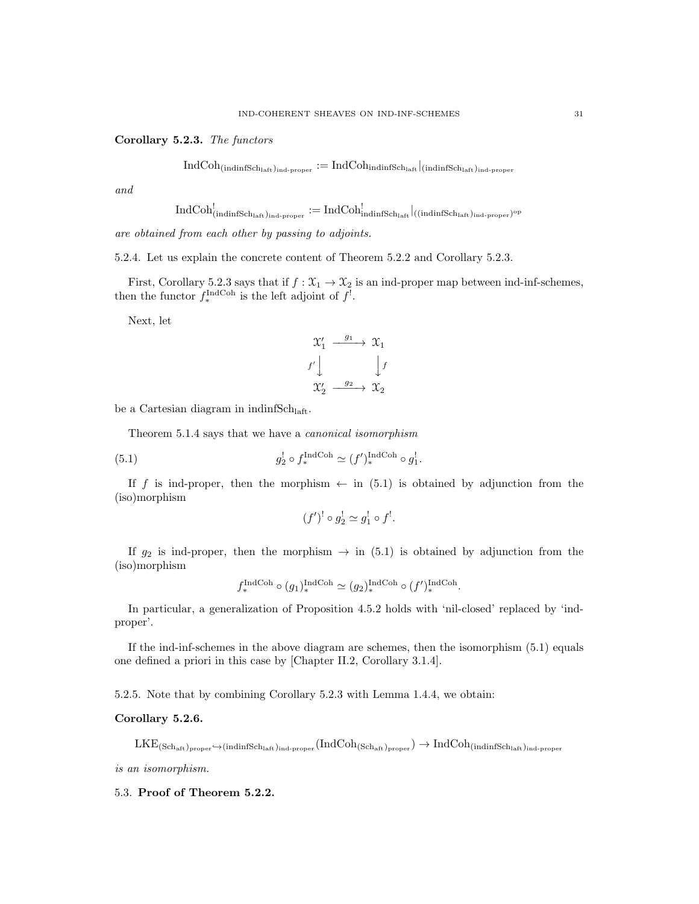**Corollary 5.2.3.** *The functors*

$$\operatorname{IndCoh}_{(\operatorname{indinfSch}_{\operatorname{laft}})_{\operatorname{ind-proper}}} := \operatorname{IndCoh}_{\operatorname{indinfSch}_{\operatorname{laft}}}|_{(\operatorname{indinfSch}_{\operatorname{laft}})_{\operatorname{ind-proper}}}$$

*and*

$$\operatorname{IndCoh}^!_{(\operatorname{indinfSch}_{\operatorname{laft}})_{\operatorname{ind-proper}}} := \operatorname{IndCoh}^!_{\operatorname{indinfSch}_{\operatorname{laft}}}|_{((\operatorname{indinfSch}_{\operatorname{laft}})_{\operatorname{ind-proper}})^{\operatorname{op}}}$$

*are obtained from each other by passing to adjoints.*

5.2.4. Let us explain the concrete content of Theorem 5.2.2 and Corollary 5.2.3.

First, Corollary 5.2.3 says that if $f : \mathcal{X}_1 \to \mathcal{X}_2$ is an ind-proper map between ind-inf-schemes, then the functor $f_*^{\operatorname{IndCoh}}$ is the left adjoint of $f^!$.

Next, let

$$\begin{array}{ccc} \mathcal{X}'_1 & \xrightarrow{g_1} & \mathcal{X}_1 \\ {\scriptstyle f'}\downarrow & & \downarrow{\scriptstyle f} \\ \mathcal{X}'_2 & \xrightarrow{g_2} & \mathcal{X}_2 \end{array}$$

be a Cartesian diagram in $\operatorname{indinfSch}_{\operatorname{laft}}$.

Theorem 5.1.4 says that we have a *canonical isomorphism*

$$g_2^! \circ f_*^{\operatorname{IndCoh}} \simeq (f')_*^{\operatorname{IndCoh}} \circ g_1^!. \tag{5.1}$$

If $f$ is ind-proper, then the morphism $\leftarrow$ in (5.1) is obtained by adjunction from the (iso)morphism

$$(f')^! \circ g_2^! \simeq g_1^! \circ f^!.$$

If $g_2$ is ind-proper, then the morphism $\to$ in (5.1) is obtained by adjunction from the (iso)morphism

$$f_*^{\operatorname{IndCoh}} \circ (g_1)_*^{\operatorname{IndCoh}} \simeq (g_2)_*^{\operatorname{IndCoh}} \circ (f')_*^{\operatorname{IndCoh}}.$$

In particular, a generalization of Proposition 4.5.2 holds with 'nil-closed' replaced by 'ind-proper'.

If the ind-inf-schemes in the above diagram are schemes, then the isomorphism (5.1) equals one defined a priori in this case by [Chapter II.2, Corollary 3.1.4].

5.2.5. Note that by combining Corollary 5.2.3 with Lemma 1.4.4, we obtain:

**Corollary 5.2.6.**

$$\operatorname{LKE}_{(\operatorname{Sch}_{\operatorname{aft}})_{\operatorname{proper}} \hookrightarrow (\operatorname{indinfSch}_{\operatorname{laft}})_{\operatorname{ind-proper}}}(\operatorname{IndCoh}_{(\operatorname{Sch}_{\operatorname{aft}})_{\operatorname{proper}}}) \to \operatorname{IndCoh}_{(\operatorname{indinfSch}_{\operatorname{laft}})_{\operatorname{ind-proper}}}$$

*is an isomorphism.*

## 5.3. Proof of Theorem 5.2.2.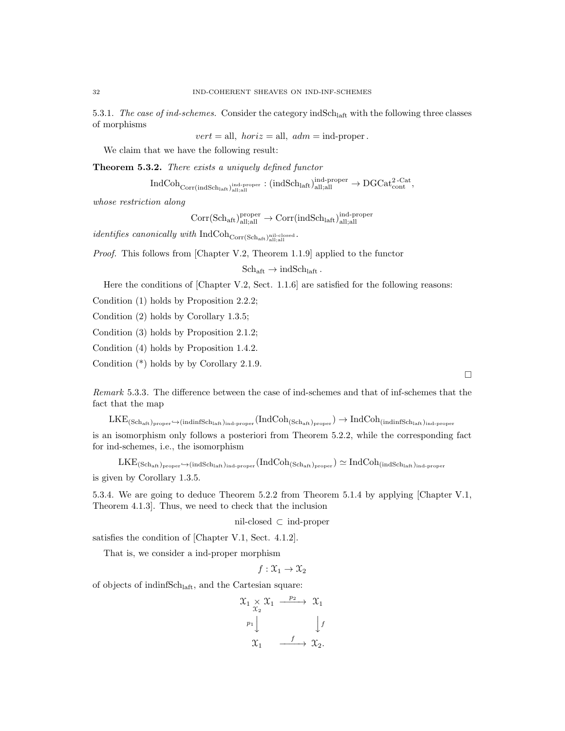5.3.1. *The case of ind-schemes.* Consider the category $\text{indSch}_{\text{laft}}$ with the following three classes of morphisms

$$vert = \text{all},\ horiz = \text{all},\ adm = \text{ind-proper}\,.$$

We claim that we have the following result:

**Theorem 5.3.2.** *There exists a uniquely defined functor*

$$\text{IndCoh}_{\text{Corr}(\text{indSch}_{\text{laft}})^{\text{ind-proper}}_{\text{all;all}}} : (\text{indSch}_{\text{laft}})^{\text{ind-proper}}_{\text{all;all}} \to \text{DGCat}^{2\text{-Cat}}_{\text{cont}},$$

*whose restriction along*

$$\text{Corr}(\text{Sch}_{\text{aft}})^{\text{proper}}_{\text{all;all}} \to \text{Corr}(\text{indSch}_{\text{laft}})^{\text{ind-proper}}_{\text{all;all}}$$

*identifies canonically with* $\text{IndCoh}_{\text{Corr}(\text{Sch}_{\text{aft}})^{\text{nil-closed}}_{\text{all;all}}}$.

*Proof.* This follows from [Chapter V.2, Theorem 1.1.9] applied to the functor

$$\text{Sch}_{\text{aft}} \to \text{indSch}_{\text{laft}}\,.$$

Here the conditions of [Chapter V.2, Sect. 1.1.6] are satisfied for the following reasons:

Condition (1) holds by Proposition 2.2.2;

Condition (2) holds by Corollary 1.3.5;

Condition (3) holds by Proposition 2.1.2;

Condition (4) holds by Proposition 1.4.2.

Condition (*) holds by by Corollary 2.1.9.

□

*Remark* 5.3.3. The difference between the case of ind-schemes and that of inf-schemes that the fact that the map

$$\text{LKE}_{(\text{Sch}_{\text{aft}})_{\text{proper}} \hookrightarrow (\text{indinfSch}_{\text{laft}})_{\text{ind-proper}}}(\text{IndCoh}_{(\text{Sch}_{\text{aft}})_{\text{proper}}}) \to \text{IndCoh}_{(\text{indinfSch}_{\text{laft}})_{\text{ind-proper}}}$$

is an isomorphism only follows a posteriori from Theorem 5.2.2, while the corresponding fact for ind-schemes, i.e., the isomorphism

$$\text{LKE}_{(\text{Sch}_{\text{aft}})_{\text{proper}} \hookrightarrow (\text{indSch}_{\text{laft}})_{\text{ind-proper}}}(\text{IndCoh}_{(\text{Sch}_{\text{aft}})_{\text{proper}}}) \simeq \text{IndCoh}_{(\text{indSch}_{\text{laft}})_{\text{ind-proper}}}$$

is given by Corollary 1.3.5.

5.3.4. We are going to deduce Theorem 5.2.2 from Theorem 5.1.4 by applying [Chapter V.1, Theorem 4.1.3]. Thus, we need to check that the inclusion

$$\text{nil-closed} \subset \text{ind-proper}$$

satisfies the condition of [Chapter V.1, Sect. 4.1.2].

That is, we consider a ind-proper morphism

$$f : \mathcal{X}_1 \to \mathcal{X}_2$$

of objects of $\text{indinfSch}_{\text{laft}}$, and the Cartesian square:

$$\begin{array}{ccc} \mathcal{X}_1 \underset{\mathcal{X}_2}{\times} \mathcal{X}_1 & \xrightarrow{p_2} & \mathcal{X}_1 \\ {\scriptstyle p_1}\downarrow & & \downarrow{\scriptstyle f} \\ \mathcal{X}_1 & \xrightarrow{f} & \mathcal{X}_2. \end{array}$$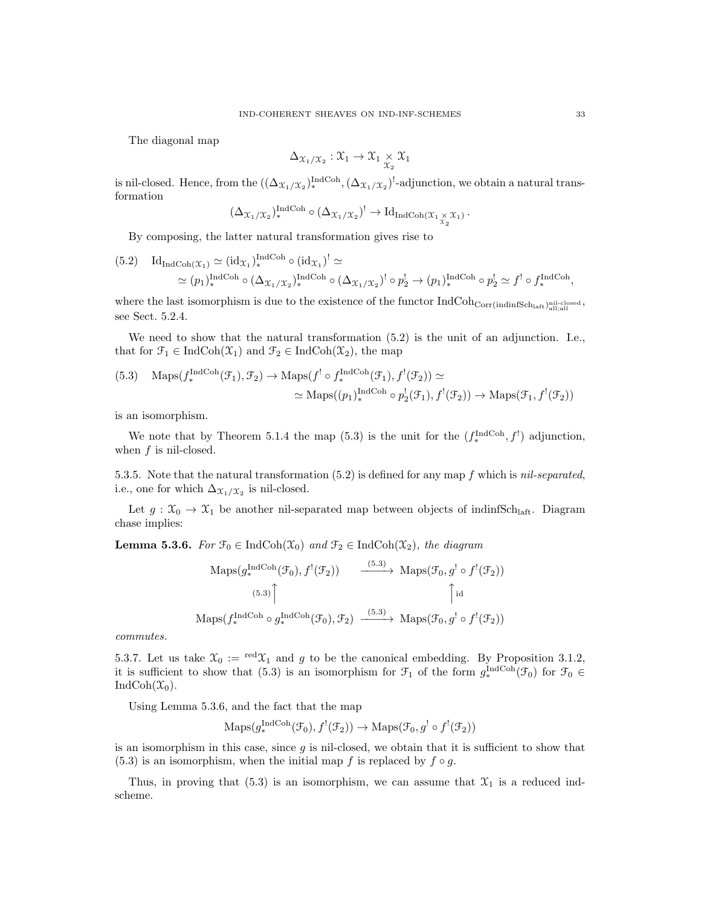The diagonal map

$$\Delta_{\mathcal{X}_1/\mathcal{X}_2} : \mathcal{X}_1 \to \mathcal{X}_1 \underset{\mathcal{X}_2}{\times} \mathcal{X}_1$$

is nil-closed. Hence, from the $((\Delta_{\mathcal{X}_1/\mathcal{X}_2})^{\mathrm{IndCoh}}_*, (\Delta_{\mathcal{X}_1/\mathcal{X}_2})^!$-adjunction, we obtain a natural transformation

$$(\Delta_{\mathcal{X}_1/\mathcal{X}_2})^{\mathrm{IndCoh}}_* \circ (\Delta_{\mathcal{X}_1/\mathcal{X}_2})^! \to \mathrm{Id}_{\mathrm{IndCoh}(\mathcal{X}_1 \underset{\mathcal{X}_2}{\times} \mathcal{X}_1)}.$$

By composing, the latter natural transformation gives rise to

$$(5.2) \quad \mathrm{Id}_{\mathrm{IndCoh}(\mathcal{X}_1)} \simeq (\mathrm{id}_{\mathcal{X}_1})^{\mathrm{IndCoh}}_* \circ (\mathrm{id}_{\mathcal{X}_1})^! \simeq \\ \simeq (p_1)^{\mathrm{IndCoh}}_* \circ (\Delta_{\mathcal{X}_1/\mathcal{X}_2})^{\mathrm{IndCoh}}_* \circ (\Delta_{\mathcal{X}_1/\mathcal{X}_2})^! \circ p_2^! \to (p_1)^{\mathrm{IndCoh}}_* \circ p_2^! \simeq f^! \circ f^{\mathrm{IndCoh}}_*,$$

where the last isomorphism is due to the existence of the functor $\mathrm{IndCoh}_{\mathrm{Corr}(\mathrm{indinfSch}_{\mathrm{laft}})^{\mathrm{nil\text{-}closed}}_{\mathrm{all;all}}}$, see Sect. 5.2.4.

We need to show that the natural transformation (5.2) is the unit of an adjunction. I.e., that for $\mathcal{F}_1 \in \mathrm{IndCoh}(\mathcal{X}_1)$ and $\mathcal{F}_2 \in \mathrm{IndCoh}(\mathcal{X}_2)$, the map

$$(5.3) \quad \mathrm{Maps}(f^{\mathrm{IndCoh}}_*(\mathcal{F}_1), \mathcal{F}_2) \to \mathrm{Maps}(f^! \circ f^{\mathrm{IndCoh}}_*(\mathcal{F}_1), f^!(\mathcal{F}_2)) \simeq \\ \simeq \mathrm{Maps}((p_1)^{\mathrm{IndCoh}}_* \circ p_2^!(\mathcal{F}_1), f^!(\mathcal{F}_2)) \to \mathrm{Maps}(\mathcal{F}_1, f^!(\mathcal{F}_2))$$

is an isomorphism.

We note that by Theorem 5.1.4 the map (5.3) is the unit for the $(f^{\mathrm{IndCoh}}_*, f^!)$ adjunction, when $f$ is nil-closed.

5.3.5. Note that the natural transformation (5.2) is defined for any map $f$ which is *nil-separated*, i.e., one for which $\Delta_{\mathcal{X}_1/\mathcal{X}_2}$ is nil-closed.

Let $g : \mathcal{X}_0 \to \mathcal{X}_1$ be another nil-separated map between objects of $\mathrm{indinfSch}_{\mathrm{laft}}$. Diagram chase implies:

**Lemma 5.3.6.** *For $\mathcal{F}_0 \in \mathrm{IndCoh}(\mathcal{X}_0)$ and $\mathcal{F}_2 \in \mathrm{IndCoh}(\mathcal{X}_2)$, the diagram*

$$\begin{array}{ccc}
\mathrm{Maps}(g^{\mathrm{IndCoh}}_*(\mathcal{F}_0), f^!(\mathcal{F}_2)) & \xrightarrow{(5.3)} & \mathrm{Maps}(\mathcal{F}_0, g^! \circ f^!(\mathcal{F}_2)) \\
{\scriptstyle (5.3)}\uparrow & & \uparrow{\scriptstyle \mathrm{id}} \\
\mathrm{Maps}(f^{\mathrm{IndCoh}}_* \circ g^{\mathrm{IndCoh}}_*(\mathcal{F}_0), \mathcal{F}_2) & \xrightarrow{(5.3)} & \mathrm{Maps}(\mathcal{F}_0, g^! \circ f^!(\mathcal{F}_2))
\end{array}$$

*commutes.*

5.3.7. Let us take $\mathcal{X}_0 := {}^{\mathrm{red}}\mathcal{X}_1$ and $g$ to be the canonical embedding. By Proposition 3.1.2, it is sufficient to show that (5.3) is an isomorphism for $\mathcal{F}_1$ of the form $g^{\mathrm{IndCoh}}_*(\mathcal{F}_0)$ for $\mathcal{F}_0 \in \mathrm{IndCoh}(\mathcal{X}_0)$.

Using Lemma 5.3.6, and the fact that the map

$$\mathrm{Maps}(g^{\mathrm{IndCoh}}_*(\mathcal{F}_0), f^!(\mathcal{F}_2)) \to \mathrm{Maps}(\mathcal{F}_0, g^! \circ f^!(\mathcal{F}_2))$$

is an isomorphism in this case, since $g$ is nil-closed, we obtain that it is sufficient to show that (5.3) is an isomorphism, when the initial map $f$ is replaced by $f \circ g$.

Thus, in proving that (5.3) is an isomorphism, we can assume that $\mathcal{X}_1$ is a reduced ind-scheme.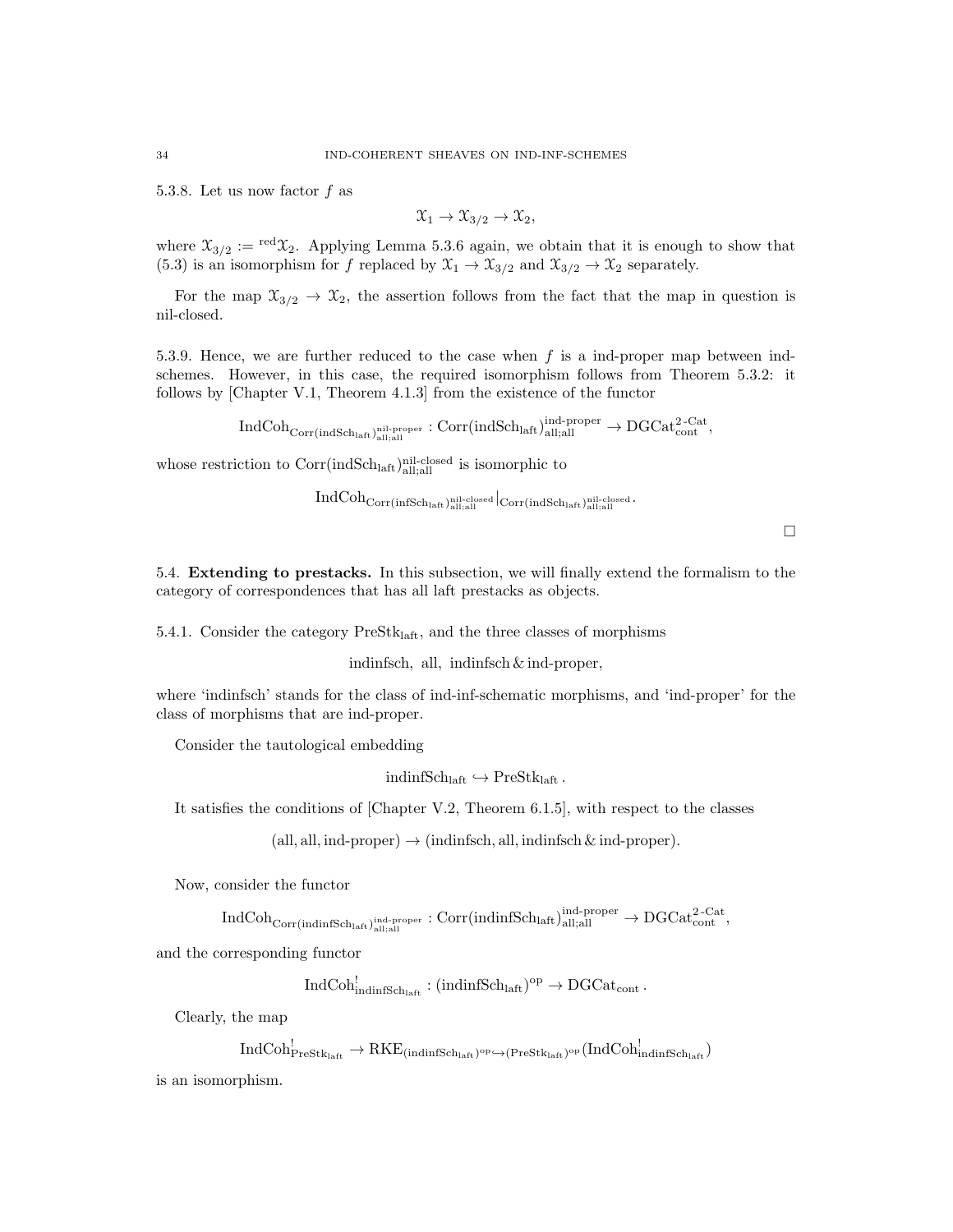5.3.8. Let us now factor $f$ as

$$\mathcal{X}_1 \to \mathcal{X}_{3/2} \to \mathcal{X}_2,$$

where $\mathcal{X}_{3/2} := {}^{\mathrm{red}}\mathcal{X}_2$. Applying Lemma 5.3.6 again, we obtain that it is enough to show that (5.3) is an isomorphism for $f$ replaced by $\mathcal{X}_1 \to \mathcal{X}_{3/2}$ and $\mathcal{X}_{3/2} \to \mathcal{X}_2$ separately.

For the map $\mathcal{X}_{3/2} \to \mathcal{X}_2$, the assertion follows from the fact that the map in question is nil-closed.

5.3.9. Hence, we are further reduced to the case when $f$ is a ind-proper map between ind-schemes. However, in this case, the required isomorphism follows from Theorem 5.3.2: it follows by [Chapter V.1, Theorem 4.1.3] from the existence of the functor

$$\mathrm{IndCoh}_{\mathrm{Corr}(\mathrm{indSch}_{\mathrm{laft}})^{\mathrm{nil\text{-}proper}}_{\mathrm{all;all}}} : \mathrm{Corr}(\mathrm{indSch}_{\mathrm{laft}})^{\mathrm{ind\text{-}proper}}_{\mathrm{all;all}} \to \mathrm{DGCat}^{2\text{-}\mathrm{Cat}}_{\mathrm{cont}},$$

whose restriction to $\mathrm{Corr}(\mathrm{indSch}_{\mathrm{laft}})^{\mathrm{nil\text{-}closed}}_{\mathrm{all;all}}$ is isomorphic to

$$\mathrm{IndCoh}_{\mathrm{Corr}(\mathrm{infSch}_{\mathrm{laft}})^{\mathrm{nil\text{-}closed}}_{\mathrm{all;all}}}|_{\mathrm{Corr}(\mathrm{indSch}_{\mathrm{laft}})^{\mathrm{nil\text{-}closed}}_{\mathrm{all;all}}}.$$

□

## 5.4. Extending to prestacks.

In this subsection, we will finally extend the formalism to the category of correspondences that has all laft prestacks as objects.

5.4.1. Consider the category $\mathrm{PreStk}_{\mathrm{laft}}$, and the three classes of morphisms

$$\mathrm{indinfsch},\ \mathrm{all},\ \mathrm{indinfsch}\,\&\,\mathrm{ind\text{-}proper},$$

where 'indinfsch' stands for the class of ind-inf-schematic morphisms, and 'ind-proper' for the class of morphisms that are ind-proper.

Consider the tautological embedding

$$\mathrm{indinfSch}_{\mathrm{laft}} \hookrightarrow \mathrm{PreStk}_{\mathrm{laft}}.$$

It satisfies the conditions of [Chapter V.2, Theorem 6.1.5], with respect to the classes

$$(\mathrm{all}, \mathrm{all}, \mathrm{ind\text{-}proper}) \to (\mathrm{indinfsch}, \mathrm{all}, \mathrm{indinfsch}\,\&\,\mathrm{ind\text{-}proper}).$$

Now, consider the functor

$$\mathrm{IndCoh}_{\mathrm{Corr}(\mathrm{indinfSch}_{\mathrm{laft}})^{\mathrm{ind\text{-}proper}}_{\mathrm{all;all}}} : \mathrm{Corr}(\mathrm{indinfSch}_{\mathrm{laft}})^{\mathrm{ind\text{-}proper}}_{\mathrm{all;all}} \to \mathrm{DGCat}^{2\text{-}\mathrm{Cat}}_{\mathrm{cont}},$$

and the corresponding functor

$$\mathrm{IndCoh}^!_{\mathrm{indinfSch}_{\mathrm{laft}}} : (\mathrm{indinfSch}_{\mathrm{laft}})^{\mathrm{op}} \to \mathrm{DGCat}_{\mathrm{cont}}.$$

Clearly, the map

$$\mathrm{IndCoh}^!_{\mathrm{PreStk}_{\mathrm{laft}}} \to \mathrm{RKE}_{(\mathrm{indinfSch}_{\mathrm{laft}})^{\mathrm{op}} \hookrightarrow (\mathrm{PreStk}_{\mathrm{laft}})^{\mathrm{op}}}(\mathrm{IndCoh}^!_{\mathrm{indinfSch}_{\mathrm{laft}}})$$

is an isomorphism.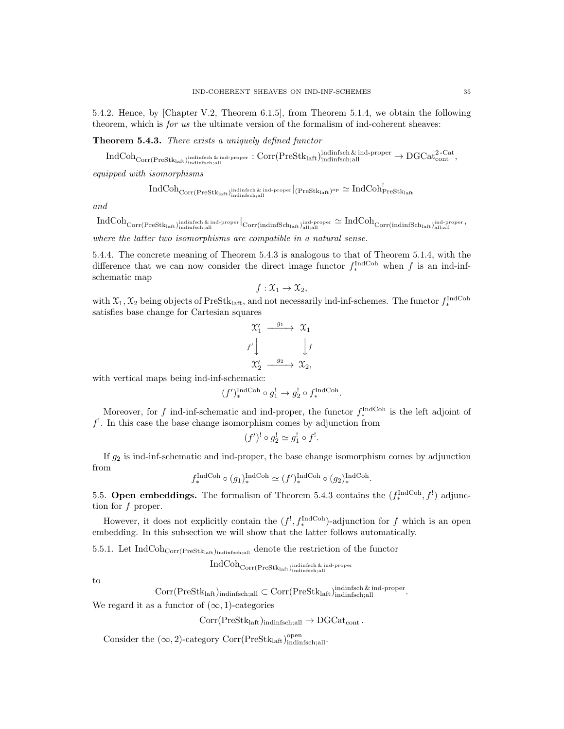5.4.2. Hence, by [Chapter V.2, Theorem 6.1.5], from Theorem 5.1.4, we obtain the following theorem, which is *for us* the ultimate version of the formalism of ind-coherent sheaves:

**Theorem 5.4.3.** *There exists a uniquely defined functor*

$$\mathrm{IndCoh}_{\mathrm{Corr}(\mathrm{PreStk}_{\mathrm{laft}})^{\mathrm{indinfsch}\,\&\,\mathrm{ind\text{-}proper}}_{\mathrm{indinfsch;all}}} : \mathrm{Corr}(\mathrm{PreStk}_{\mathrm{laft}})^{\mathrm{indinfsch}\,\&\,\mathrm{ind\text{-}proper}}_{\mathrm{indinfsch;all}} \to \mathrm{DGCat}^{2\text{-}\mathrm{Cat}}_{\mathrm{cont}},$$

*equipped with isomorphisms*

$$\mathrm{IndCoh}_{\mathrm{Corr}(\mathrm{PreStk}_{\mathrm{laft}})^{\mathrm{indinfsch}\,\&\,\mathrm{ind\text{-}proper}}_{\mathrm{indinfsch;all}}}|_{(\mathrm{PreStk}_{\mathrm{laft}})^{\mathrm{op}}} \simeq \mathrm{IndCoh}^!_{\mathrm{PreStk}_{\mathrm{laft}}}$$

*and*

$$\mathrm{IndCoh}_{\mathrm{Corr}(\mathrm{PreStk}_{\mathrm{laft}})^{\mathrm{indinfsch}\,\&\,\mathrm{ind\text{-}proper}}_{\mathrm{indinfsch;all}}}|_{\mathrm{Corr}(\mathrm{indinfSch}_{\mathrm{laft}})^{\mathrm{ind\text{-}proper}}_{\mathrm{all;all}}} \simeq \mathrm{IndCoh}_{\mathrm{Corr}(\mathrm{indinfSch}_{\mathrm{laft}})^{\mathrm{ind\text{-}proper}}_{\mathrm{all;all}}},$$

*where the latter two isomorphisms are compatible in a natural sense.*

5.4.4. The concrete meaning of Theorem 5.4.3 is analogous to that of Theorem 5.1.4, with the difference that we can now consider the direct image functor $f^{\mathrm{IndCoh}}_*$ when $f$ is an ind-inf-schematic map

$$f : \mathcal{X}_1 \to \mathcal{X}_2,$$

with $\mathcal{X}_1, \mathcal{X}_2$ being objects of $\mathrm{PreStk}_{\mathrm{laft}}$, and not necessarily ind-inf-schemes. The functor $f^{\mathrm{IndCoh}}_*$ satisfies base change for Cartesian squares

$$\begin{array}{ccc} \mathcal{X}'_1 & \xrightarrow{g_1} & \mathcal{X}_1 \\ {\scriptstyle f'}\downarrow & & \downarrow{\scriptstyle f} \\ \mathcal{X}'_2 & \xrightarrow{g_2} & \mathcal{X}_2, \end{array}$$

with vertical maps being ind-inf-schematic:

$$(f')^{\mathrm{IndCoh}}_* \circ g_1^! \to g_2^! \circ f^{\mathrm{IndCoh}}_*.$$

Moreover, for $f$ ind-inf-schematic and ind-proper, the functor $f^{\mathrm{IndCoh}}_*$ is the left adjoint of $f^!$. In this case the base change isomorphism comes by adjunction from

$$(f')^! \circ g_2^! \simeq g_1^! \circ f^!.$$

If $g_2$ is ind-inf-schematic and ind-proper, the base change isomorphism comes by adjunction from

$$f^{\mathrm{IndCoh}}_* \circ (g_1)^{\mathrm{IndCoh}}_* \simeq (f')^{\mathrm{IndCoh}}_* \circ (g_2)^{\mathrm{IndCoh}}_*.$$

5.5. **Open embeddings.** The formalism of Theorem 5.4.3 contains the $(f^{\mathrm{IndCoh}}_*, f^!)$ adjunction for $f$ proper.

However, it does not explicitly contain the $(f^!, f^{\mathrm{IndCoh}}_*)$-adjunction for $f$ which is an open embedding. In this subsection we will show that the latter follows automatically.

5.5.1. Let $\mathrm{IndCoh}_{\mathrm{Corr}(\mathrm{PreStk}_{\mathrm{laft}})_{\mathrm{indinfsch;all}}}$ denote the restriction of the functor

$$\mathrm{IndCoh}_{\mathrm{Corr}(\mathrm{PreStk}_{\mathrm{laft}})^{\mathrm{indinfsch}\,\&\,\mathrm{ind\text{-}proper}}_{\mathrm{indinfsch;all}}}$$

to

$$\mathrm{Corr}(\mathrm{PreStk}_{\mathrm{laft}})_{\mathrm{indinfsch;all}} \subset \mathrm{Corr}(\mathrm{PreStk}_{\mathrm{laft}})^{\mathrm{indinfsch}\,\&\,\mathrm{ind\text{-}proper}}_{\mathrm{indinfsch;all}}.$$

We regard it as a functor of $(\infty,1)$-categories

$$\mathrm{Corr}(\mathrm{PreStk}_{\mathrm{laft}})_{\mathrm{indinfsch;all}} \to \mathrm{DGCat}_{\mathrm{cont}}.$$

Consider the $(\infty,2)$-category $\mathrm{Corr}(\mathrm{PreStk}_{\mathrm{laft}})^{\mathrm{open}}_{\mathrm{indinfsch;all}}$.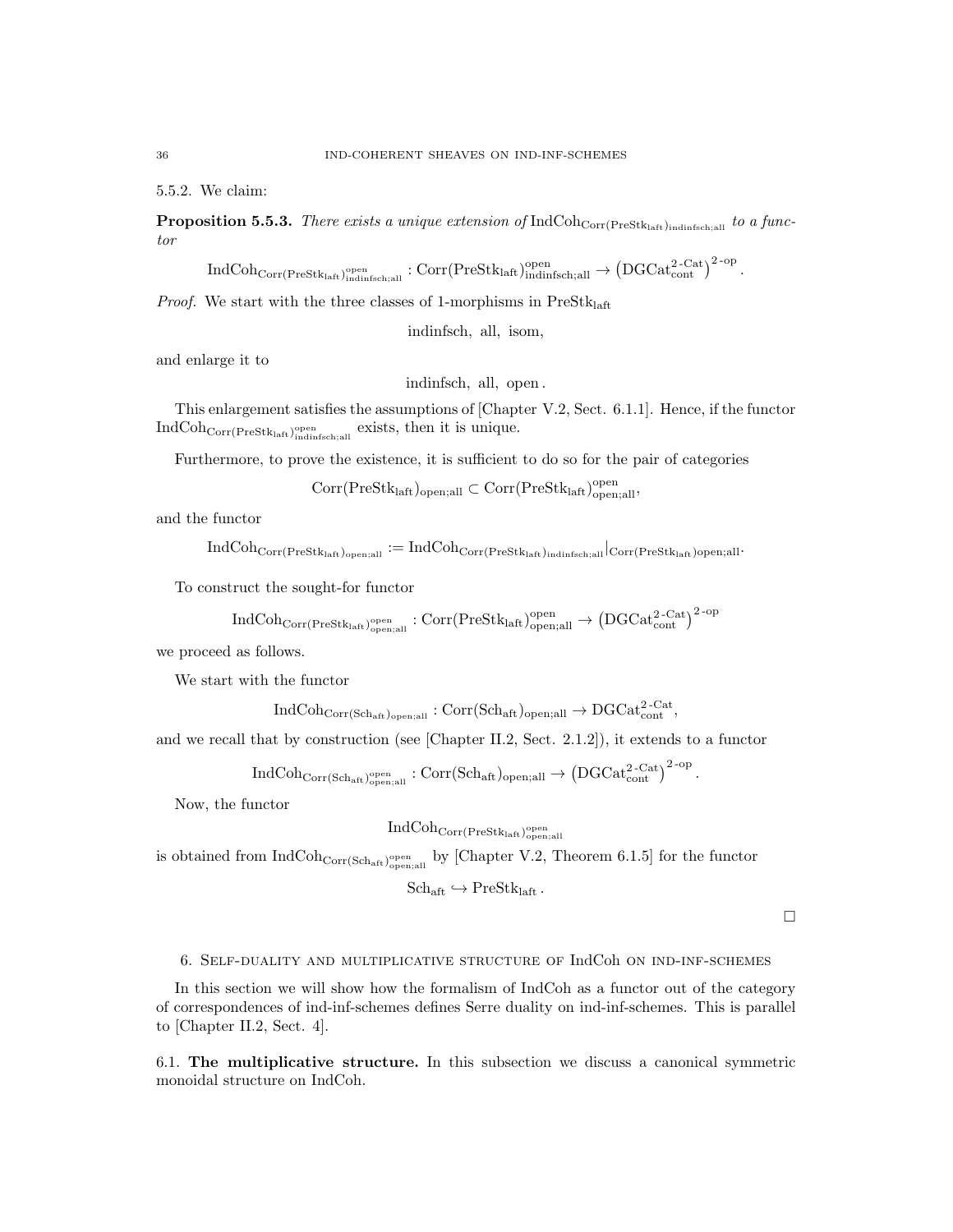5.5.2. We claim:

**Proposition 5.5.3.** *There exists a unique extension of* $\mathrm{IndCoh}_{\mathrm{Corr}(\mathrm{PreStk}_{\mathrm{laft}})_{\mathrm{indinfsch;all}}}$ *to a functor*

$$\mathrm{IndCoh}_{\mathrm{Corr}(\mathrm{PreStk}_{\mathrm{laft}})^{\mathrm{open}}_{\mathrm{indinfsch;all}}} : \mathrm{Corr}(\mathrm{PreStk}_{\mathrm{laft}})^{\mathrm{open}}_{\mathrm{indinfsch;all}} \to \left(\mathrm{DGCat}^{2\text{-}\mathrm{Cat}}_{\mathrm{cont}}\right)^{2\text{-}\mathrm{op}}.$$

*Proof.* We start with the three classes of 1-morphisms in $\mathrm{PreStk}_{\mathrm{laft}}$

$$\mathrm{indinfsch},\ \mathrm{all},\ \mathrm{isom},$$

and enlarge it to

$$\mathrm{indinfsch},\ \mathrm{all},\ \mathrm{open}.$$

This enlargement satisfies the assumptions of [Chapter V.2, Sect. 6.1.1]. Hence, if the functor $\mathrm{IndCoh}_{\mathrm{Corr}(\mathrm{PreStk}_{\mathrm{laft}})^{\mathrm{open}}_{\mathrm{indinfsch;all}}}$ exists, then it is unique.

Furthermore, to prove the existence, it is sufficient to do so for the pair of categories

$$\mathrm{Corr}(\mathrm{PreStk}_{\mathrm{laft}})_{\mathrm{open;all}} \subset \mathrm{Corr}(\mathrm{PreStk}_{\mathrm{laft}})^{\mathrm{open}}_{\mathrm{open;all}},$$

and the functor

$$\mathrm{IndCoh}_{\mathrm{Corr}(\mathrm{PreStk}_{\mathrm{laft}})_{\mathrm{open;all}}} := \mathrm{IndCoh}_{\mathrm{Corr}(\mathrm{PreStk}_{\mathrm{laft}})_{\mathrm{indinfsch;all}}}|_{\mathrm{Corr}(\mathrm{PreStk}_{\mathrm{laft}})\mathrm{open;all}}.$$

To construct the sought-for functor

$$\mathrm{IndCoh}_{\mathrm{Corr}(\mathrm{PreStk}_{\mathrm{laft}})^{\mathrm{open}}_{\mathrm{open;all}}} : \mathrm{Corr}(\mathrm{PreStk}_{\mathrm{laft}})^{\mathrm{open}}_{\mathrm{open;all}} \to \left(\mathrm{DGCat}^{2\text{-}\mathrm{Cat}}_{\mathrm{cont}}\right)^{2\text{-}\mathrm{op}}$$

we proceed as follows.

We start with the functor

$$\mathrm{IndCoh}_{\mathrm{Corr}(\mathrm{Sch}_{\mathrm{aft}})_{\mathrm{open;all}}} : \mathrm{Corr}(\mathrm{Sch}_{\mathrm{aft}})_{\mathrm{open;all}} \to \mathrm{DGCat}^{2\text{-}\mathrm{Cat}}_{\mathrm{cont}},$$

and we recall that by construction (see [Chapter II.2, Sect. 2.1.2]), it extends to a functor

$$\mathrm{IndCoh}_{\mathrm{Corr}(\mathrm{Sch}_{\mathrm{aft}})^{\mathrm{open}}_{\mathrm{open;all}}} : \mathrm{Corr}(\mathrm{Sch}_{\mathrm{aft}})_{\mathrm{open;all}} \to \left(\mathrm{DGCat}^{2\text{-}\mathrm{Cat}}_{\mathrm{cont}}\right)^{2\text{-}\mathrm{op}}.$$

Now, the functor

$$\mathrm{IndCoh}_{\mathrm{Corr}(\mathrm{PreStk}_{\mathrm{laft}})^{\mathrm{open}}_{\mathrm{open;all}}}$$

is obtained from $\mathrm{IndCoh}_{\mathrm{Corr}(\mathrm{Sch}_{\mathrm{aft}})^{\mathrm{open}}_{\mathrm{open;all}}}$ by [Chapter V.2, Theorem 6.1.5] for the functor

$$\mathrm{Sch}_{\mathrm{aft}} \hookrightarrow \mathrm{PreStk}_{\mathrm{laft}}.$$

□

## 6. Self-duality and multiplicative structure of IndCoh on ind-inf-schemes

In this section we will show how the formalism of IndCoh as a functor out of the category of correspondences of ind-inf-schemes defines Serre duality on ind-inf-schemes. This is parallel to [Chapter II.2, Sect. 4].

6.1. **The multiplicative structure.** In this subsection we discuss a canonical symmetric monoidal structure on IndCoh.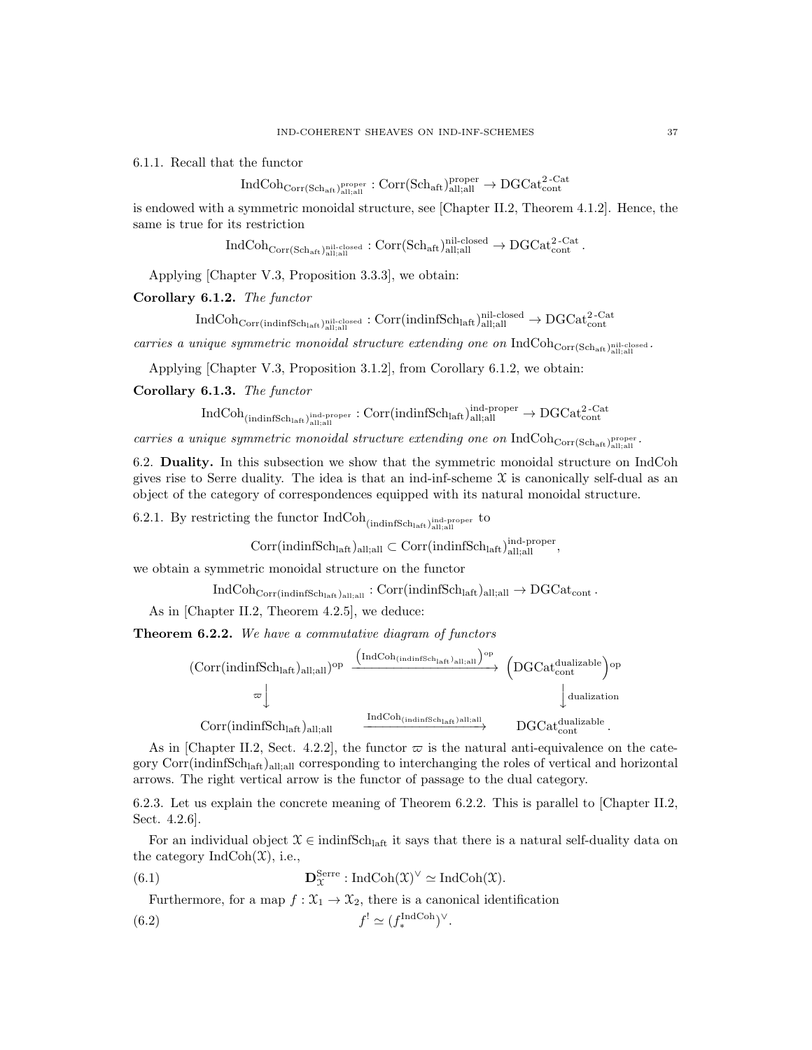6.1.1. Recall that the functor

$$\mathrm{IndCoh}_{\mathrm{Corr}(\mathrm{Sch}_{\mathrm{aft}})^{\mathrm{proper}}_{\mathrm{all;all}}} : \mathrm{Corr}(\mathrm{Sch}_{\mathrm{aft}})^{\mathrm{proper}}_{\mathrm{all;all}} \to \mathrm{DGCat}^{2\text{-Cat}}_{\mathrm{cont}}$$

is endowed with a symmetric monoidal structure, see [Chapter II.2, Theorem 4.1.2]. Hence, the same is true for its restriction

$$\mathrm{IndCoh}_{\mathrm{Corr}(\mathrm{Sch}_{\mathrm{aft}})^{\mathrm{nil\text{-}closed}}_{\mathrm{all;all}}} : \mathrm{Corr}(\mathrm{Sch}_{\mathrm{aft}})^{\mathrm{nil\text{-}closed}}_{\mathrm{all;all}} \to \mathrm{DGCat}^{2\text{-Cat}}_{\mathrm{cont}}.$$

Applying [Chapter V.3, Proposition 3.3.3], we obtain:

**Corollary 6.1.2.** *The functor*

$$\mathrm{IndCoh}_{\mathrm{Corr}(\mathrm{indinfSch}_{\mathrm{laft}})^{\mathrm{nil\text{-}closed}}_{\mathrm{all;all}}} : \mathrm{Corr}(\mathrm{indinfSch}_{\mathrm{laft}})^{\mathrm{nil\text{-}closed}}_{\mathrm{all;all}} \to \mathrm{DGCat}^{2\text{-Cat}}_{\mathrm{cont}}$$

*carries a unique symmetric monoidal structure extending one on* $\mathrm{IndCoh}_{\mathrm{Corr}(\mathrm{Sch}_{\mathrm{aft}})^{\mathrm{nil\text{-}closed}}_{\mathrm{all;all}}}$.

Applying [Chapter V.3, Proposition 3.1.2], from Corollary 6.1.2, we obtain:

**Corollary 6.1.3.** *The functor*

$$\mathrm{IndCoh}_{(\mathrm{indinfSch}_{\mathrm{laft}})^{\mathrm{ind\text{-}proper}}_{\mathrm{all;all}}} : \mathrm{Corr}(\mathrm{indinfSch}_{\mathrm{laft}})^{\mathrm{ind\text{-}proper}}_{\mathrm{all;all}} \to \mathrm{DGCat}^{2\text{-Cat}}_{\mathrm{cont}}$$

*carries a unique symmetric monoidal structure extending one on* $\mathrm{IndCoh}_{\mathrm{Corr}(\mathrm{Sch}_{\mathrm{aft}})^{\mathrm{proper}}_{\mathrm{all;all}}}$.

6.2. **Duality.** In this subsection we show that the symmetric monoidal structure on IndCoh gives rise to Serre duality. The idea is that an ind-inf-scheme $\mathcal{X}$ is canonically self-dual as an object of the category of correspondences equipped with its natural monoidal structure.

6.2.1. By restricting the functor $\mathrm{IndCoh}_{(\mathrm{indinfSch}_{\mathrm{laft}})^{\mathrm{ind\text{-}proper}}_{\mathrm{all;all}}}$ to

$$\mathrm{Corr}(\mathrm{indinfSch}_{\mathrm{laft}})_{\mathrm{all;all}} \subset \mathrm{Corr}(\mathrm{indinfSch}_{\mathrm{laft}})^{\mathrm{ind\text{-}proper}}_{\mathrm{all;all}},$$

we obtain a symmetric monoidal structure on the functor

$$\mathrm{IndCoh}_{\mathrm{Corr}(\mathrm{indinfSch}_{\mathrm{laft}})_{\mathrm{all;all}}} : \mathrm{Corr}(\mathrm{indinfSch}_{\mathrm{laft}})_{\mathrm{all;all}} \to \mathrm{DGCat}_{\mathrm{cont}}.$$

As in [Chapter II.2, Theorem 4.2.5], we deduce:

**Theorem 6.2.2.** *We have a commutative diagram of functors*

$$\begin{array}{ccc}
(\mathrm{Corr}(\mathrm{indinfSch}_{\mathrm{laft}})_{\mathrm{all;all}})^{\mathrm{op}} & \xrightarrow{\left(\mathrm{IndCoh}_{(\mathrm{indinfSch}_{\mathrm{laft}})_{\mathrm{all;all}}}\right)^{\mathrm{op}}} & \left(\mathrm{DGCat}^{\mathrm{dualizable}}_{\mathrm{cont}}\right)^{\mathrm{op}} \\
\varpi \big\downarrow & & \big\downarrow \text{dualization} \\
\mathrm{Corr}(\mathrm{indinfSch}_{\mathrm{laft}})_{\mathrm{all;all}} & \xrightarrow{\mathrm{IndCoh}_{(\mathrm{indinfSch}_{\mathrm{laft}})_{\mathrm{all;all}}}} & \mathrm{DGCat}^{\mathrm{dualizable}}_{\mathrm{cont}}.
\end{array}$$

As in [Chapter II.2, Sect. 4.2.2], the functor $\varpi$ is the natural anti-equivalence on the category $\mathrm{Corr}(\mathrm{indinfSch}_{\mathrm{laft}})_{\mathrm{all;all}}$ corresponding to interchanging the roles of vertical and horizontal arrows. The right vertical arrow is the functor of passage to the dual category.

6.2.3. Let us explain the concrete meaning of Theorem 6.2.2. This is parallel to [Chapter II.2, Sect. 4.2.6].

For an individual object $\mathcal{X} \in \mathrm{indinfSch}_{\mathrm{laft}}$ it says that there is a natural self-duality data on the category $\mathrm{IndCoh}(\mathcal{X})$, i.e.,

$$\mathbf{D}^{\mathrm{Serre}}_{\mathcal{X}} : \mathrm{IndCoh}(\mathcal{X})^{\vee} \simeq \mathrm{IndCoh}(\mathcal{X}). \tag{6.1}$$

Furthermore, for a map $f : \mathcal{X}_1 \to \mathcal{X}_2$, there is a canonical identification

$$f^! \simeq (f^{\mathrm{IndCoh}}_*)^{\vee}. \tag{6.2}$$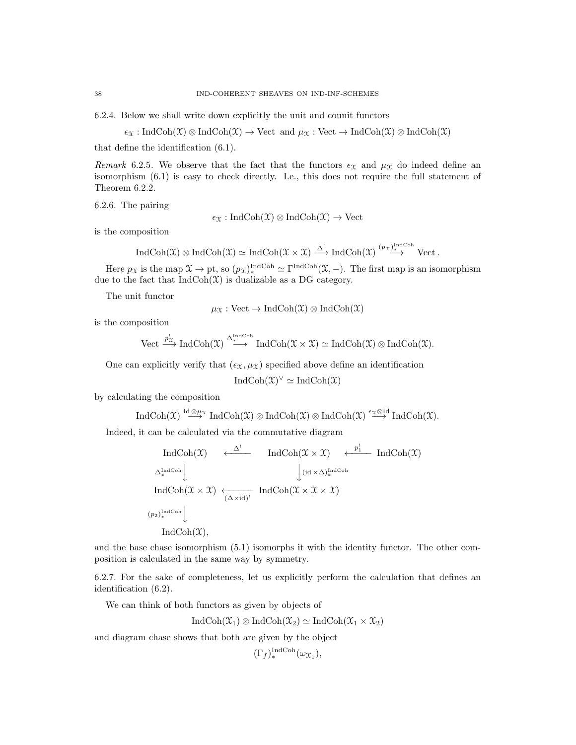6.2.4. Below we shall write down explicitly the unit and counit functors

$$\epsilon_{\mathcal{X}} : \mathrm{IndCoh}(\mathcal{X}) \otimes \mathrm{IndCoh}(\mathcal{X}) \to \mathrm{Vect} \text{ and } \mu_{\mathcal{X}} : \mathrm{Vect} \to \mathrm{IndCoh}(\mathcal{X}) \otimes \mathrm{IndCoh}(\mathcal{X})$$

that define the identification (6.1).

*Remark* 6.2.5. We observe that the fact that the functors $\epsilon_{\mathcal{X}}$ and $\mu_{\mathcal{X}}$ do indeed define an isomorphism (6.1) is easy to check directly. I.e., this does not require the full statement of Theorem 6.2.2.

6.2.6. The pairing

$$\epsilon_{\mathcal{X}} : \mathrm{IndCoh}(\mathcal{X}) \otimes \mathrm{IndCoh}(\mathcal{X}) \to \mathrm{Vect}$$

is the composition

$$\mathrm{IndCoh}(\mathcal{X}) \otimes \mathrm{IndCoh}(\mathcal{X}) \simeq \mathrm{IndCoh}(\mathcal{X} \times \mathcal{X}) \xrightarrow{\Delta^!} \mathrm{IndCoh}(\mathcal{X}) \xrightarrow{(p_{\mathcal{X}})_*^{\mathrm{IndCoh}}} \mathrm{Vect}\,.$$

Here $p_{\mathcal{X}}$ is the map $\mathcal{X} \to \mathrm{pt}$, so $(p_{\mathcal{X}})_*^{\mathrm{IndCoh}} \simeq \Gamma^{\mathrm{IndCoh}}(\mathcal{X}, -)$. The first map is an isomorphism due to the fact that $\mathrm{IndCoh}(\mathcal{X})$ is dualizable as a DG category.

The unit functor

$$\mu_{\mathcal{X}} : \mathrm{Vect} \to \mathrm{IndCoh}(\mathcal{X}) \otimes \mathrm{IndCoh}(\mathcal{X})$$

is the composition

$$\mathrm{Vect} \xrightarrow{p_{\mathcal{X}}^!} \mathrm{IndCoh}(\mathcal{X}) \xrightarrow{\Delta_*^{\mathrm{IndCoh}}} \mathrm{IndCoh}(\mathcal{X} \times \mathcal{X}) \simeq \mathrm{IndCoh}(\mathcal{X}) \otimes \mathrm{IndCoh}(\mathcal{X}).$$

One can explicitly verify that $(\epsilon_{\mathcal{X}}, \mu_{\mathcal{X}})$ specified above define an identification

$$\mathrm{IndCoh}(\mathcal{X})^\vee \simeq \mathrm{IndCoh}(\mathcal{X})$$

by calculating the composition

$$\mathrm{IndCoh}(\mathcal{X}) \xrightarrow{\mathrm{Id} \otimes \mu_{\mathcal{X}}} \mathrm{IndCoh}(\mathcal{X}) \otimes \mathrm{IndCoh}(\mathcal{X}) \otimes \mathrm{IndCoh}(\mathcal{X}) \xrightarrow{\epsilon_{\mathcal{X}} \otimes \mathrm{Id}} \mathrm{IndCoh}(\mathcal{X}).$$

Indeed, it can be calculated via the commutative diagram

$$\begin{array}{ccccc}
\mathrm{IndCoh}(\mathcal{X}) & \xleftarrow{\Delta^!} & \mathrm{IndCoh}(\mathcal{X} \times \mathcal{X}) & \xleftarrow{p_1^!} & \mathrm{IndCoh}(\mathcal{X}) \\
{\scriptstyle \Delta_*^{\mathrm{IndCoh}}} \downarrow & & \downarrow {\scriptstyle (\mathrm{id} \times \Delta)_*^{\mathrm{IndCoh}}} & & \\
\mathrm{IndCoh}(\mathcal{X} \times \mathcal{X}) & \xleftarrow[(\Delta \times \mathrm{id})^!]{} & \mathrm{IndCoh}(\mathcal{X} \times \mathcal{X} \times \mathcal{X}) & & \\
{\scriptstyle (p_2)_*^{\mathrm{IndCoh}}} \downarrow & & & & \\
\mathrm{IndCoh}(\mathcal{X}), & & & &
\end{array}$$

and the base chase isomorphism (5.1) isomorphs it with the identity functor. The other composition is calculated in the same way by symmetry.

6.2.7. For the sake of completeness, let us explicitly perform the calculation that defines an identification (6.2).

We can think of both functors as given by objects of

$$\mathrm{IndCoh}(\mathcal{X}_1) \otimes \mathrm{IndCoh}(\mathcal{X}_2) \simeq \mathrm{IndCoh}(\mathcal{X}_1 \times \mathcal{X}_2)$$

and diagram chase shows that both are given by the object

$$(\Gamma_f)_*^{\mathrm{IndCoh}}(\omega_{\mathcal{X}_1}),$$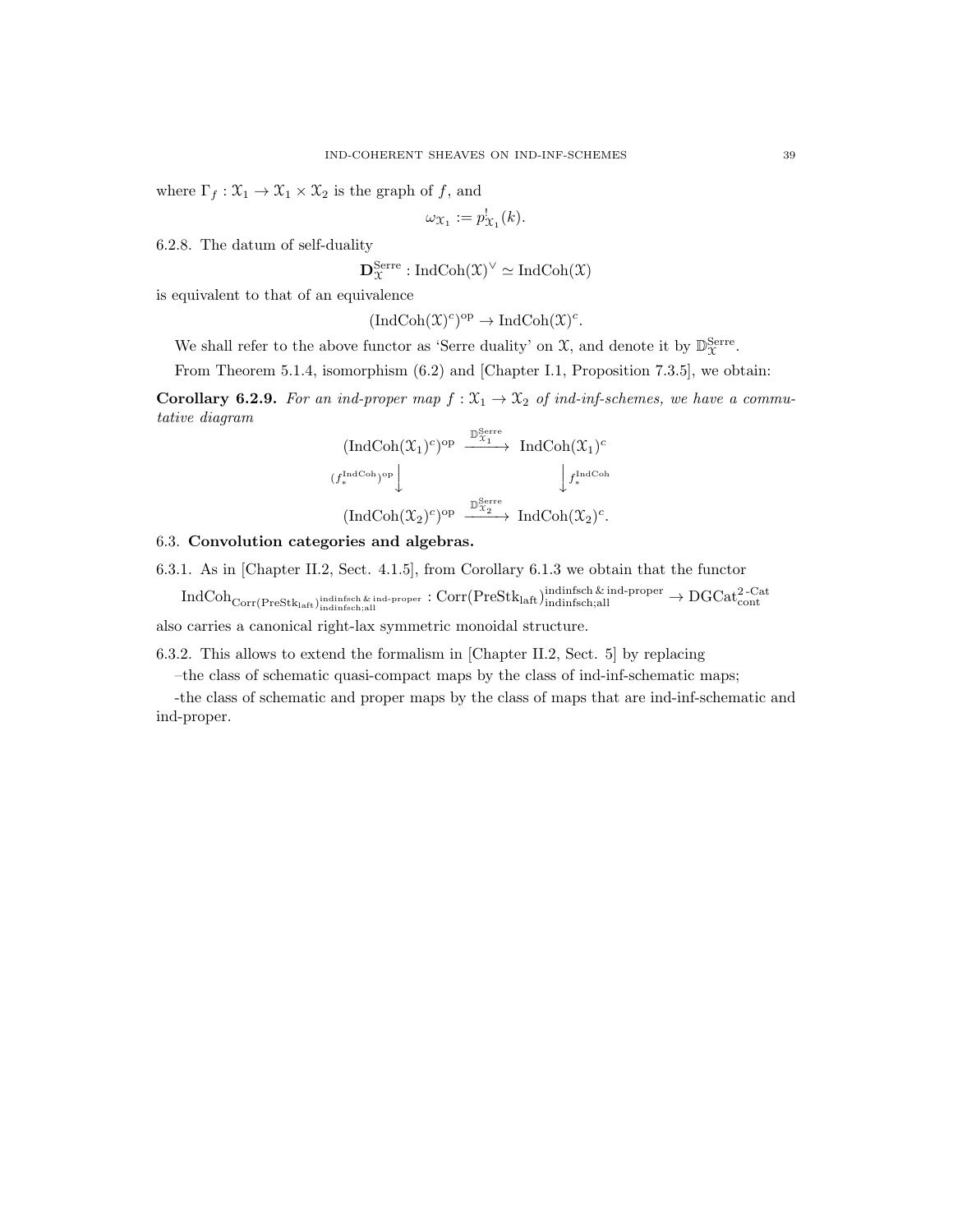where $\Gamma_f : \mathcal{X}_1 \to \mathcal{X}_1 \times \mathcal{X}_2$ is the graph of $f$, and

$$\omega_{\mathcal{X}_1} := p^!_{\mathcal{X}_1}(k).$$

6.2.8. The datum of self-duality

$$\mathbf{D}^{\mathrm{Serre}}_{\mathcal{X}} : \mathrm{IndCoh}(\mathcal{X})^\vee \simeq \mathrm{IndCoh}(\mathcal{X})$$

is equivalent to that of an equivalence

$$(\mathrm{IndCoh}(\mathcal{X})^c)^{\mathrm{op}} \to \mathrm{IndCoh}(\mathcal{X})^c.$$

We shall refer to the above functor as 'Serre duality' on $\mathcal{X}$, and denote it by $\mathbb{D}^{\mathrm{Serre}}_{\mathcal{X}}$.

From Theorem 5.1.4, isomorphism (6.2) and [Chapter I.1, Proposition 7.3.5], we obtain:

**Corollary 6.2.9.** *For an ind-proper map $f : \mathcal{X}_1 \to \mathcal{X}_2$ of ind-inf-schemes, we have a commutative diagram*

$$\begin{array}{ccc}
(\mathrm{IndCoh}(\mathcal{X}_1)^c)^{\mathrm{op}} & \xrightarrow{\mathbb{D}^{\mathrm{Serre}}_{\mathcal{X}_1}} & \mathrm{IndCoh}(\mathcal{X}_1)^c \\
{\scriptstyle (f^{\mathrm{IndCoh}}_*)^{\mathrm{op}}}\downarrow & & \downarrow{\scriptstyle f^{\mathrm{IndCoh}}_*} \\
(\mathrm{IndCoh}(\mathcal{X}_2)^c)^{\mathrm{op}} & \xrightarrow{\mathbb{D}^{\mathrm{Serre}}_{\mathcal{X}_2}} & \mathrm{IndCoh}(\mathcal{X}_2)^c.
\end{array}$$

## 6.3. Convolution categories and algebras.

6.3.1. As in [Chapter II.2, Sect. 4.1.5], from Corollary 6.1.3 we obtain that the functor

$$\mathrm{IndCoh}_{\mathrm{Corr}(\mathrm{PreStk}_{\mathrm{laft}})^{\mathrm{indinfsch}\,\&\,\mathrm{ind\text{-}proper}}_{\mathrm{indinfsch;all}}} : \mathrm{Corr}(\mathrm{PreStk}_{\mathrm{laft}})^{\mathrm{indinfsch}\,\&\,\mathrm{ind\text{-}proper}}_{\mathrm{indinfsch;all}} \to \mathrm{DGCat}^{2\text{-Cat}}_{\mathrm{cont}}$$

also carries a canonical right-lax symmetric monoidal structure.

6.3.2. This allows to extend the formalism in [Chapter II.2, Sect. 5] by replacing

–the class of schematic quasi-compact maps by the class of ind-inf-schematic maps;

-the class of schematic and proper maps by the class of maps that are ind-inf-schematic and ind-proper.